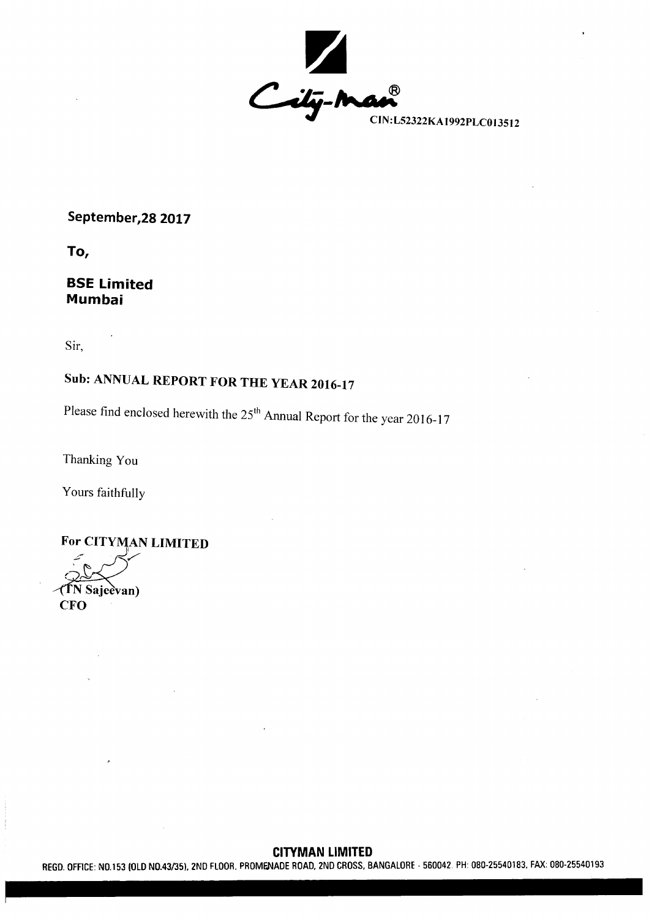City-man®

CIN:L52322KA1992PLC013512

**September,28 2017**

**To,**

**BSE Limited**
**Mumbai**

Sir,

**Sub: ANNUAL REPORT FOR THE YEAR 2016-17**

Please find enclosed herewith the 25th Annual Report for the year 2016-17

Thanking You

Yours faithfully

**For CITYMAN LIMITED**

**(TN Sajeevan)**
**CFO**

**CITYMAN LIMITED**

REGD. OFFICE: NO.153 (OLD NO.43/35), 2ND FLOOR, PROMENADE ROAD, 2ND CROSS, BANGALORE - 560042. PH: 080-25540183, FAX: 080-25540193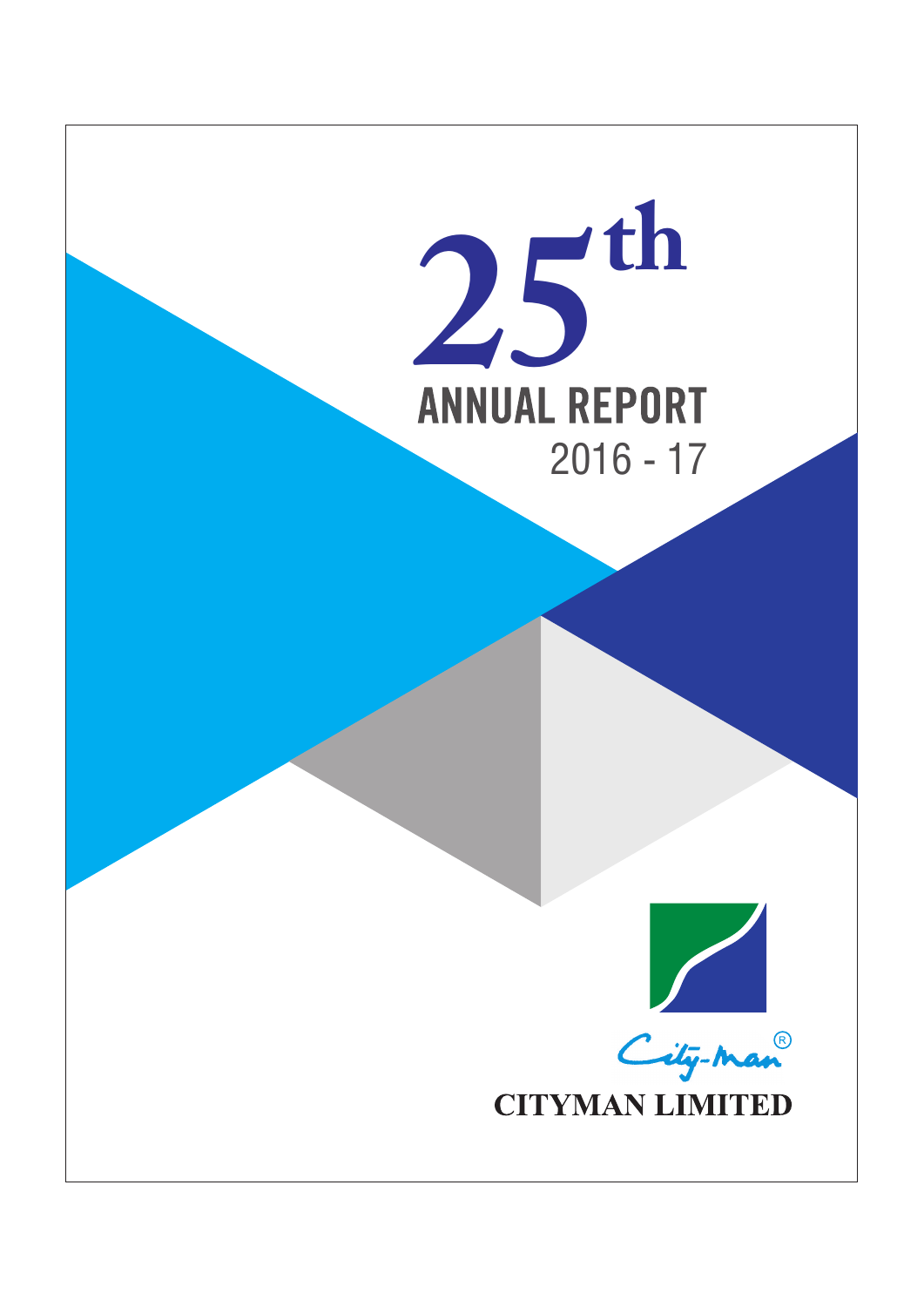# 25th ANNUAL REPORT 2016 - 17

City-man®

**CITYMAN LIMITED**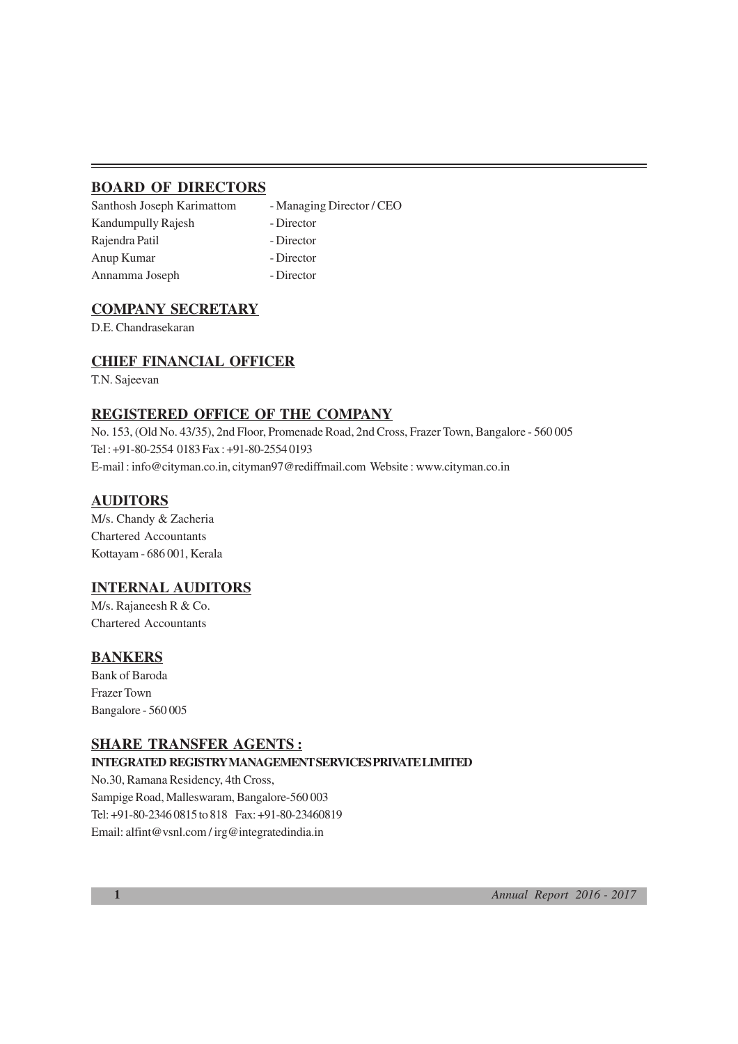## BOARD OF DIRECTORS

| | |
|---|---|
| Santhosh Joseph Karimattom | - Managing Director / CEO |
| Kandumpully Rajesh | - Director |
| Rajendra Patil | - Director |
| Anup Kumar | - Director |
| Annamma Joseph | - Director |

## COMPANY SECRETARY

D.E. Chandrasekaran

## CHIEF FINANCIAL OFFICER

T.N. Sajeevan

## REGISTERED OFFICE OF THE COMPANY

No. 153, (Old No. 43/35), 2nd Floor, Promenade Road, 2nd Cross, Frazer Town, Bangalore - 560 005
Tel : +91-80-2554 0183 Fax : +91-80-2554 0193
E-mail : info@cityman.co.in, cityman97@rediffmail.com Website : www.cityman.co.in

## AUDITORS

M/s. Chandy & Zacheria
Chartered Accountants
Kottayam - 686 001, Kerala

## INTERNAL AUDITORS

M/s. Rajaneesh R & Co.
Chartered Accountants

## BANKERS

Bank of Baroda
Frazer Town
Bangalore - 560 005

## SHARE TRANSFER AGENTS :

**INTEGRATED REGISTRY MANAGEMENT SERVICES PRIVATE LIMITED**

No.30, Ramana Residency, 4th Cross,
Sampige Road, Malleswaram, Bangalore-560 003
Tel: +91-80-2346 0815 to 818 Fax: +91-80-23460819
Email: alfint@vsnl.com / irg@integratedindia.in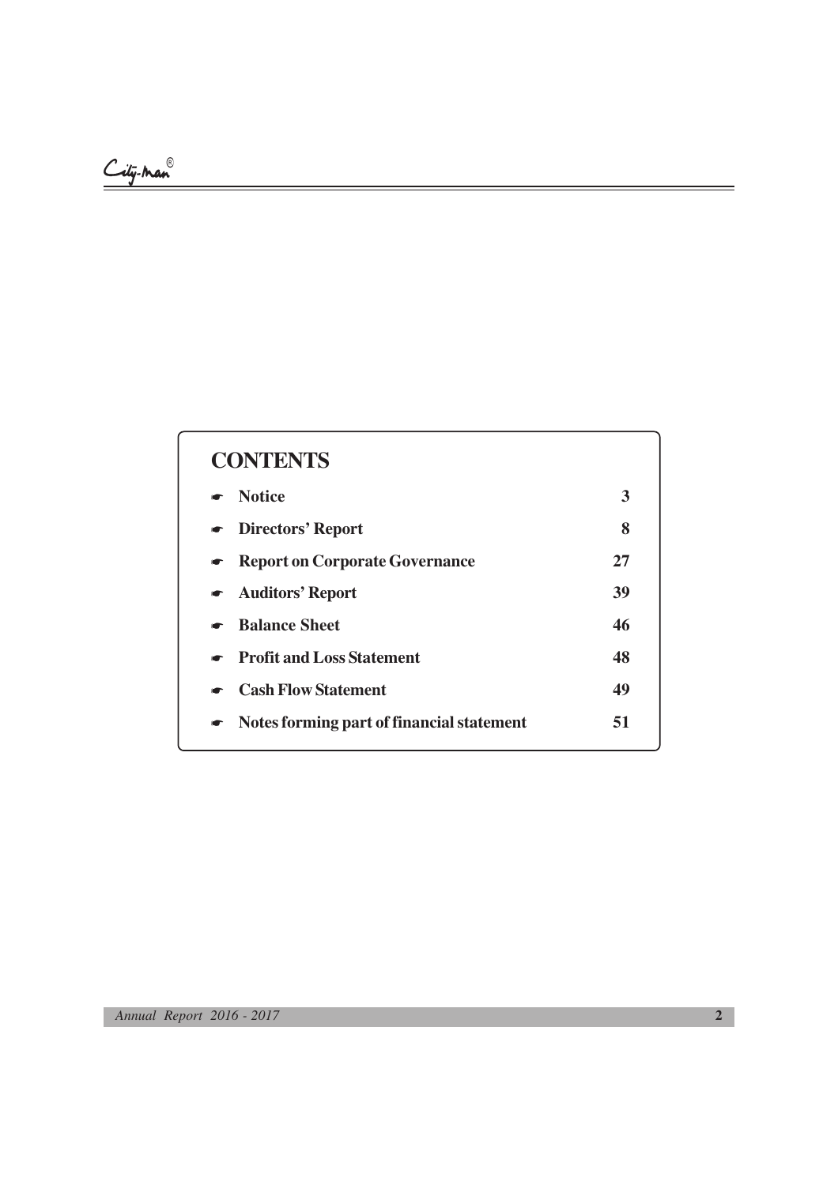# CONTENTS

| | |
|---|---|
| Notice | 3 |
| Directors' Report | 8 |
| Report on Corporate Governance | 27 |
| Auditors' Report | 39 |
| Balance Sheet | 46 |
| Profit and Loss Statement | 48 |
| Cash Flow Statement | 49 |
| Notes forming part of financial statement | 51 |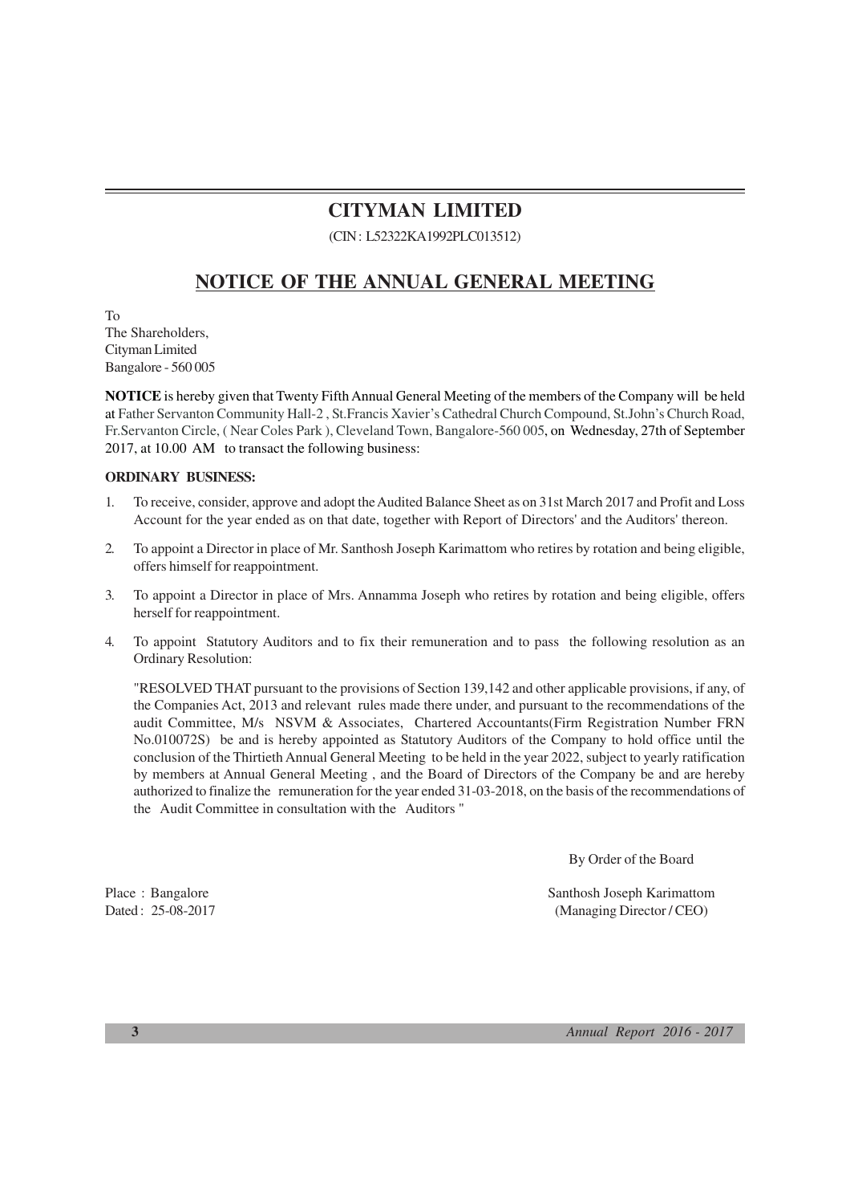# CITYMAN LIMITED

(CIN : L52322KA1992PLC013512)

## NOTICE OF THE ANNUAL GENERAL MEETING

To
The Shareholders,
Cityman Limited
Bangalore - 560 005

**NOTICE** is hereby given that Twenty Fifth Annual General Meeting of the members of the Company will be held at Father Servanton Community Hall-2 , St.Francis Xavier's Cathedral Church Compound, St.John's Church Road, Fr.Servanton Circle, ( Near Coles Park ), Cleveland Town, Bangalore-560 005, on Wednesday, 27th of September 2017, at 10.00 AM to transact the following business:

**ORDINARY BUSINESS:**

1. To receive, consider, approve and adopt the Audited Balance Sheet as on 31st March 2017 and Profit and Loss Account for the year ended as on that date, together with Report of Directors' and the Auditors' thereon.

2. To appoint a Director in place of Mr. Santhosh Joseph Karimattom who retires by rotation and being eligible, offers himself for reappointment.

3. To appoint a Director in place of Mrs. Annamma Joseph who retires by rotation and being eligible, offers herself for reappointment.

4. To appoint Statutory Auditors and to fix their remuneration and to pass the following resolution as an Ordinary Resolution:

   "RESOLVED THAT pursuant to the provisions of Section 139,142 and other applicable provisions, if any, of the Companies Act, 2013 and relevant rules made there under, and pursuant to the recommendations of the audit Committee, M/s NSVM & Associates, Chartered Accountants(Firm Registration Number FRN No.010072S) be and is hereby appointed as Statutory Auditors of the Company to hold office until the conclusion of the Thirtieth Annual General Meeting to be held in the year 2022, subject to yearly ratification by members at Annual General Meeting , and the Board of Directors of the Company be and are hereby authorized to finalize the remuneration for the year ended 31-03-2018, on the basis of the recommendations of the Audit Committee in consultation with the Auditors "

By Order of the Board

Place : Bangalore
Dated : 25-08-2017

Santhosh Joseph Karimattom
(Managing Director / CEO)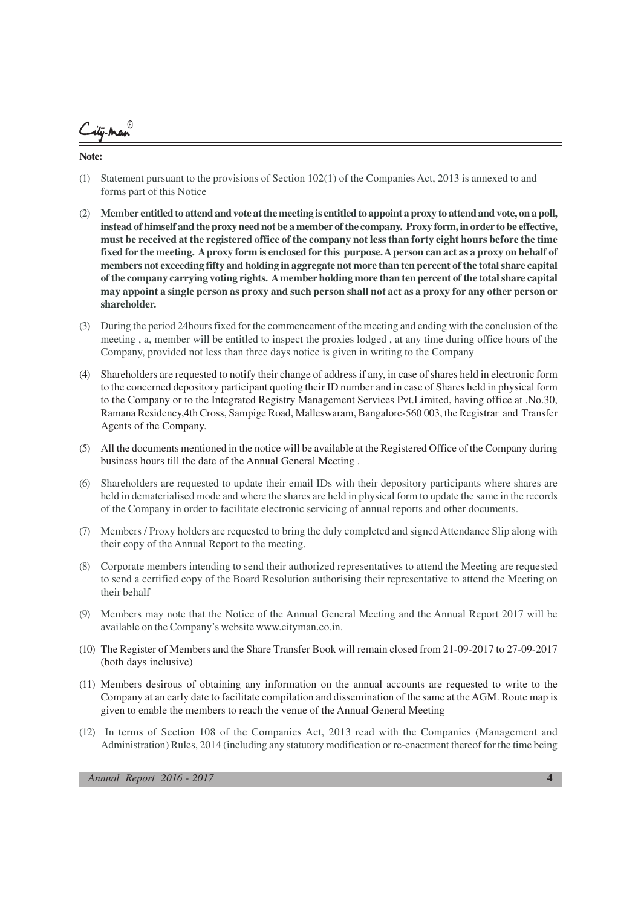**Note:**

(1) Statement pursuant to the provisions of Section 102(1) of the Companies Act, 2013 is annexed to and forms part of this Notice

(2) **Member entitled to attend and vote at the meeting is entitled to appoint a proxy to attend and vote, on a poll, instead of himself and the proxy need not be a member of the company. Proxy form, in order to be effective, must be received at the registered office of the company not less than forty eight hours before the time fixed for the meeting. A proxy form is enclosed for this purpose. A person can act as a proxy on behalf of members not exceeding fifty and holding in aggregate not more than ten percent of the total share capital of the company carrying voting rights. A member holding more than ten percent of the total share capital may appoint a single person as proxy and such person shall not act as a proxy for any other person or shareholder.**

(3) During the period 24hours fixed for the commencement of the meeting and ending with the conclusion of the meeting , a, member will be entitled to inspect the proxies lodged , at any time during office hours of the Company, provided not less than three days notice is given in writing to the Company

(4) Shareholders are requested to notify their change of address if any, in case of shares held in electronic form to the concerned depository participant quoting their ID number and in case of Shares held in physical form to the Company or to the Integrated Registry Management Services Pvt.Limited, having office at .No.30, Ramana Residency,4th Cross, Sampige Road, Malleswaram, Bangalore-560 003, the Registrar and Transfer Agents of the Company.

(5) All the documents mentioned in the notice will be available at the Registered Office of the Company during business hours till the date of the Annual General Meeting .

(6) Shareholders are requested to update their email IDs with their depository participants where shares are held in dematerialised mode and where the shares are held in physical form to update the same in the records of the Company in order to facilitate electronic servicing of annual reports and other documents.

(7) Members / Proxy holders are requested to bring the duly completed and signed Attendance Slip along with their copy of the Annual Report to the meeting.

(8) Corporate members intending to send their authorized representatives to attend the Meeting are requested to send a certified copy of the Board Resolution authorising their representative to attend the Meeting on their behalf

(9) Members may note that the Notice of the Annual General Meeting and the Annual Report 2017 will be available on the Company's website www.cityman.co.in.

(10) The Register of Members and the Share Transfer Book will remain closed from 21-09-2017 to 27-09-2017 (both days inclusive)

(11) Members desirous of obtaining any information on the annual accounts are requested to write to the Company at an early date to facilitate compilation and dissemination of the same at the AGM. Route map is given to enable the members to reach the venue of the Annual General Meeting

(12) In terms of Section 108 of the Companies Act, 2013 read with the Companies (Management and Administration) Rules, 2014 (including any statutory modification or re-enactment thereof for the time being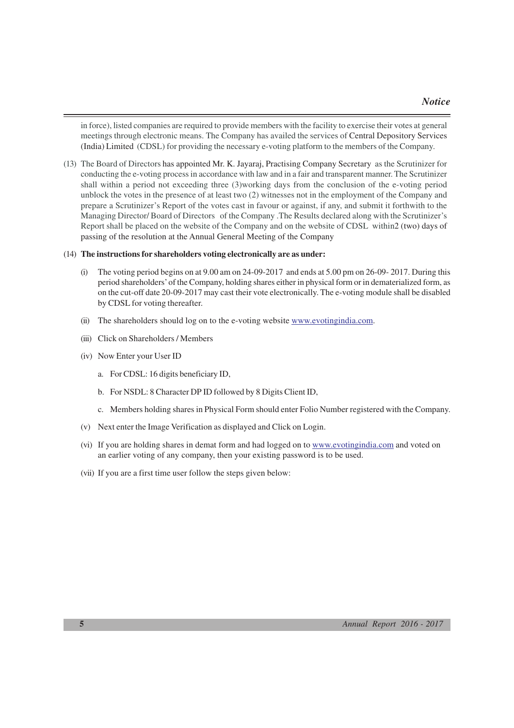in force), listed companies are required to provide members with the facility to exercise their votes at general meetings through electronic means. The Company has availed the services of Central Depository Services (India) Limited (CDSL) for providing the necessary e-voting platform to the members of the Company.

(13) The Board of Directors has appointed Mr. K. Jayaraj, Practising Company Secretary as the Scrutinizer for conducting the e-voting process in accordance with law and in a fair and transparent manner. The Scrutinizer shall within a period not exceeding three (3)working days from the conclusion of the e-voting period unblock the votes in the presence of at least two (2) witnesses not in the employment of the Company and prepare a Scrutinizer's Report of the votes cast in favour or against, if any, and submit it forthwith to the Managing Director/ Board of Directors of the Company .The Results declared along with the Scrutinizer's Report shall be placed on the website of the Company and on the website of CDSL within2 (two) days of passing of the resolution at the Annual General Meeting of the Company

(14) **The instructions for shareholders voting electronically are as under:**

(i) The voting period begins on at 9.00 am on 24-09-2017 and ends at 5.00 pm on 26-09- 2017. During this period shareholders' of the Company, holding shares either in physical form or in dematerialized form, as on the cut-off date 20-09-2017 may cast their vote electronically. The e-voting module shall be disabled by CDSL for voting thereafter.

(ii) The shareholders should log on to the e-voting website www.evotingindia.com.

(iii) Click on Shareholders / Members

(iv) Now Enter your User ID

a. For CDSL: 16 digits beneficiary ID,

b. For NSDL: 8 Character DP ID followed by 8 Digits Client ID,

c. Members holding shares in Physical Form should enter Folio Number registered with the Company.

(v) Next enter the Image Verification as displayed and Click on Login.

(vi) If you are holding shares in demat form and had logged on to www.evotingindia.com and voted on an earlier voting of any company, then your existing password is to be used.

(vii) If you are a first time user follow the steps given below: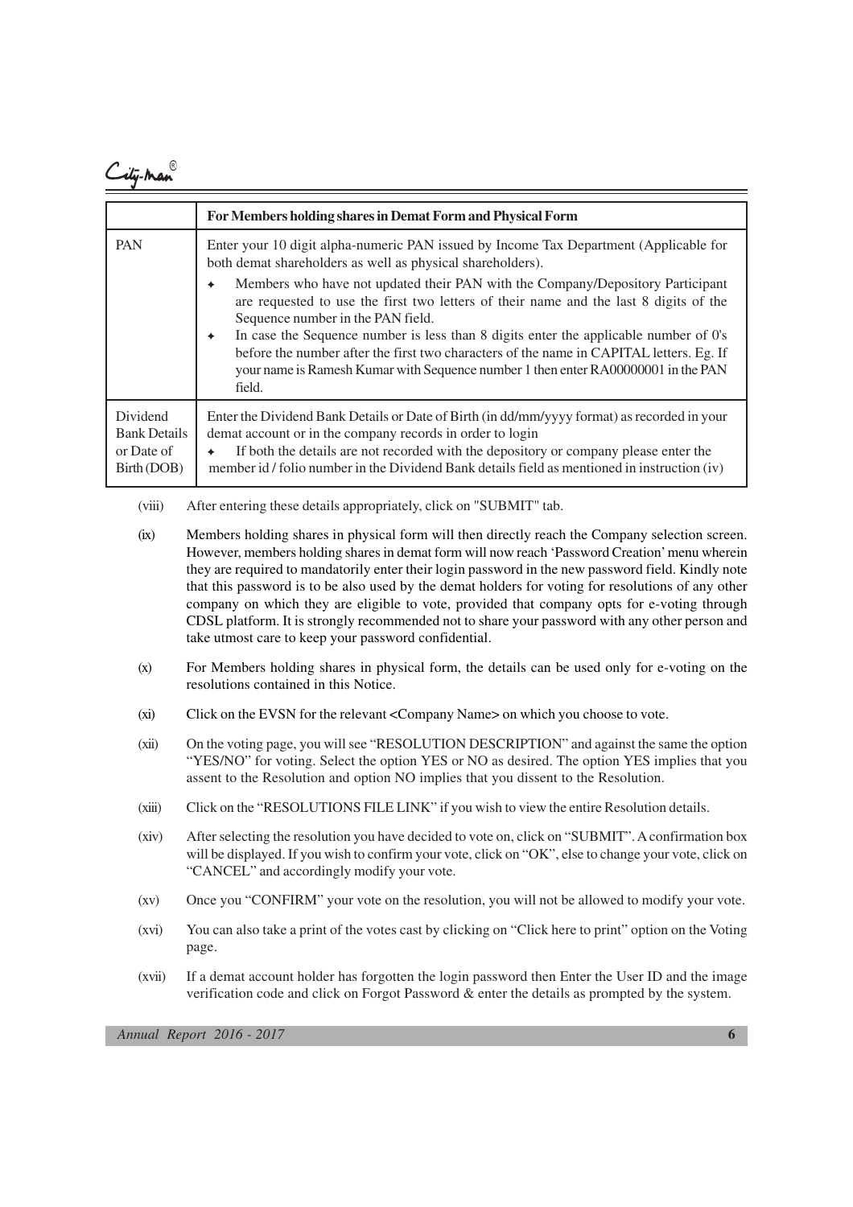| | For Members holding shares in Demat Form and Physical Form |
|---|---|
| PAN | Enter your 10 digit alpha-numeric PAN issued by Income Tax Department (Applicable for both demat shareholders as well as physical shareholders).<br>✦ Members who have not updated their PAN with the Company/Depository Participant are requested to use the first two letters of their name and the last 8 digits of the Sequence number in the PAN field.<br>✦ In case the Sequence number is less than 8 digits enter the applicable number of 0's before the number after the first two characters of the name in CAPITAL letters. Eg. If your name is Ramesh Kumar with Sequence number 1 then enter RA00000001 in the PAN field. |
| Dividend Bank Details or Date of Birth (DOB) | Enter the Dividend Bank Details or Date of Birth (in dd/mm/yyyy format) as recorded in your demat account or in the company records in order to login<br>✦ If both the details are not recorded with the depository or company please enter the member id / folio number in the Dividend Bank details field as mentioned in instruction (iv) |

(viii) After entering these details appropriately, click on "SUBMIT" tab.

(ix) Members holding shares in physical form will then directly reach the Company selection screen. However, members holding shares in demat form will now reach 'Password Creation' menu wherein they are required to mandatorily enter their login password in the new password field. Kindly note that this password is to be also used by the demat holders for voting for resolutions of any other company on which they are eligible to vote, provided that company opts for e-voting through CDSL platform. It is strongly recommended not to share your password with any other person and take utmost care to keep your password confidential.

(x) For Members holding shares in physical form, the details can be used only for e-voting on the resolutions contained in this Notice.

(xi) Click on the EVSN for the relevant <Company Name> on which you choose to vote.

(xii) On the voting page, you will see "RESOLUTION DESCRIPTION" and against the same the option "YES/NO" for voting. Select the option YES or NO as desired. The option YES implies that you assent to the Resolution and option NO implies that you dissent to the Resolution.

(xiii) Click on the "RESOLUTIONS FILE LINK" if you wish to view the entire Resolution details.

(xiv) After selecting the resolution you have decided to vote on, click on "SUBMIT". A confirmation box will be displayed. If you wish to confirm your vote, click on "OK", else to change your vote, click on "CANCEL" and accordingly modify your vote.

(xv) Once you "CONFIRM" your vote on the resolution, you will not be allowed to modify your vote.

(xvi) You can also take a print of the votes cast by clicking on "Click here to print" option on the Voting page.

(xvii) If a demat account holder has forgotten the login password then Enter the User ID and the image verification code and click on Forgot Password & enter the details as prompted by the system.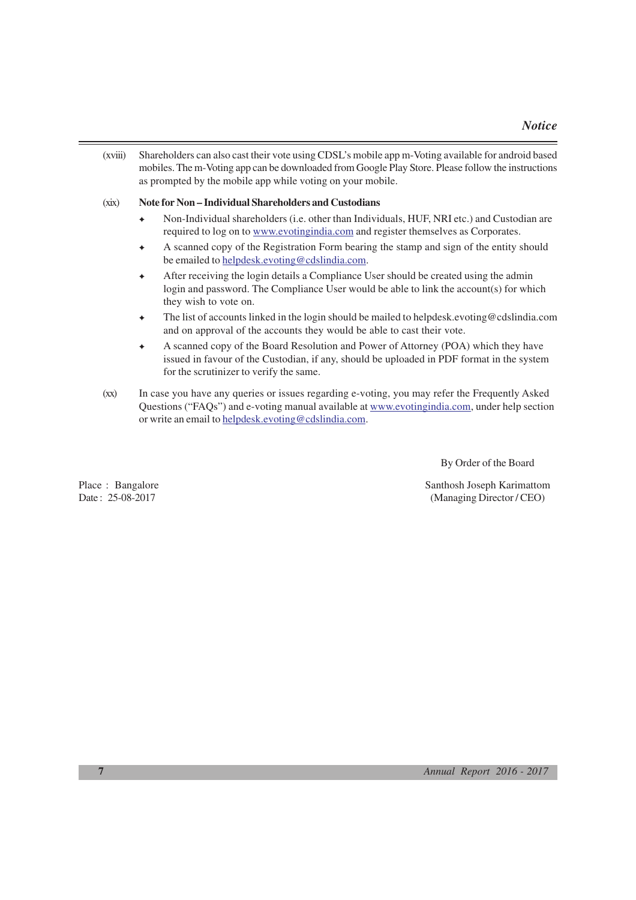(xviii) Shareholders can also cast their vote using CDSL's mobile app m-Voting available for android based mobiles. The m-Voting app can be downloaded from Google Play Store. Please follow the instructions as prompted by the mobile app while voting on your mobile.

(xix) **Note for Non – Individual Shareholders and Custodians**

- Non-Individual shareholders (i.e. other than Individuals, HUF, NRI etc.) and Custodian are required to log on to www.evotingindia.com and register themselves as Corporates.
- A scanned copy of the Registration Form bearing the stamp and sign of the entity should be emailed to helpdesk.evoting@cdslindia.com.
- After receiving the login details a Compliance User should be created using the admin login and password. The Compliance User would be able to link the account(s) for which they wish to vote on.
- The list of accounts linked in the login should be mailed to helpdesk.evoting@cdslindia.com and on approval of the accounts they would be able to cast their vote.
- A scanned copy of the Board Resolution and Power of Attorney (POA) which they have issued in favour of the Custodian, if any, should be uploaded in PDF format in the system for the scrutinizer to verify the same.

(xx) In case you have any queries or issues regarding e-voting, you may refer the Frequently Asked Questions ("FAQs") and e-voting manual available at www.evotingindia.com, under help section or write an email to helpdesk.evoting@cdslindia.com.

By Order of the Board

Place : Bangalore
Date : 25-08-2017

Santhosh Joseph Karimattom
(Managing Director / CEO)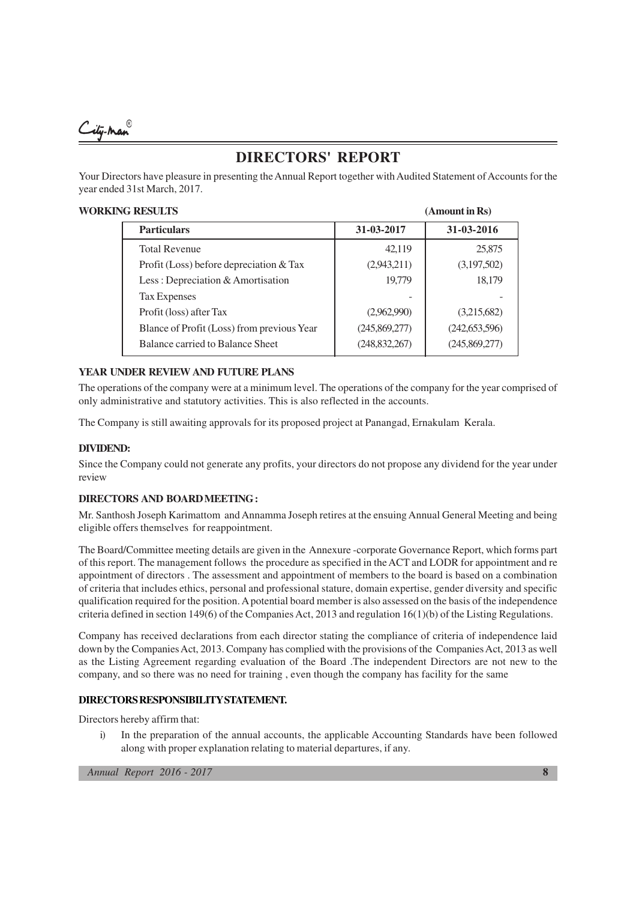# DIRECTORS' REPORT

Your Directors have pleasure in presenting the Annual Report together with Audited Statement of Accounts for the year ended 31st March, 2017.

**WORKING RESULTS** **(Amount in Rs)**

| Particulars | 31-03-2017 | 31-03-2016 |
|---|---|---|
| Total Revenue | 42,119 | 25,875 |
| Profit (Loss) before depreciation & Tax | (2,943,211) | (3,197,502) |
| Less : Depreciation & Amortisation | 19,779 | 18,179 |
| Tax Expenses | - | - |
| Profit (loss) after Tax | (2,962,990) | (3,215,682) |
| Blance of Profit (Loss) from previous Year | (245,869,277) | (242,653,596) |
| Balance carried to Balance Sheet | (248,832,267) | (245,869,277) |

**YEAR UNDER REVIEW AND FUTURE PLANS**

The operations of the company were at a minimum level. The operations of the company for the year comprised of only administrative and statutory activities. This is also reflected in the accounts.

The Company is still awaiting approvals for its proposed project at Panangad, Ernakulam Kerala.

**DIVIDEND:**

Since the Company could not generate any profits, your directors do not propose any dividend for the year under review

**DIRECTORS AND BOARD MEETING :**

Mr. Santhosh Joseph Karimattom and Annamma Joseph retires at the ensuing Annual General Meeting and being eligible offers themselves for reappointment.

The Board/Committee meeting details are given in the Annexure -corporate Governance Report, which forms part of this report. The management follows the procedure as specified in the ACT and LODR for appointment and re appointment of directors . The assessment and appointment of members to the board is based on a combination of criteria that includes ethics, personal and professional stature, domain expertise, gender diversity and specific qualification required for the position. A potential board member is also assessed on the basis of the independence criteria defined in section 149(6) of the Companies Act, 2013 and regulation 16(1)(b) of the Listing Regulations.

Company has received declarations from each director stating the compliance of criteria of independence laid down by the Companies Act, 2013. Company has complied with the provisions of the Companies Act, 2013 as well as the Listing Agreement regarding evaluation of the Board .The independent Directors are not new to the company, and so there was no need for training , even though the company has facility for the same

**DIRECTORS RESPONSIBILITY STATEMENT.**

Directors hereby affirm that:

i) In the preparation of the annual accounts, the applicable Accounting Standards have been followed along with proper explanation relating to material departures, if any.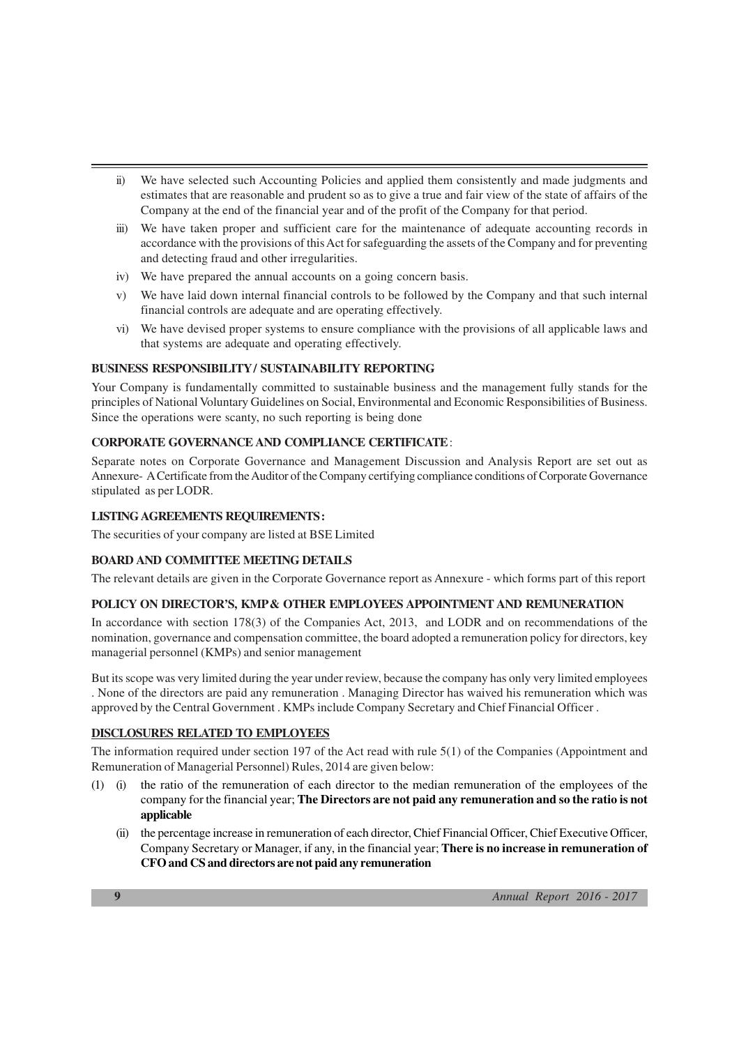ii) We have selected such Accounting Policies and applied them consistently and made judgments and estimates that are reasonable and prudent so as to give a true and fair view of the state of affairs of the Company at the end of the financial year and of the profit of the Company for that period.

iii) We have taken proper and sufficient care for the maintenance of adequate accounting records in accordance with the provisions of this Act for safeguarding the assets of the Company and for preventing and detecting fraud and other irregularities.

iv) We have prepared the annual accounts on a going concern basis.

v) We have laid down internal financial controls to be followed by the Company and that such internal financial controls are adequate and are operating effectively.

vi) We have devised proper systems to ensure compliance with the provisions of all applicable laws and that systems are adequate and operating effectively.

**BUSINESS RESPONSIBILITY / SUSTAINABILITY REPORTING**

Your Company is fundamentally committed to sustainable business and the management fully stands for the principles of National Voluntary Guidelines on Social, Environmental and Economic Responsibilities of Business. Since the operations were scanty, no such reporting is being done

**CORPORATE GOVERNANCE AND COMPLIANCE CERTIFICATE**:

Separate notes on Corporate Governance and Management Discussion and Analysis Report are set out as Annexure- A Certificate from the Auditor of the Company certifying compliance conditions of Corporate Governance stipulated as per LODR.

**LISTING AGREEMENTS REQUIREMENTS :**

The securities of your company are listed at BSE Limited

**BOARD AND COMMITTEE MEETING DETAILS**

The relevant details are given in the Corporate Governance report as Annexure - which forms part of this report

**POLICY ON DIRECTOR'S, KMP & OTHER EMPLOYEES APPOINTMENT AND REMUNERATION**

In accordance with section 178(3) of the Companies Act, 2013, and LODR and on recommendations of the nomination, governance and compensation committee, the board adopted a remuneration policy for directors, key managerial personnel (KMPs) and senior management

But its scope was very limited during the year under review, because the company has only very limited employees . None of the directors are paid any remuneration . Managing Director has waived his remuneration which was approved by the Central Government . KMPs include Company Secretary and Chief Financial Officer .

**DISCLOSURES RELATED TO EMPLOYEES**

The information required under section 197 of the Act read with rule 5(1) of the Companies (Appointment and Remuneration of Managerial Personnel) Rules, 2014 are given below:

(1) (i) the ratio of the remuneration of each director to the median remuneration of the employees of the company for the financial year; **The Directors are not paid any remuneration and so the ratio is not applicable**

(ii) the percentage increase in remuneration of each director, Chief Financial Officer, Chief Executive Officer, Company Secretary or Manager, if any, in the financial year; **There is no increase in remuneration of CFO and CS and directors are not paid any remuneration**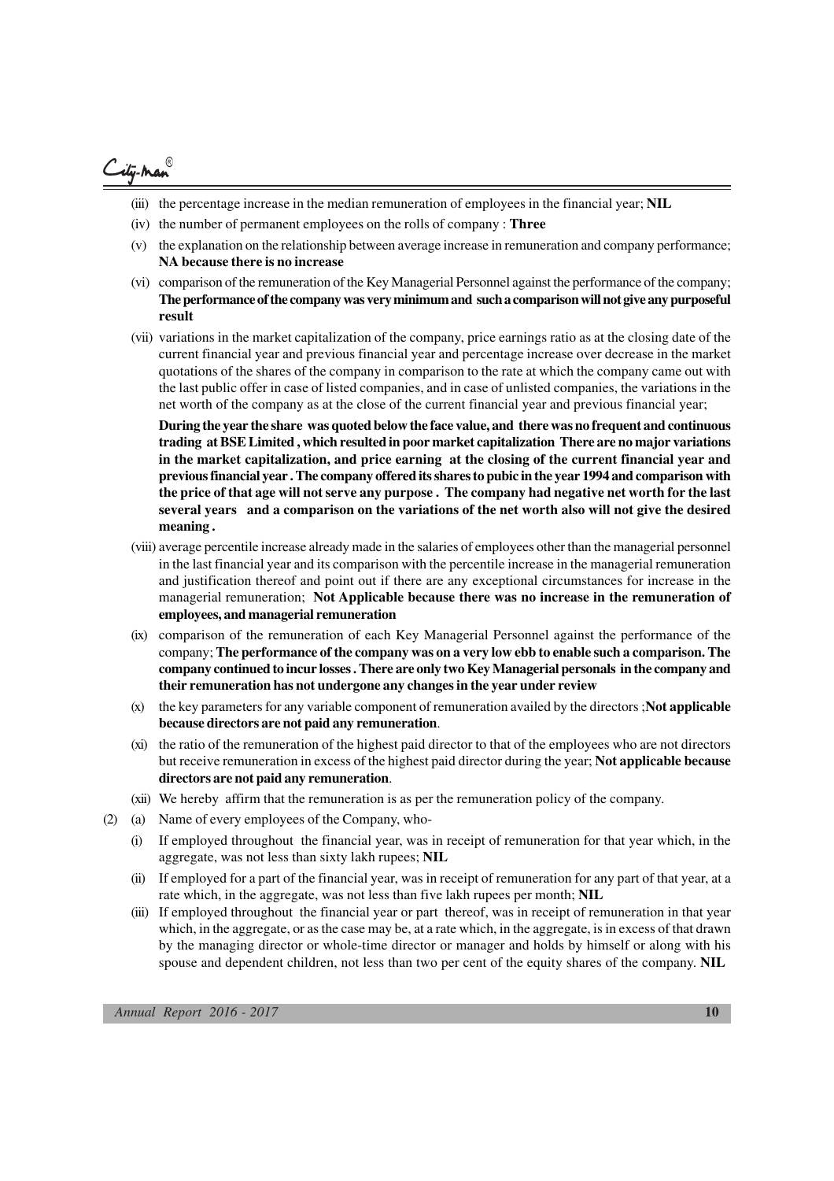(iii) the percentage increase in the median remuneration of employees in the financial year; **NIL**

(iv) the number of permanent employees on the rolls of company : **Three**

(v) the explanation on the relationship between average increase in remuneration and company performance; **NA because there is no increase**

(vi) comparison of the remuneration of the Key Managerial Personnel against the performance of the company; **The performance of the company was very minimum and such a comparison will not give any purposeful result**

(vii) variations in the market capitalization of the company, price earnings ratio as at the closing date of the current financial year and previous financial year and percentage increase over decrease in the market quotations of the shares of the company in comparison to the rate at which the company came out with the last public offer in case of listed companies, and in case of unlisted companies, the variations in the net worth of the company as at the close of the current financial year and previous financial year;

**During the year the share was quoted below the face value, and there was no frequent and continuous trading at BSE Limited , which resulted in poor market capitalization There are no major variations in the market capitalization, and price earning at the closing of the current financial year and previous financial year . The company offered its shares to pubic in the year 1994 and comparison with the price of that age will not serve any purpose . The company had negative net worth for the last several years and a comparison on the variations of the net worth also will not give the desired meaning .**

(viii) average percentile increase already made in the salaries of employees other than the managerial personnel in the last financial year and its comparison with the percentile increase in the managerial remuneration and justification thereof and point out if there are any exceptional circumstances for increase in the managerial remuneration; **Not Applicable because there was no increase in the remuneration of employees, and managerial remuneration**

(ix) comparison of the remuneration of each Key Managerial Personnel against the performance of the company; **The performance of the company was on a very low ebb to enable such a comparison. The company continued to incur losses . There are only two Key Managerial personals in the company and their remuneration has not undergone any changes in the year under review**

(x) the key parameters for any variable component of remuneration availed by the directors ;**Not applicable because directors are not paid any remuneration**.

(xi) the ratio of the remuneration of the highest paid director to that of the employees who are not directors but receive remuneration in excess of the highest paid director during the year; **Not applicable because directors are not paid any remuneration**.

(xii) We hereby affirm that the remuneration is as per the remuneration policy of the company.

(2) (a) Name of every employees of the Company, who-

(i) If employed throughout the financial year, was in receipt of remuneration for that year which, in the aggregate, was not less than sixty lakh rupees; **NIL**

(ii) If employed for a part of the financial year, was in receipt of remuneration for any part of that year, at a rate which, in the aggregate, was not less than five lakh rupees per month; **NIL**

(iii) If employed throughout the financial year or part thereof, was in receipt of remuneration in that year which, in the aggregate, or as the case may be, at a rate which, in the aggregate, is in excess of that drawn by the managing director or whole-time director or manager and holds by himself or along with his spouse and dependent children, not less than two per cent of the equity shares of the company. **NIL**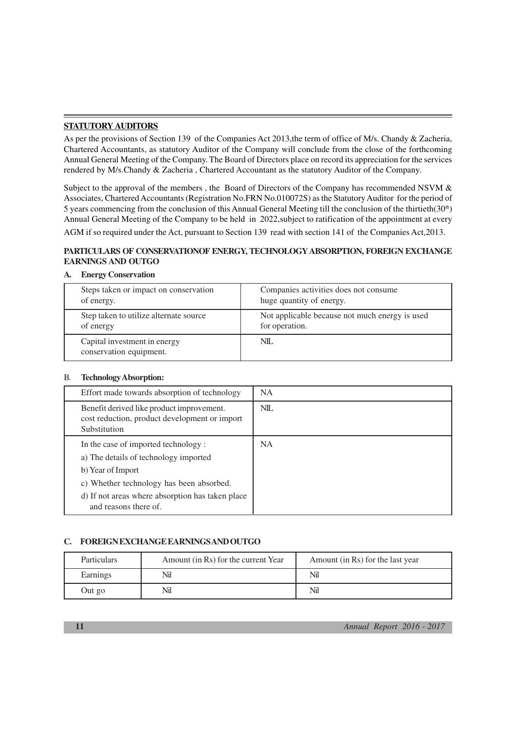**STATUTORY AUDITORS**

As per the provisions of Section 139 of the Companies Act 2013,the term of office of M/s. Chandy & Zacheria, Chartered Accountants, as statutory Auditor of the Company will conclude from the close of the forthcoming Annual General Meeting of the Company. The Board of Directors place on record its appreciation for the services rendered by M/s.Chandy & Zacheria , Chartered Accountant as the statutory Auditor of the Company.

Subject to the approval of the members , the Board of Directors of the Company has recommended NSVM & Associates, Chartered Accountants (Registration No.FRN No.010072S) as the Statutory Auditor for the period of 5 years commencing from the conclusion of this Annual General Meeting till the conclusion of the thirtieth(30th) Annual General Meeting of the Company to be held in 2022,subject to ratification of the appointment at every AGM if so required under the Act, pursuant to Section 139 read with section 141 of the Companies Act,2013.

**PARTICULARS OF CONSERVATIONOF ENERGY, TECHNOLOGY ABSORPTION, FOREIGN EXCHANGE EARNINGS AND OUTGO**

**A. Energy Conservation**

| | |
|---|---|
| Steps taken or impact on conservation of energy. | Companies activities does not consume huge quantity of energy. |
| Step taken to utilize alternate source of energy | Not applicable because not much energy is used for operation. |
| Capital investment in energy conservation equipment. | NIL |

**B. Technology Absorption:**

| | |
|---|---|
| Effort made towards absorption of technology | NA |
| Benefit derived like product improvement. cost reduction, product development or import Substitution | NIL |
| In the case of imported technology :<br>a) The details of technology imported<br>b) Year of Import<br>c) Whether technology has been absorbed.<br>d) If not areas where absorption has taken place and reasons there of. | NA |

**C. FOREIGN EXCHANGE EARNINGS AND OUTGO**

| Particulars | Amount (in Rs) for the current Year | Amount (in Rs) for the last year |
|---|---|---|
| Earnings | Nil | Nil |
| Out go | Nil | Nil |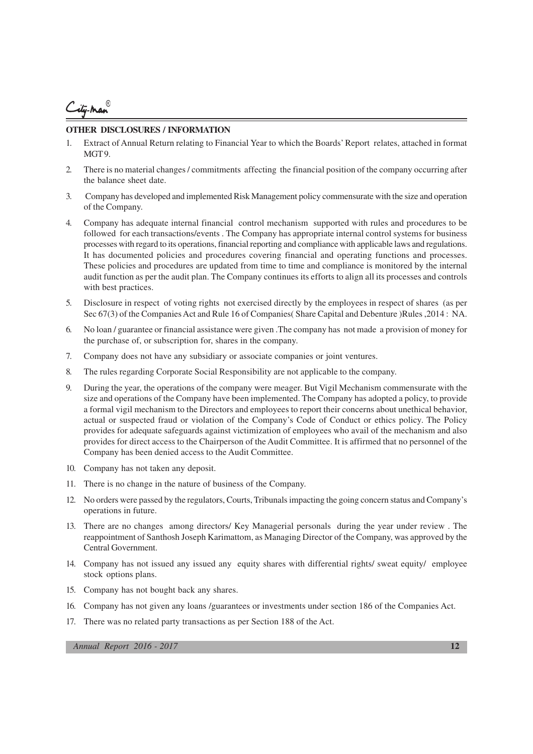## OTHER DISCLOSURES / INFORMATION

1. Extract of Annual Return relating to Financial Year to which the Boards' Report relates, attached in format MGT 9.
2. There is no material changes / commitments affecting the financial position of the company occurring after the balance sheet date.
3. Company has developed and implemented Risk Management policy commensurate with the size and operation of the Company.
4. Company has adequate internal financial control mechanism supported with rules and procedures to be followed for each transactions/events . The Company has appropriate internal control systems for business processes with regard to its operations, financial reporting and compliance with applicable laws and regulations. It has documented policies and procedures covering financial and operating functions and processes. These policies and procedures are updated from time to time and compliance is monitored by the internal audit function as per the audit plan. The Company continues its efforts to align all its processes and controls with best practices.
5. Disclosure in respect of voting rights not exercised directly by the employees in respect of shares (as per Sec 67(3) of the Companies Act and Rule 16 of Companies( Share Capital and Debenture )Rules ,2014 : NA.
6. No loan / guarantee or financial assistance were given .The company has not made a provision of money for the purchase of, or subscription for, shares in the company.
7. Company does not have any subsidiary or associate companies or joint ventures.
8. The rules regarding Corporate Social Responsibility are not applicable to the company.
9. During the year, the operations of the company were meager. But Vigil Mechanism commensurate with the size and operations of the Company have been implemented. The Company has adopted a policy, to provide a formal vigil mechanism to the Directors and employees to report their concerns about unethical behavior, actual or suspected fraud or violation of the Company's Code of Conduct or ethics policy. The Policy provides for adequate safeguards against victimization of employees who avail of the mechanism and also provides for direct access to the Chairperson of the Audit Committee. It is affirmed that no personnel of the Company has been denied access to the Audit Committee.
10. Company has not taken any deposit.
11. There is no change in the nature of business of the Company.
12. No orders were passed by the regulators, Courts, Tribunals impacting the going concern status and Company's operations in future.
13. There are no changes among directors/ Key Managerial personals during the year under review . The reappointment of Santhosh Joseph Karimattom, as Managing Director of the Company, was approved by the Central Government.
14. Company has not issued any issued any equity shares with differential rights/ sweat equity/ employee stock options plans.
15. Company has not bought back any shares.
16. Company has not given any loans /guarantees or investments under section 186 of the Companies Act.
17. There was no related party transactions as per Section 188 of the Act.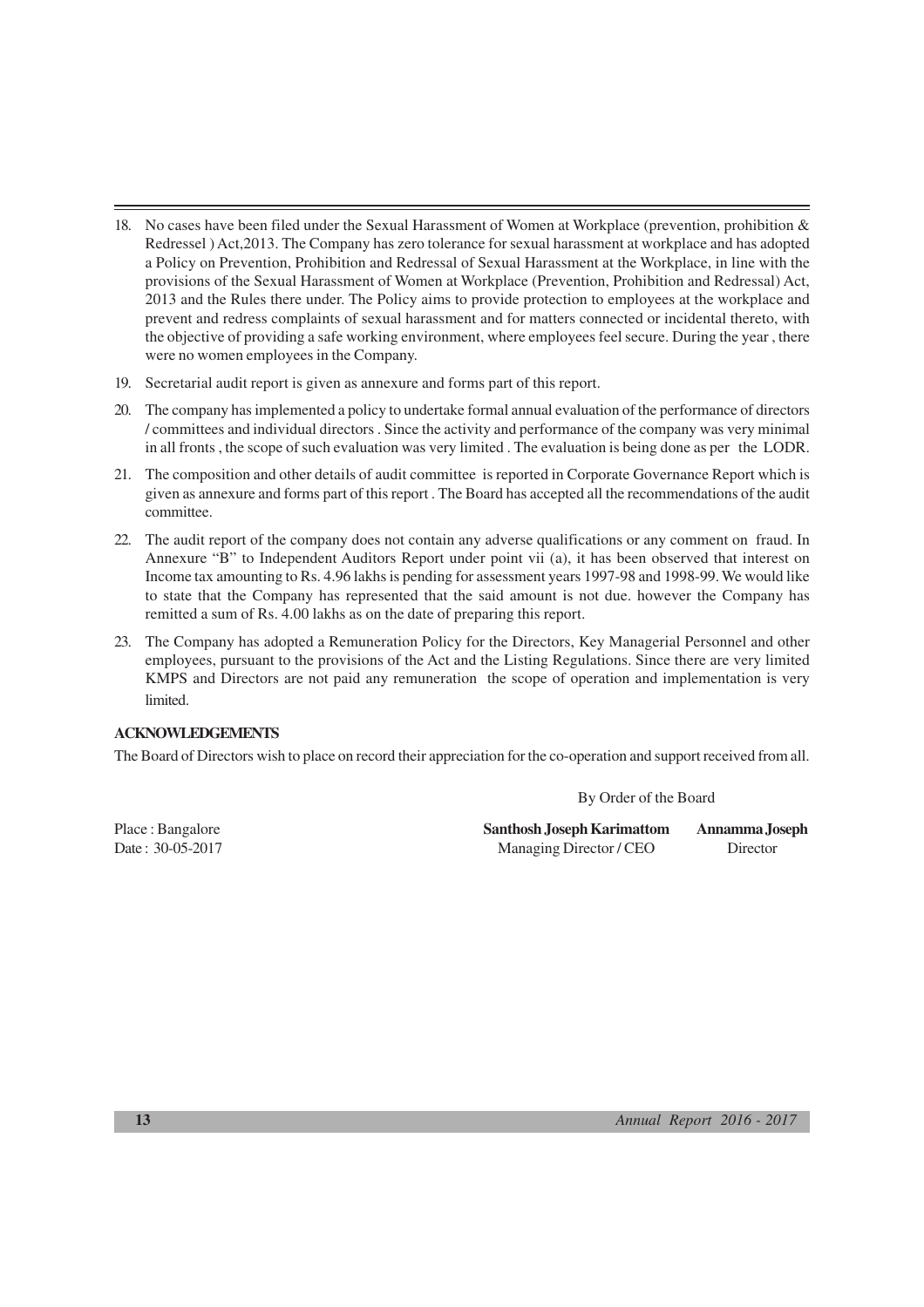18. No cases have been filed under the Sexual Harassment of Women at Workplace (prevention, prohibition & Redressel ) Act,2013. The Company has zero tolerance for sexual harassment at workplace and has adopted a Policy on Prevention, Prohibition and Redressal of Sexual Harassment at the Workplace, in line with the provisions of the Sexual Harassment of Women at Workplace (Prevention, Prohibition and Redressal) Act, 2013 and the Rules there under. The Policy aims to provide protection to employees at the workplace and prevent and redress complaints of sexual harassment and for matters connected or incidental thereto, with the objective of providing a safe working environment, where employees feel secure. During the year , there were no women employees in the Company.

19. Secretarial audit report is given as annexure and forms part of this report.

20. The company has implemented a policy to undertake formal annual evaluation of the performance of directors / committees and individual directors . Since the activity and performance of the company was very minimal in all fronts , the scope of such evaluation was very limited . The evaluation is being done as per the LODR.

21. The composition and other details of audit committee is reported in Corporate Governance Report which is given as annexure and forms part of this report . The Board has accepted all the recommendations of the audit committee.

22. The audit report of the company does not contain any adverse qualifications or any comment on fraud. In Annexure "B" to Independent Auditors Report under point vii (a), it has been observed that interest on Income tax amounting to Rs. 4.96 lakhs is pending for assessment years 1997-98 and 1998-99. We would like to state that the Company has represented that the said amount is not due. however the Company has remitted a sum of Rs. 4.00 lakhs as on the date of preparing this report.

23. The Company has adopted a Remuneration Policy for the Directors, Key Managerial Personnel and other employees, pursuant to the provisions of the Act and the Listing Regulations. Since there are very limited KMPS and Directors are not paid any remuneration the scope of operation and implementation is very limited.

**ACKNOWLEDGEMENTS**

The Board of Directors wish to place on record their appreciation for the co-operation and support received from all.

By Order of the Board

Place : Bangalore
Date : 30-05-2017

**Santhosh Joseph Karimattom**
Managing Director / CEO

**Annamma Joseph**
Director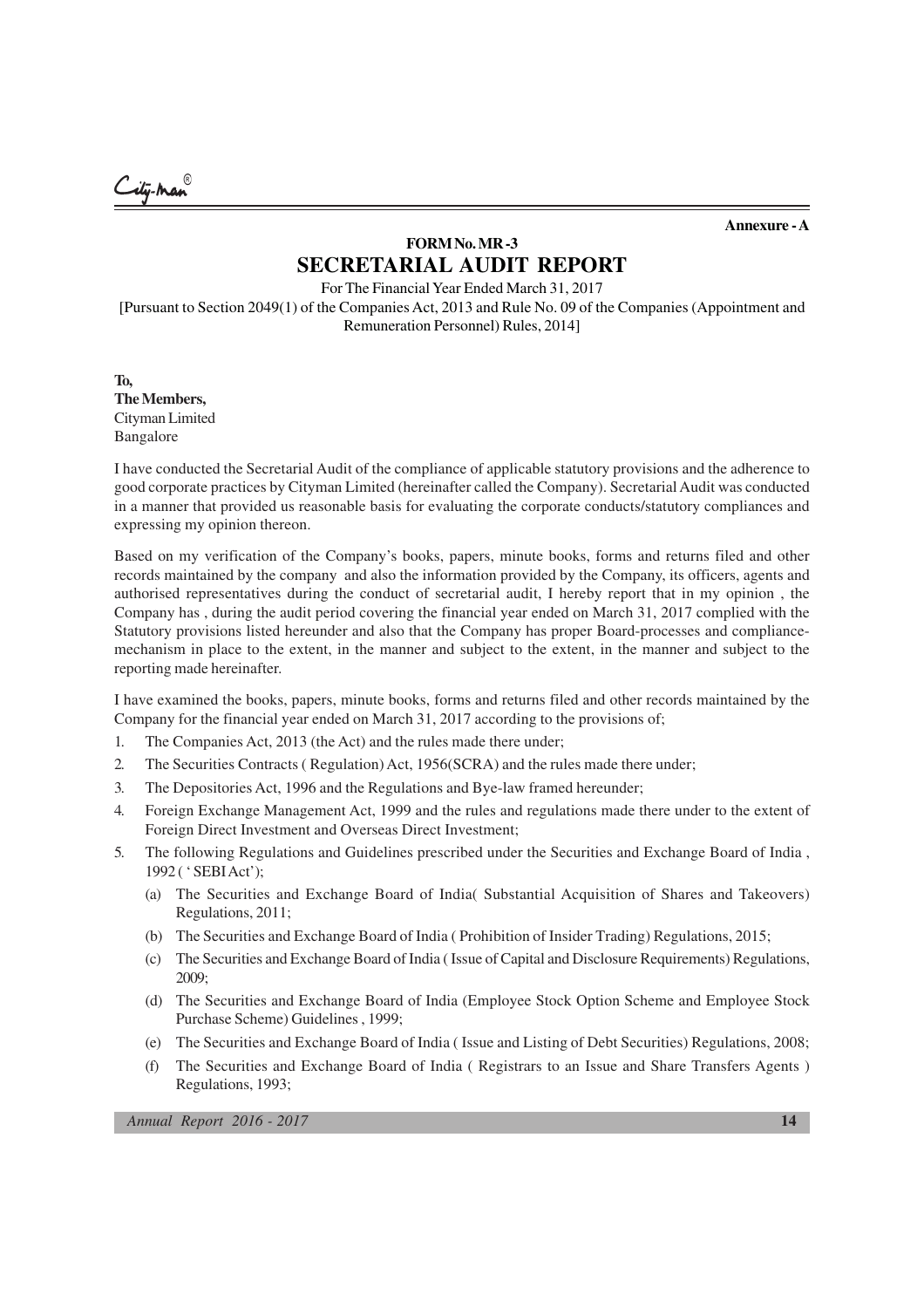**Annexure - A**

## FORM No. MR -3

# SECRETARIAL AUDIT REPORT

For The Financial Year Ended March 31, 2017

[Pursuant to Section 2049(1) of the Companies Act, 2013 and Rule No. 09 of the Companies (Appointment and Remuneration Personnel) Rules, 2014]

**To,**
**The Members,**
Cityman Limited
Bangalore

I have conducted the Secretarial Audit of the compliance of applicable statutory provisions and the adherence to good corporate practices by Cityman Limited (hereinafter called the Company). Secretarial Audit was conducted in a manner that provided us reasonable basis for evaluating the corporate conducts/statutory compliances and expressing my opinion thereon.

Based on my verification of the Company's books, papers, minute books, forms and returns filed and other records maintained by the company and also the information provided by the Company, its officers, agents and authorised representatives during the conduct of secretarial audit, I hereby report that in my opinion , the Company has , during the audit period covering the financial year ended on March 31, 2017 complied with the Statutory provisions listed hereunder and also that the Company has proper Board-processes and compliance-mechanism in place to the extent, in the manner and subject to the extent, in the manner and subject to the reporting made hereinafter.

I have examined the books, papers, minute books, forms and returns filed and other records maintained by the Company for the financial year ended on March 31, 2017 according to the provisions of;

1. The Companies Act, 2013 (the Act) and the rules made there under;
2. The Securities Contracts ( Regulation) Act, 1956(SCRA) and the rules made there under;
3. The Depositories Act, 1996 and the Regulations and Bye-law framed hereunder;
4. Foreign Exchange Management Act, 1999 and the rules and regulations made there under to the extent of Foreign Direct Investment and Overseas Direct Investment;
5. The following Regulations and Guidelines prescribed under the Securities and Exchange Board of India , 1992 ( ' SEBI Act');
   (a) The Securities and Exchange Board of India( Substantial Acquisition of Shares and Takeovers) Regulations, 2011;
   (b) The Securities and Exchange Board of India ( Prohibition of Insider Trading) Regulations, 2015;
   (c) The Securities and Exchange Board of India ( Issue of Capital and Disclosure Requirements) Regulations, 2009;
   (d) The Securities and Exchange Board of India (Employee Stock Option Scheme and Employee Stock Purchase Scheme) Guidelines , 1999;
   (e) The Securities and Exchange Board of India ( Issue and Listing of Debt Securities) Regulations, 2008;
   (f) The Securities and Exchange Board of India ( Registrars to an Issue and Share Transfers Agents ) Regulations, 1993;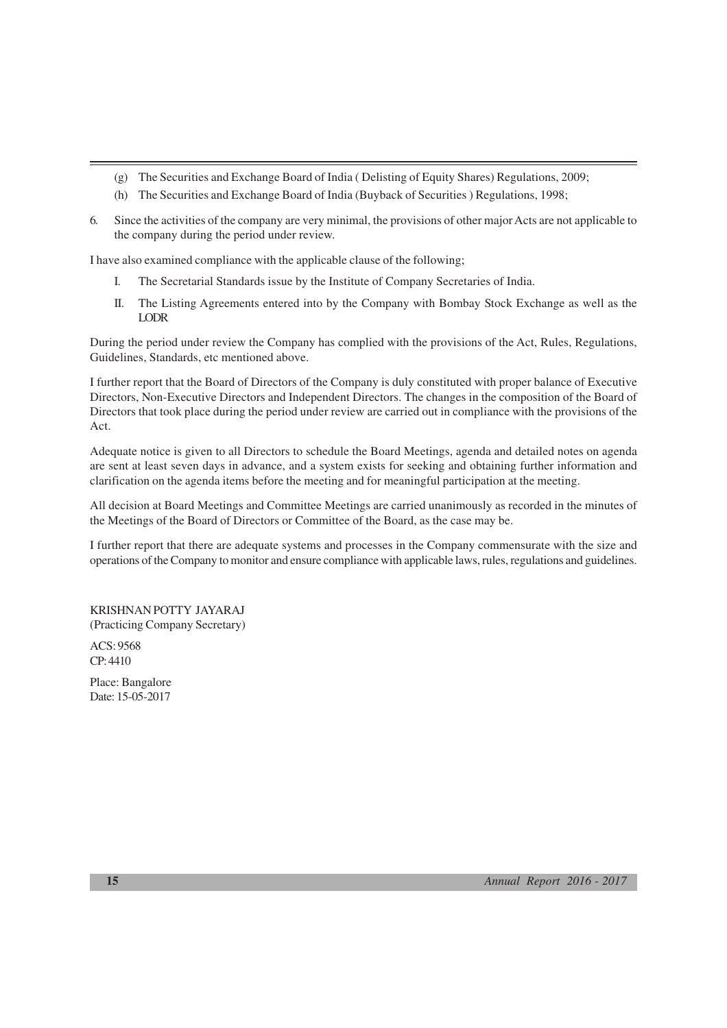(g) The Securities and Exchange Board of India ( Delisting of Equity Shares) Regulations, 2009;

(h) The Securities and Exchange Board of India (Buyback of Securities ) Regulations, 1998;

6. Since the activities of the company are very minimal, the provisions of other major Acts are not applicable to the company during the period under review.

I have also examined compliance with the applicable clause of the following;

I. The Secretarial Standards issue by the Institute of Company Secretaries of India.

II. The Listing Agreements entered into by the Company with Bombay Stock Exchange as well as the LODR

During the period under review the Company has complied with the provisions of the Act, Rules, Regulations, Guidelines, Standards, etc mentioned above.

I further report that the Board of Directors of the Company is duly constituted with proper balance of Executive Directors, Non-Executive Directors and Independent Directors. The changes in the composition of the Board of Directors that took place during the period under review are carried out in compliance with the provisions of the Act.

Adequate notice is given to all Directors to schedule the Board Meetings, agenda and detailed notes on agenda are sent at least seven days in advance, and a system exists for seeking and obtaining further information and clarification on the agenda items before the meeting and for meaningful participation at the meeting.

All decision at Board Meetings and Committee Meetings are carried unanimously as recorded in the minutes of the Meetings of the Board of Directors or Committee of the Board, as the case may be.

I further report that there are adequate systems and processes in the Company commensurate with the size and operations of the Company to monitor and ensure compliance with applicable laws, rules, regulations and guidelines.

KRISHNAN POTTY JAYARAJ
(Practicing Company Secretary)

ACS: 9568
CP: 4410

Place: Bangalore
Date: 15-05-2017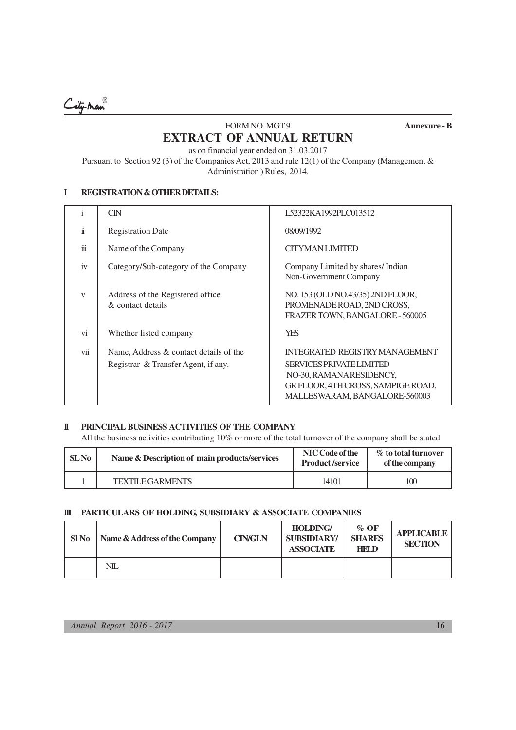FORM NO. MGT 9

**Annexure - B**

# EXTRACT OF ANNUAL RETURN

as on financial year ended on 31.03.2017

Pursuant to Section 92 (3) of the Companies Act, 2013 and rule 12(1) of the Company (Management & Administration ) Rules, 2014.

## I REGISTRATION & OTHER DETAILS:

| | | |
|---|---|---|
| i | CIN | L52322KA1992PLC013512 |
| ii | Registration Date | 08/09/1992 |
| iii | Name of the Company | CITYMAN LIMITED |
| iv | Category/Sub-category of the Company | Company Limited by shares/ Indian Non-Government Company |
| v | Address of the Registered office & contact details | NO. 153 (OLD NO.43/35) 2ND FLOOR, PROMENADE ROAD, 2ND CROSS, FRAZER TOWN, BANGALORE - 560005 |
| vi | Whether listed company | YES |
| vii | Name, Address & contact details of the Registrar & Transfer Agent, if any. | INTEGRATED REGISTRY MANAGEMENT SERVICES PRIVATE LIMITED NO-30, RAMANA RESIDENCY, GR FLOOR, 4TH CROSS, SAMPIGE ROAD, MALLESWARAM, BANGALORE-560003 |

## II PRINCIPAL BUSINESS ACTIVITIES OF THE COMPANY

All the business activities contributing 10% or more of the total turnover of the company shall be stated

| SL No | Name & Description of main products/services | NIC Code of the Product /service | % to total turnover of the company |
|---|---|---|---|
| 1 | TEXTILE GARMENTS | 14101 | 100 |

## III PARTICULARS OF HOLDING, SUBSIDIARY & ASSOCIATE COMPANIES

| Sl No | Name & Address of the Company | CIN/GLN | HOLDING/ SUBSIDIARY/ ASSOCIATE | % OF SHARES HELD | APPLICABLE SECTION |
|---|---|---|---|---|---|
| | NIL | | | | |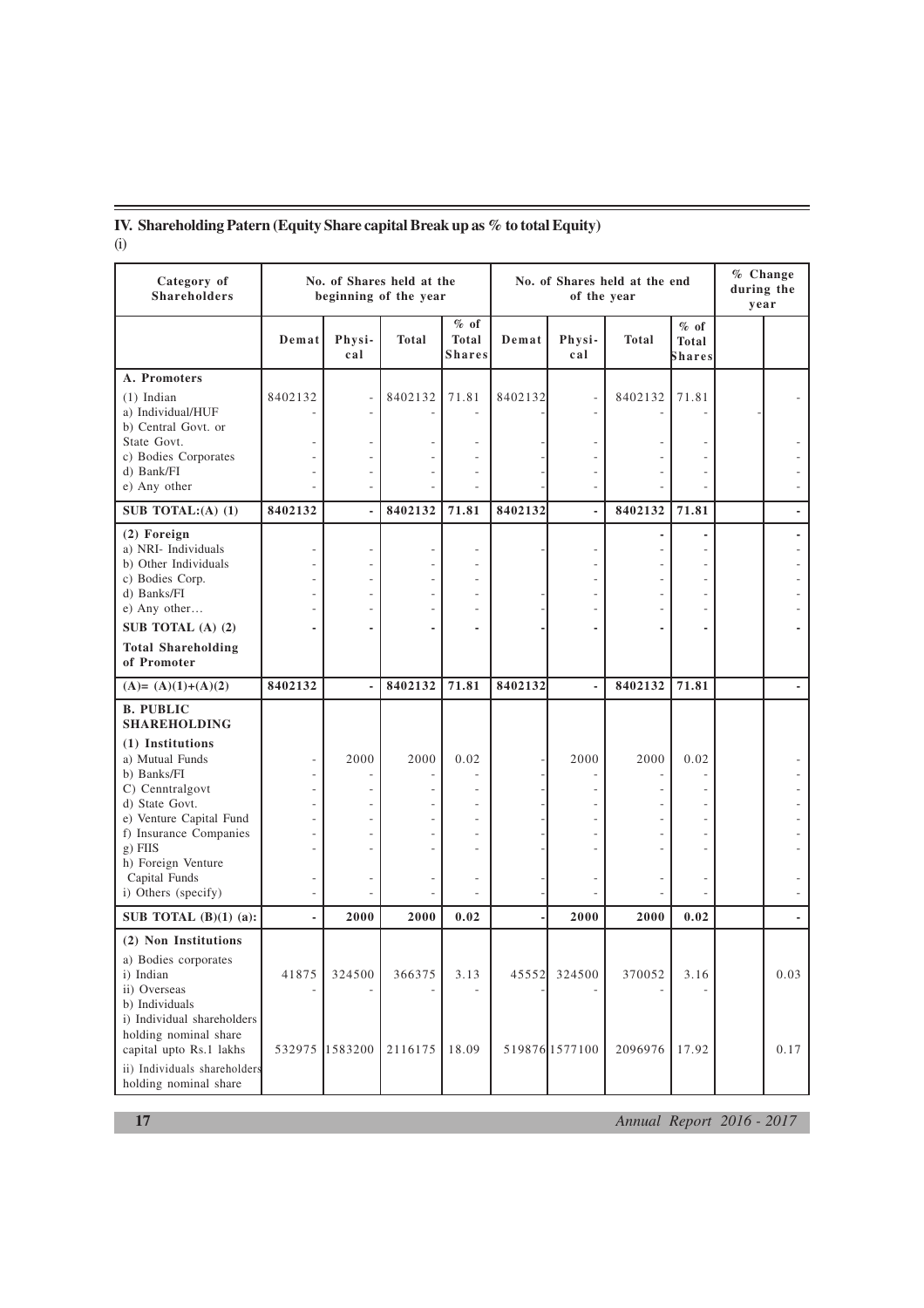## IV. Shareholding Patern (Equity Share capital Break up as % to total Equity)

(i)

| Category of Shareholders | No. of Shares held at the beginning of the year | | | | No. of Shares held at the end of the year | | | | % Change during the year | |
|---|---|---|---|---|---|---|---|---|---|---|
| | Demat | Physi-cal | Total | % of Total Shares | Demat | Physi-cal | Total | % of Total Shares | | |
| **A. Promoters** | | | | | | | | | | |
| (1) Indian | 8402132 | - | 8402132 | 71.81 | 8402132 | - | 8402132 | 71.81 | | |
| a) Individual/HUF | - | - | - | - | - | - | - | - | - | - |
| b) Central Govt. or State Govt. | - | - | - | - | - | - | - | - | | - |
| c) Bodies Corporates | - | - | - | - | - | - | - | - | | - |
| d) Bank/FI | - | - | - | - | - | - | - | - | | - |
| e) Any other | - | - | - | - | - | - | - | - | | - |
| **SUB TOTAL:(A) (1)** | **8402132** | **-** | **8402132** | **71.81** | **8402132** | **-** | **8402132** | **71.81** | | **-** |
| **(2) Foreign** | | | | | | | **-** | **-** | | **-** |
| a) NRI- Individuals | - | - | - | - | - | - | - | - | | - |
| b) Other Individuals | - | - | - | - | | - | - | - | | - |
| c) Bodies Corp. | - | - | - | - | | - | - | - | | - |
| d) Banks/FI | - | - | - | - | - | - | - | - | | - |
| e) Any other... | - | - | - | - | - | - | - | - | | - |
| **SUB TOTAL (A) (2)** | **-** | **-** | **-** | **-** | **-** | **-** | **-** | **-** | | **-** |
| **Total Shareholding of Promoter** | | | | | | | | | | |
| **(A)= (A)(1)+(A)(2)** | **8402132** | **-** | **8402132** | **71.81** | **8402132** | **-** | **8402132** | **71.81** | | **-** |
| **B. PUBLIC SHAREHOLDING** | | | | | | | | | | |
| **(1) Institutions** | | | | | | | | | | |
| a) Mutual Funds | - | 2000 | 2000 | 0.02 | - | 2000 | 2000 | 0.02 | | - |
| b) Banks/FI | - | - | - | - | - | - | - | - | | - |
| C) Cenntralgovt | - | - | - | - | - | - | - | - | | - |
| d) State Govt. | - | - | - | - | - | - | - | - | | - |
| e) Venture Capital Fund | - | - | - | - | - | - | - | - | | - |
| f) Insurance Companies | - | - | - | - | - | - | - | - | | - |
| g) FIIS | - | - | - | - | - | - | - | - | | - |
| h) Foreign Venture Capital Funds | - | - | - | - | - | - | - | - | | - |
| i) Others (specify) | - | - | - | - | - | - | - | - | | - |
| **SUB TOTAL (B)(1) (a):** | **-** | **2000** | **2000** | **0.02** | **-** | **2000** | **2000** | **0.02** | | **-** |
| **(2) Non Institutions** | | | | | | | | | | |
| a) Bodies corporates | | | | | | | | | | |
| i) Indian | 41875 | 324500 | 366375 | 3.13 | 45552 | 324500 | 370052 | 3.16 | | 0.03 |
| ii) Overseas | - | - | - | - | - | - | - | - | | |
| b) Individuals | | | | | | | | | | |
| i) Individual shareholders holding nominal share capital upto Rs.1 lakhs | 532975 | 1583200 | 2116175 | 18.09 | 519876 | 1577100 | 2096976 | 17.92 | | 0.17 |
| ii) Individuals shareholders holding nominal share | | | | | | | | | | |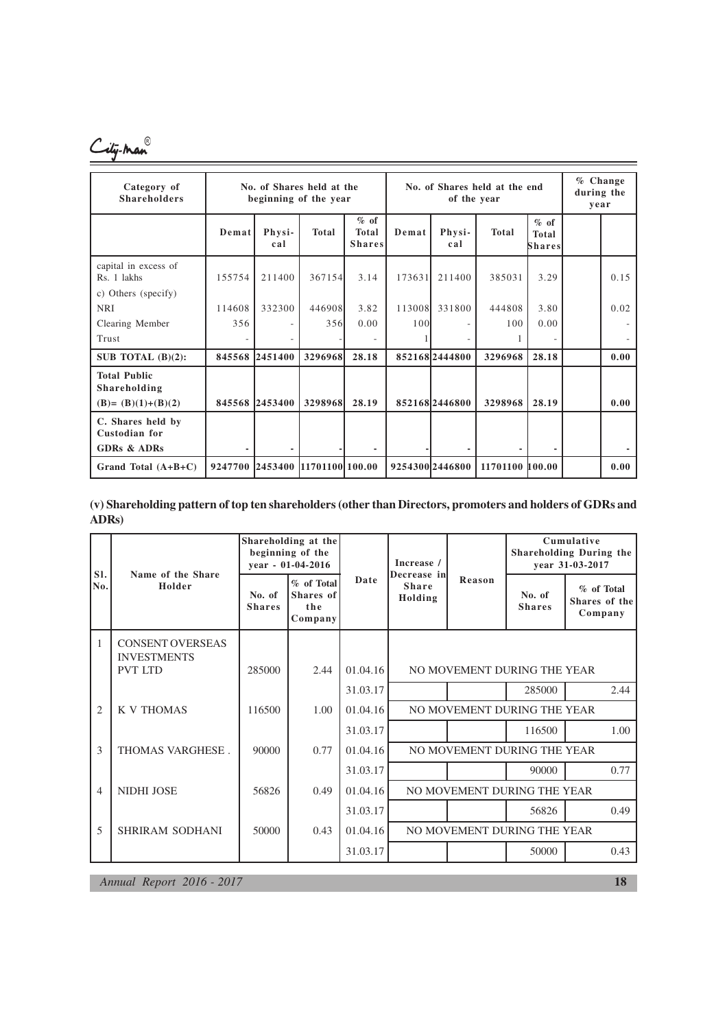| Category of Shareholders | No. of Shares held at the beginning of the year | | | | No. of Shares held at the end of the year | | | | % Change during the year | |
|---|---|---|---|---|---|---|---|---|---|---|
| | Demat | Physical | Total | % of Total Shares | Demat | Physical | Total | % of Total Shares | | |
| capital in excess of Rs. 1 lakhs | 155754 | 211400 | 367154 | 3.14 | 173631 | 211400 | 385031 | 3.29 | | 0.15 |
| c) Others (specify) | | | | | | | | | | |
| NRI | 114608 | 332300 | 446908 | 3.82 | 113008 | 331800 | 444808 | 3.80 | | 0.02 |
| Clearing Member | 356 | - | 356 | 0.00 | 100 | - | 100 | 0.00 | | - |
| Trust | - | - | - | - | 1 | - | 1 | - | | - |
| **SUB TOTAL (B)(2):** | **845568** | **2451400** | **3296968** | **28.18** | **852168** | **2444800** | **3296968** | **28.18** | | **0.00** |
| **Total Public Shareholding (B)= (B)(1)+(B)(2)** | **845568** | **2453400** | **3298968** | **28.19** | **852168** | **2446800** | **3298968** | **28.19** | | **0.00** |
| **C. Shares held by Custodian for GDRs & ADRs** | - | - | - | - | - | - | - | - | | - |
| **Grand Total (A+B+C)** | **9247700** | **2453400** | **11701100** | **100.00** | **9254300** | **2446800** | **11701100** | **100.00** | | **0.00** |

**(v) Shareholding pattern of top ten shareholders (other than Directors, promoters and holders of GDRs and ADRs)**

| Sl. No. | Name of the Share Holder | Shareholding at the beginning of the year - 01-04-2016 | | Date | Increase / Decrease in Share Holding | Reason | Cumulative Shareholding During the year 31-03-2017 | |
|---|---|---|---|---|---|---|---|---|
| | | No. of Shares | % of Total Shares of the Company | | | | No. of Shares | % of Total Shares of the Company |
| 1 | CONSENT OVERSEAS INVESTMENTS PVT LTD | 285000 | 2.44 | 01.04.16 | NO MOVEMENT DURING THE YEAR | | | |
| | | | | 31.03.17 | | | 285000 | 2.44 |
| 2 | K V THOMAS | 116500 | 1.00 | 01.04.16 | NO MOVEMENT DURING THE YEAR | | | |
| | | | | 31.03.17 | | | 116500 | 1.00 |
| 3 | THOMAS VARGHESE . | 90000 | 0.77 | 01.04.16 | NO MOVEMENT DURING THE YEAR | | | |
| | | | | 31.03.17 | | | 90000 | 0.77 |
| 4 | NIDHI JOSE | 56826 | 0.49 | 01.04.16 | NO MOVEMENT DURING THE YEAR | | | |
| | | | | 31.03.17 | | | 56826 | 0.49 |
| 5 | SHRIRAM SODHANI | 50000 | 0.43 | 01.04.16 | NO MOVEMENT DURING THE YEAR | | | |
| | | | | 31.03.17 | | | 50000 | 0.43 |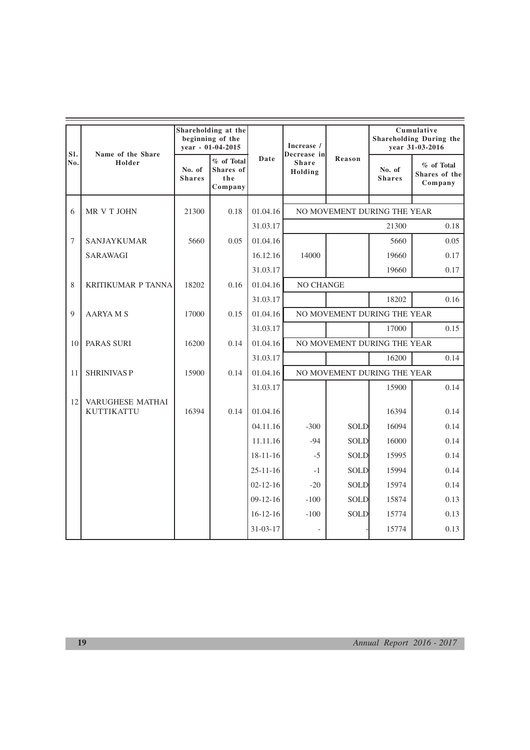| Sl. No. | Name of the Share Holder | Shareholding at the beginning of the year - 01-04-2015 | | Date | Increase / Decrease in Share Holding | Reason | Cumulative Shareholding During the year 31-03-2016 | |
|---|---|---|---|---|---|---|---|---|
| | | No. of Shares | % of Total Shares of the Company | | | | No. of Shares | % of Total Shares of the Company |
| 6 | MR V T JOHN | 21300 | 0.18 | 01.04.16 | NO MOVEMENT DURING THE YEAR | | | |
| | | | | 31.03.17 | | | 21300 | 0.18 |
| 7 | SANJAYKUMAR SARAWAGI | 5660 | 0.05 | 01.04.16 | | | 5660 | 0.05 |
| | | | | 16.12.16 | 14000 | | 19660 | 0.17 |
| | | | | 31.03.17 | | | 19660 | 0.17 |
| 8 | KRITIKUMAR P TANNA | 18202 | 0.16 | 01.04.16 | NO CHANGE | | | |
| | | | | 31.03.17 | | | 18202 | 0.16 |
| 9 | AARYA M S | 17000 | 0.15 | 01.04.16 | NO MOVEMENT DURING THE YEAR | | | |
| | | | | 31.03.17 | | | 17000 | 0.15 |
| 10 | PARAS SURI | 16200 | 0.14 | 01.04.16 | NO MOVEMENT DURING THE YEAR | | | |
| | | | | 31.03.17 | | | 16200 | 0.14 |
| 11 | SHRINIVAS P | 15900 | 0.14 | 01.04.16 | NO MOVEMENT DURING THE YEAR | | | |
| | | | | 31.03.17 | | | 15900 | 0.14 |
| 12 | VARUGHESE MATHAI KUTTIKATTU | 16394 | 0.14 | 01.04.16 | | | 16394 | 0.14 |
| | | | | 04.11.16 | -300 | SOLD | 16094 | 0.14 |
| | | | | 11.11.16 | -94 | SOLD | 16000 | 0.14 |
| | | | | 18-11-16 | -5 | SOLD | 15995 | 0.14 |
| | | | | 25-11-16 | -1 | SOLD | 15994 | 0.14 |
| | | | | 02-12-16 | -20 | SOLD | 15974 | 0.14 |
| | | | | 09-12-16 | -100 | SOLD | 15874 | 0.13 |
| | | | | 16-12-16 | -100 | SOLD | 15774 | 0.13 |
| | | | | 31-03-17 | - | - | 15774 | 0.13 |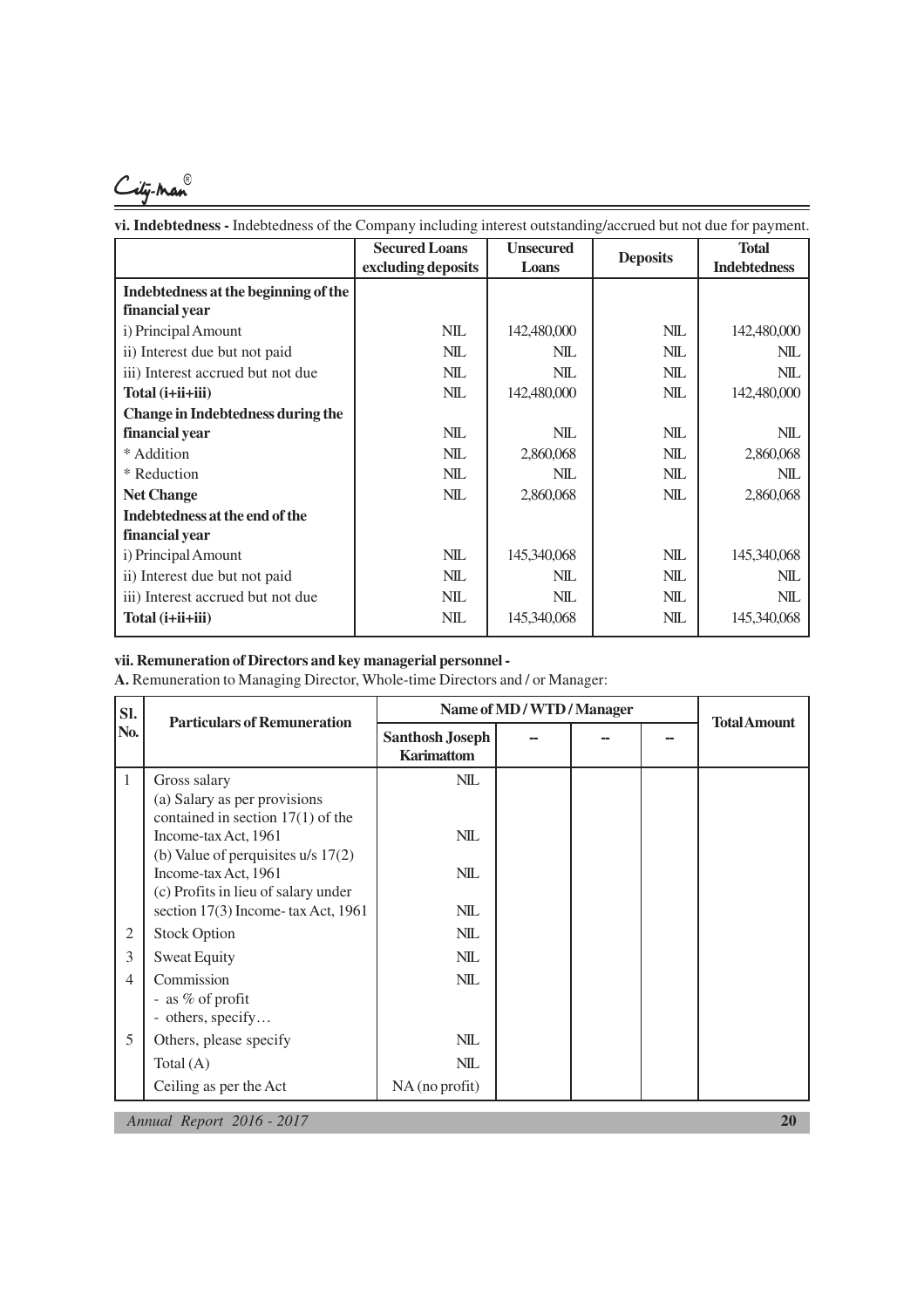**vi. Indebtedness -** Indebtedness of the Company including interest outstanding/accrued but not due for payment.

| | Secured Loans excluding deposits | Unsecured Loans | Deposits | Total Indebtedness |
|---|---|---|---|---|
| **Indebtedness at the beginning of the financial year** | | | | |
| i) Principal Amount | NIL | 142,480,000 | NIL | 142,480,000 |
| ii) Interest due but not paid | NIL | NIL | NIL | NIL |
| iii) Interest accrued but not due | NIL | NIL | NIL | NIL |
| **Total (i+ii+iii)** | NIL | 142,480,000 | NIL | 142,480,000 |
| **Change in Indebtedness during the financial year** | NIL | NIL | NIL | NIL |
| * Addition | NIL | 2,860,068 | NIL | 2,860,068 |
| * Reduction | NIL | NIL | NIL | NIL |
| **Net Change** | NIL | 2,860,068 | NIL | 2,860,068 |
| **Indebtedness at the end of the financial year** | | | | |
| i) Principal Amount | NIL | 145,340,068 | NIL | 145,340,068 |
| ii) Interest due but not paid | NIL | NIL | NIL | NIL |
| iii) Interest accrued but not due | NIL | NIL | NIL | NIL |
| **Total (i+ii+iii)** | NIL | 145,340,068 | NIL | 145,340,068 |

**vii. Remuneration of Directors and key managerial personnel -**

**A.** Remuneration to Managing Director, Whole-time Directors and / or Manager:

| Sl. No. | Particulars of Remuneration | Name of MD / WTD / Manager | | | | Total Amount |
|---|---|---|---|---|---|---|
| | | Santhosh Joseph Karimattom | -- | -- | -- | |
| 1 | Gross salary | NIL | | | | |
| | (a) Salary as per provisions contained in section 17(1) of the Income-tax Act, 1961 | NIL | | | | |
| | (b) Value of perquisites u/s 17(2) Income-tax Act, 1961 | NIL | | | | |
| | (c) Profits in lieu of salary under section 17(3) Income- tax Act, 1961 | NIL | | | | |
| 2 | Stock Option | NIL | | | | |
| 3 | Sweat Equity | NIL | | | | |
| 4 | Commission<br>- as % of profit<br>- others, specify… | NIL | | | | |
| 5 | Others, please specify | NIL | | | | |
| | Total (A) | NIL | | | | |
| | Ceiling as per the Act | NA (no profit) | | | | |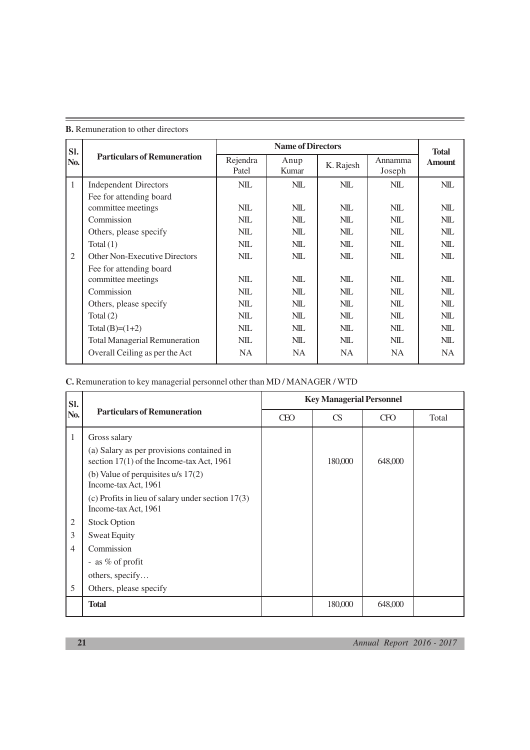**B.** Remuneration to other directors

| Sl. No. | Particulars of Remuneration | Name of Directors | | | | Total Amount |
|---|---|---|---|---|---|---|
| | | Rejendra Patel | Anup Kumar | K. Rajesh | Annamma Joseph | |
| 1 | Independent Directors | NIL | NIL | NIL | NIL | NIL |
| | Fee for attending board committee meetings | NIL | NIL | NIL | NIL | NIL |
| | Commission | NIL | NIL | NIL | NIL | NIL |
| | Others, please specify | NIL | NIL | NIL | NIL | NIL |
| | Total (1) | NIL | NIL | NIL | NIL | NIL |
| 2 | Other Non-Executive Directors | NIL | NIL | NIL | NIL | NIL |
| | Fee for attending board committee meetings | NIL | NIL | NIL | NIL | NIL |
| | Commission | NIL | NIL | NIL | NIL | NIL |
| | Others, please specify | NIL | NIL | NIL | NIL | NIL |
| | Total (2) | NIL | NIL | NIL | NIL | NIL |
| | Total (B)=(1+2) | NIL | NIL | NIL | NIL | NIL |
| | Total Managerial Remuneration | NIL | NIL | NIL | NIL | NIL |
| | Overall Ceiling as per the Act | NA | NA | NA | NA | NA |

**C.** Remuneration to key managerial personnel other than MD / MANAGER / WTD

| Sl. No. | Particulars of Remuneration | Key Managerial Personnel | | | |
|---|---|---|---|---|---|
| | | CEO | CS | CFO | Total |
| 1 | Gross salary | | | | |
| | (a) Salary as per provisions contained in section 17(1) of the Income-tax Act, 1961 | | 180,000 | 648,000 | |
| | (b) Value of perquisites u/s 17(2) Income-tax Act, 1961 | | | | |
| | (c) Profits in lieu of salary under section 17(3) Income-tax Act, 1961 | | | | |
| 2 | Stock Option | | | | |
| 3 | Sweat Equity | | | | |
| 4 | Commission | | | | |
| | - as % of profit | | | | |
| | others, specify… | | | | |
| 5 | Others, please specify | | | | |
| | **Total** | | 180,000 | 648,000 | |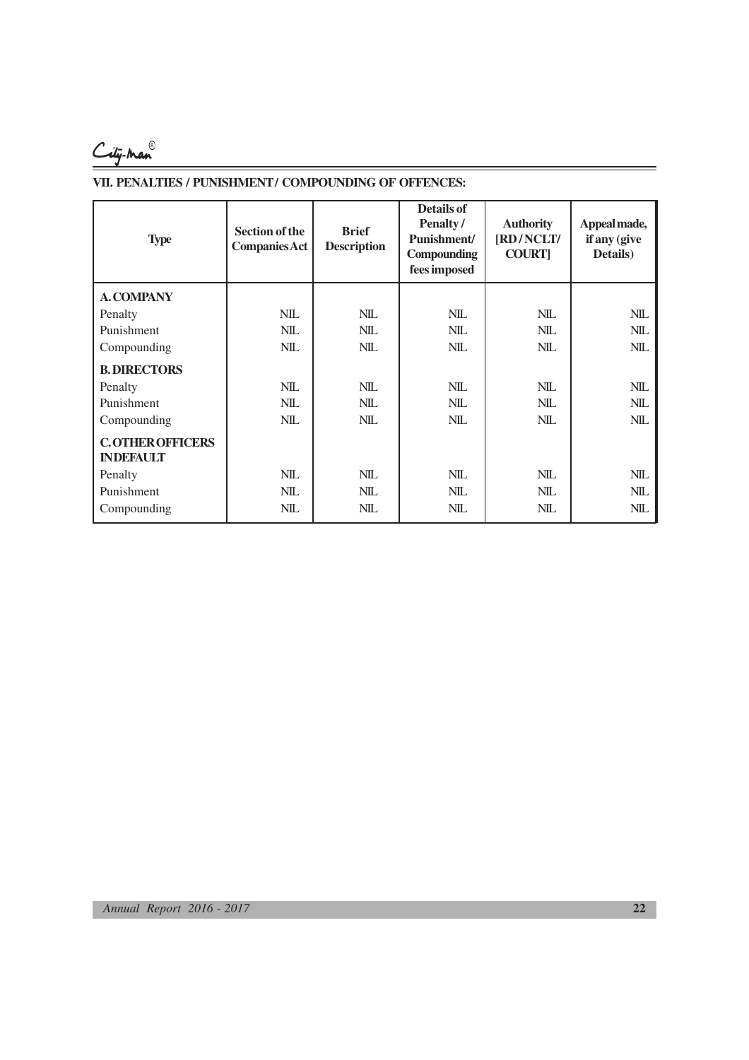## VII. PENALTIES / PUNISHMENT / COMPOUNDING OF OFFENCES:

| Type | Section of the Companies Act | Brief Description | Details of Penalty / Punishment/ Compounding fees imposed | Authority [RD / NCLT/ COURT] | Appeal made, if any (give Details) |
|---|---|---|---|---|---|
| **A. COMPANY** | | | | | |
| Penalty | NIL | NIL | NIL | NIL | NIL |
| Punishment | NIL | NIL | NIL | NIL | NIL |
| Compounding | NIL | NIL | NIL | NIL | NIL |
| **B. DIRECTORS** | | | | | |
| Penalty | NIL | NIL | NIL | NIL | NIL |
| Punishment | NIL | NIL | NIL | NIL | NIL |
| Compounding | NIL | NIL | NIL | NIL | NIL |
| **C. OTHER OFFICERS IN DEFAULT** | | | | | |
| Penalty | NIL | NIL | NIL | NIL | NIL |
| Punishment | NIL | NIL | NIL | NIL | NIL |
| Compounding | NIL | NIL | NIL | NIL | NIL |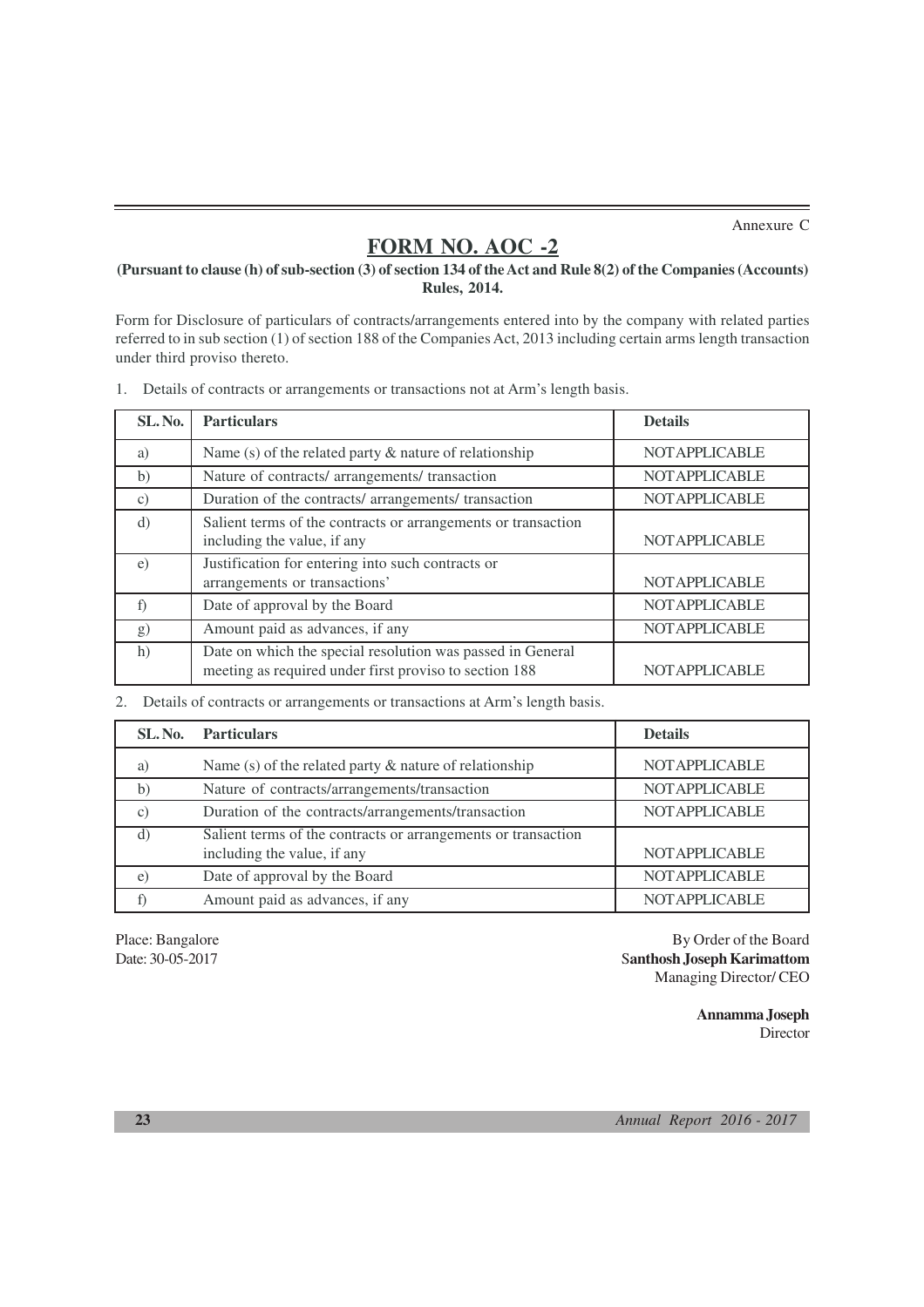Annexure C

# FORM NO. AOC -2

**(Pursuant to clause (h) of sub-section (3) of section 134 of the Act and Rule 8(2) of the Companies (Accounts) Rules, 2014.**

Form for Disclosure of particulars of contracts/arrangements entered into by the company with related parties referred to in sub section (1) of section 188 of the Companies Act, 2013 including certain arms length transaction under third proviso thereto.

1. Details of contracts or arrangements or transactions not at Arm's length basis.

| SL. No. | Particulars | Details |
|---|---|---|
| a) | Name (s) of the related party & nature of relationship | NOTAPPLICABLE |
| b) | Nature of contracts/ arrangements/ transaction | NOTAPPLICABLE |
| c) | Duration of the contracts/ arrangements/ transaction | NOTAPPLICABLE |
| d) | Salient terms of the contracts or arrangements or transaction including the value, if any | NOTAPPLICABLE |
| e) | Justification for entering into such contracts or arrangements or transactions' | NOTAPPLICABLE |
| f) | Date of approval by the Board | NOTAPPLICABLE |
| g) | Amount paid as advances, if any | NOTAPPLICABLE |
| h) | Date on which the special resolution was passed in General meeting as required under first proviso to section 188 | NOTAPPLICABLE |

2. Details of contracts or arrangements or transactions at Arm's length basis.

| SL. No. | Particulars | Details |
|---|---|---|
| a) | Name (s) of the related party & nature of relationship | NOTAPPLICABLE |
| b) | Nature of contracts/arrangements/transaction | NOTAPPLICABLE |
| c) | Duration of the contracts/arrangements/transaction | NOTAPPLICABLE |
| d) | Salient terms of the contracts or arrangements or transaction including the value, if any | NOTAPPLICABLE |
| e) | Date of approval by the Board | NOTAPPLICABLE |
| f) | Amount paid as advances, if any | NOTAPPLICABLE |

Place: Bangalore
Date: 30-05-2017

By Order of the Board
**Santhosh Joseph Karimattom**
Managing Director/ CEO

**Annamma Joseph**
Director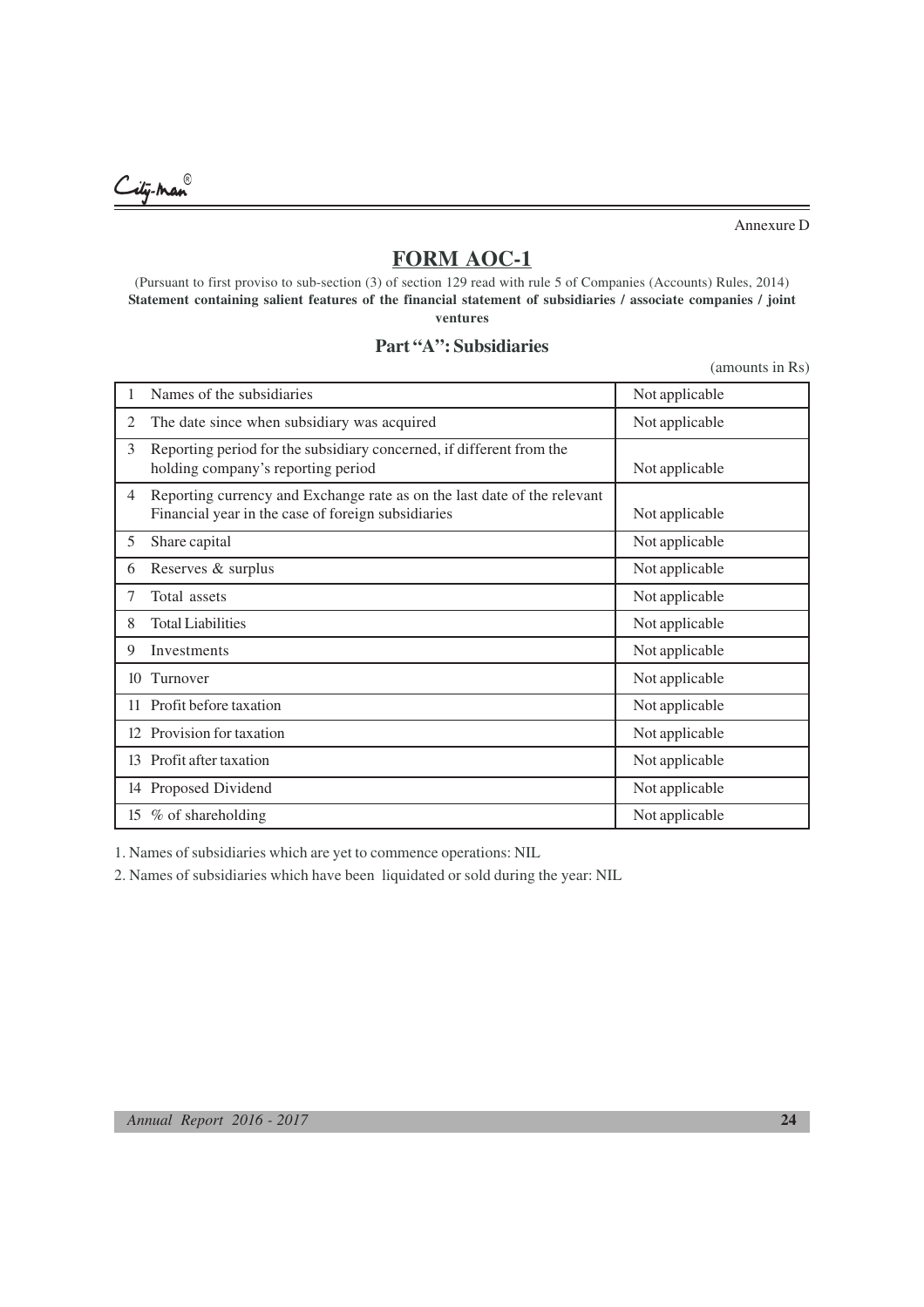Annexure D

# FORM AOC-1

(Pursuant to first proviso to sub-section (3) of section 129 read with rule 5 of Companies (Accounts) Rules, 2014)

**Statement containing salient features of the financial statement of subsidiaries / associate companies / joint ventures**

## Part "A": Subsidiaries

(amounts in Rs)

| | | |
|---|---|---|
| 1 | Names of the subsidiaries | Not applicable |
| 2 | The date since when subsidiary was acquired | Not applicable |
| 3 | Reporting period for the subsidiary concerned, if different from the holding company's reporting period | Not applicable |
| 4 | Reporting currency and Exchange rate as on the last date of the relevant Financial year in the case of foreign subsidiaries | Not applicable |
| 5 | Share capital | Not applicable |
| 6 | Reserves & surplus | Not applicable |
| 7 | Total assets | Not applicable |
| 8 | Total Liabilities | Not applicable |
| 9 | Investments | Not applicable |
| 10 | Turnover | Not applicable |
| 11 | Profit before taxation | Not applicable |
| 12 | Provision for taxation | Not applicable |
| 13 | Profit after taxation | Not applicable |
| 14 | Proposed Dividend | Not applicable |
| 15 | % of shareholding | Not applicable |

1. Names of subsidiaries which are yet to commence operations: NIL

2. Names of subsidiaries which have been liquidated or sold during the year: NIL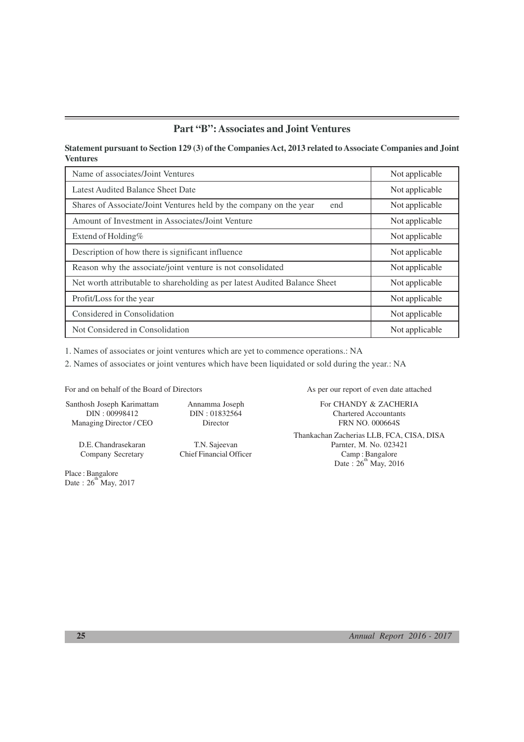## Part "B": Associates and Joint Ventures

**Statement pursuant to Section 129 (3) of the Companies Act, 2013 related to Associate Companies and Joint Ventures**

| | |
|---|---|
| Name of associates/Joint Ventures | Not applicable |
| Latest Audited Balance Sheet Date | Not applicable |
| Shares of Associate/Joint Ventures held by the company on the year end | Not applicable |
| Amount of Investment in Associates/Joint Venture | Not applicable |
| Extend of Holding% | Not applicable |
| Description of how there is significant influence | Not applicable |
| Reason why the associate/joint venture is not consolidated | Not applicable |
| Net worth attributable to shareholding as per latest Audited Balance Sheet | Not applicable |
| Profit/Loss for the year | Not applicable |
| Considered in Consolidation | Not applicable |
| Not Considered in Consolidation | Not applicable |

1. Names of associates or joint ventures which are yet to commence operations.: NA

2. Names of associates or joint ventures which have been liquidated or sold during the year.: NA

For and on behalf of the Board of Directors

Santhosh Joseph Karimattam
DIN : 00998412
Managing Director / CEO

Annamma Joseph
DIN : 01832564
Director

D.E. Chandrasekaran
Company Secretary

T.N. Sajeevan
Chief Financial Officer

Place : Bangalore
Date : 26th May, 2017

As per our report of even date attached

For CHANDY & ZACHERIA
Chartered Accountants
FRN NO. 000664S

Thankachan Zacherias LLB, FCA, CISA, DISA
Parnter, M. No. 023421
Camp : Bangalore
Date : 26th May, 2016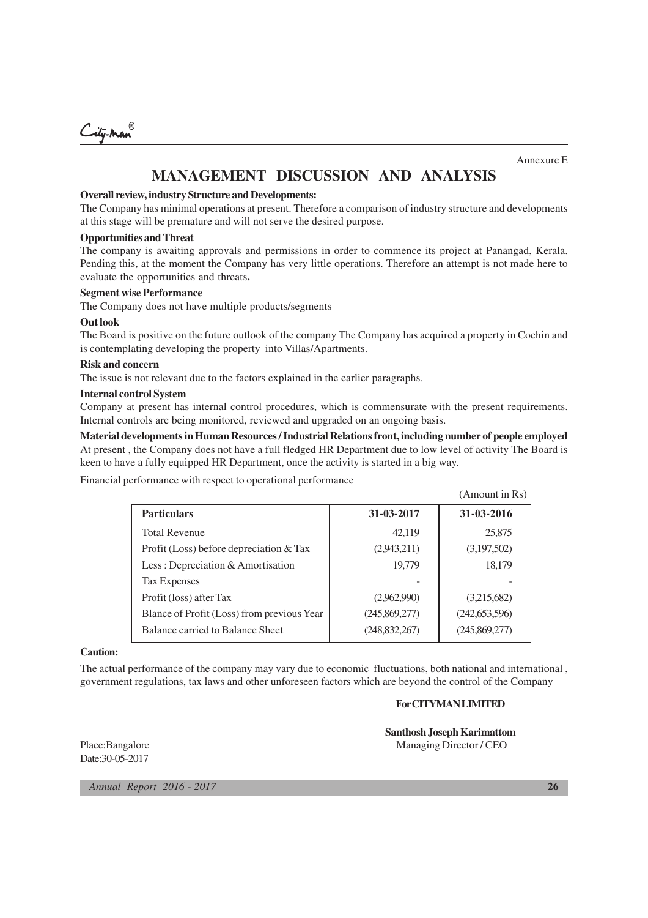Annexure E

# MANAGEMENT DISCUSSION AND ANALYSIS

**Overall review, industry Structure and Developments:**

The Company has minimal operations at present. Therefore a comparison of industry structure and developments at this stage will be premature and will not serve the desired purpose.

**Opportunities and Threat**

The company is awaiting approvals and permissions in order to commence its project at Panangad, Kerala. Pending this, at the moment the Company has very little operations. Therefore an attempt is not made here to evaluate the opportunities and threats**.**

**Segment wise Performance**

The Company does not have multiple products/segments

**Out look**

The Board is positive on the future outlook of the company The Company has acquired a property in Cochin and is contemplating developing the property into Villas/Apartments.

**Risk and concern**

The issue is not relevant due to the factors explained in the earlier paragraphs.

**Internal control System**

Company at present has internal control procedures, which is commensurate with the present requirements. Internal controls are being monitored, reviewed and upgraded on an ongoing basis.

**Material developments in Human Resources / Industrial Relations front, including number of people employed**

At present , the Company does not have a full fledged HR Department due to low level of activity The Board is keen to have a fully equipped HR Department, once the activity is started in a big way.

Financial performance with respect to operational performance

(Amount in Rs)

| Particulars | 31-03-2017 | 31-03-2016 |
|---|---|---|
| Total Revenue | 42,119 | 25,875 |
| Profit (Loss) before depreciation & Tax | (2,943,211) | (3,197,502) |
| Less : Depreciation & Amortisation | 19,779 | 18,179 |
| Tax Expenses | - | - |
| Profit (loss) after Tax | (2,962,990) | (3,215,682) |
| Blance of Profit (Loss) from previous Year | (245,869,277) | (242,653,596) |
| Balance carried to Balance Sheet | (248,832,267) | (245,869,277) |

**Caution:**

The actual performance of the company may vary due to economic fluctuations, both national and international , government regulations, tax laws and other unforeseen factors which are beyond the control of the Company

**For CITYMAN LIMITED**

**Santhosh Joseph Karimattom**
Managing Director / CEO

Place:Bangalore
Date:30-05-2017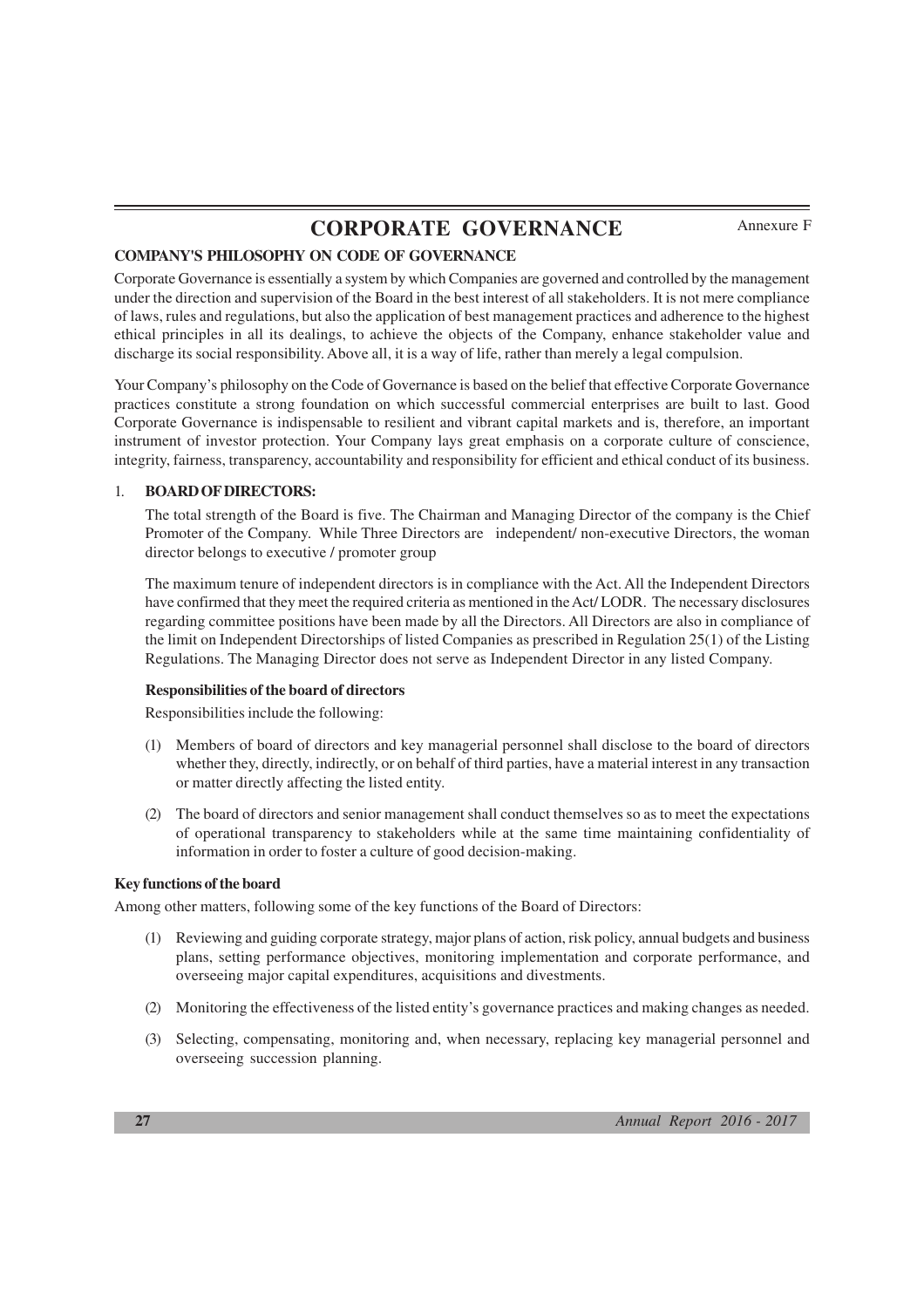# CORPORATE GOVERNANCE

Annexure F

**COMPANY'S PHILOSOPHY ON CODE OF GOVERNANCE**

Corporate Governance is essentially a system by which Companies are governed and controlled by the management under the direction and supervision of the Board in the best interest of all stakeholders. It is not mere compliance of laws, rules and regulations, but also the application of best management practices and adherence to the highest ethical principles in all its dealings, to achieve the objects of the Company, enhance stakeholder value and discharge its social responsibility. Above all, it is a way of life, rather than merely a legal compulsion.

Your Company's philosophy on the Code of Governance is based on the belief that effective Corporate Governance practices constitute a strong foundation on which successful commercial enterprises are built to last. Good Corporate Governance is indispensable to resilient and vibrant capital markets and is, therefore, an important instrument of investor protection. Your Company lays great emphasis on a corporate culture of conscience, integrity, fairness, transparency, accountability and responsibility for efficient and ethical conduct of its business.

1. **BOARD OF DIRECTORS:**

   The total strength of the Board is five. The Chairman and Managing Director of the company is the Chief Promoter of the Company. While Three Directors are independent/ non-executive Directors, the woman director belongs to executive / promoter group

   The maximum tenure of independent directors is in compliance with the Act. All the Independent Directors have confirmed that they meet the required criteria as mentioned in the Act/ LODR. The necessary disclosures regarding committee positions have been made by all the Directors. All Directors are also in compliance of the limit on Independent Directorships of listed Companies as prescribed in Regulation 25(1) of the Listing Regulations. The Managing Director does not serve as Independent Director in any listed Company.

   **Responsibilities of the board of directors**

   Responsibilities include the following:

   (1) Members of board of directors and key managerial personnel shall disclose to the board of directors whether they, directly, indirectly, or on behalf of third parties, have a material interest in any transaction or matter directly affecting the listed entity.

   (2) The board of directors and senior management shall conduct themselves so as to meet the expectations of operational transparency to stakeholders while at the same time maintaining confidentiality of information in order to foster a culture of good decision-making.

**Key functions of the board**

Among other matters, following some of the key functions of the Board of Directors:

(1) Reviewing and guiding corporate strategy, major plans of action, risk policy, annual budgets and business plans, setting performance objectives, monitoring implementation and corporate performance, and overseeing major capital expenditures, acquisitions and divestments.

(2) Monitoring the effectiveness of the listed entity's governance practices and making changes as needed.

(3) Selecting, compensating, monitoring and, when necessary, replacing key managerial personnel and overseeing succession planning.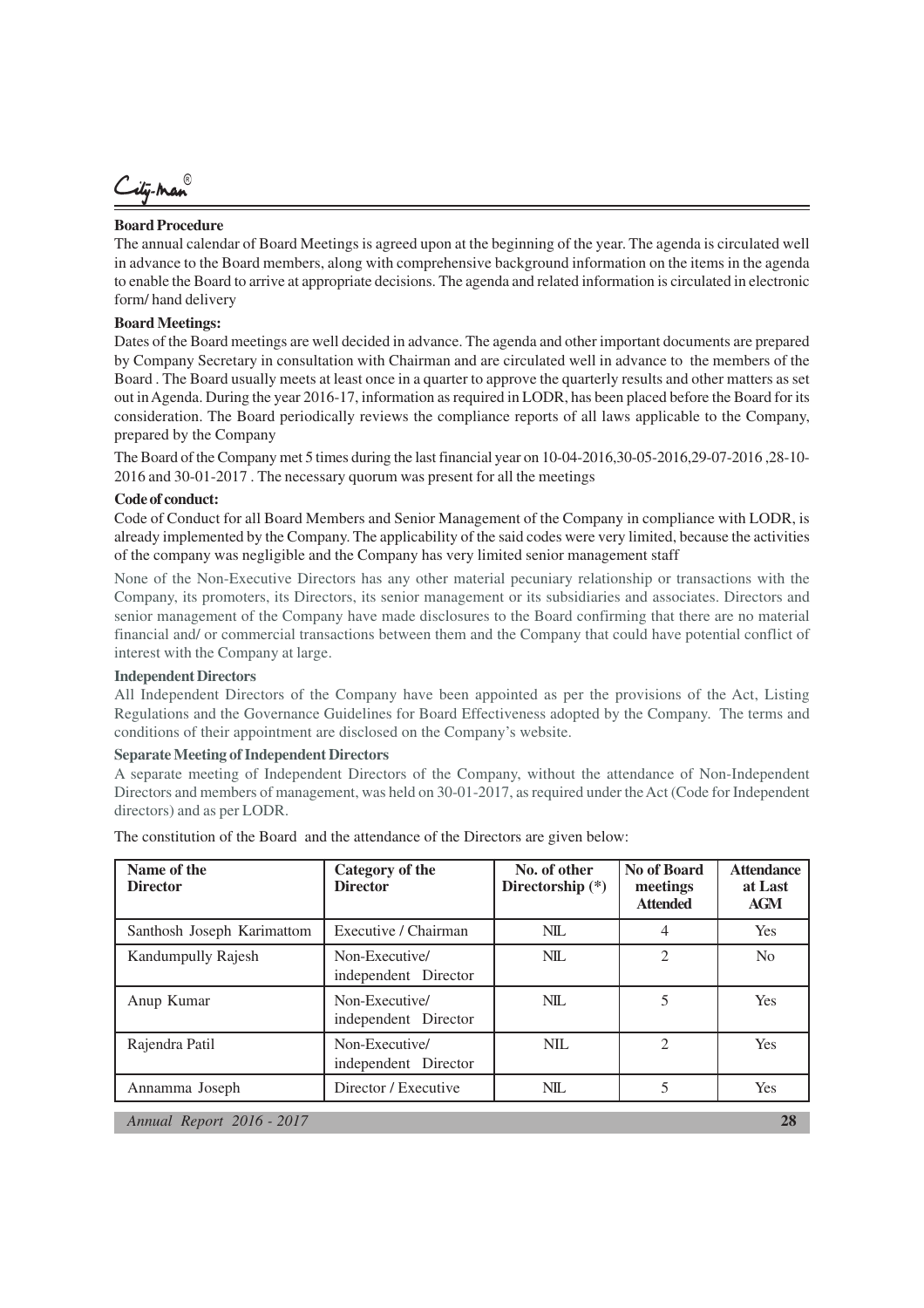**Board Procedure**

The annual calendar of Board Meetings is agreed upon at the beginning of the year. The agenda is circulated well in advance to the Board members, along with comprehensive background information on the items in the agenda to enable the Board to arrive at appropriate decisions. The agenda and related information is circulated in electronic form/ hand delivery

**Board Meetings:**

Dates of the Board meetings are well decided in advance. The agenda and other important documents are prepared by Company Secretary in consultation with Chairman and are circulated well in advance to the members of the Board . The Board usually meets at least once in a quarter to approve the quarterly results and other matters as set out in Agenda. During the year 2016-17, information as required in LODR, has been placed before the Board for its consideration. The Board periodically reviews the compliance reports of all laws applicable to the Company, prepared by the Company

The Board of the Company met 5 times during the last financial year on 10-04-2016,30-05-2016,29-07-2016 ,28-10-2016 and 30-01-2017 . The necessary quorum was present for all the meetings

**Code of conduct:**

Code of Conduct for all Board Members and Senior Management of the Company in compliance with LODR, is already implemented by the Company. The applicability of the said codes were very limited, because the activities of the company was negligible and the Company has very limited senior management staff

None of the Non-Executive Directors has any other material pecuniary relationship or transactions with the Company, its promoters, its Directors, its senior management or its subsidiaries and associates. Directors and senior management of the Company have made disclosures to the Board confirming that there are no material financial and/ or commercial transactions between them and the Company that could have potential conflict of interest with the Company at large.

**Independent Directors**

All Independent Directors of the Company have been appointed as per the provisions of the Act, Listing Regulations and the Governance Guidelines for Board Effectiveness adopted by the Company. The terms and conditions of their appointment are disclosed on the Company's website.

**Separate Meeting of Independent Directors**

A separate meeting of Independent Directors of the Company, without the attendance of Non-Independent Directors and members of management, was held on 30-01-2017, as required under the Act (Code for Independent directors) and as per LODR.

The constitution of the Board and the attendance of the Directors are given below:

| Name of the Director | Category of the Director | No. of other Directorship (*) | No of Board meetings Attended | Attendance at Last AGM |
|---|---|---|---|---|
| Santhosh Joseph Karimattom | Executive / Chairman | NIL | 4 | Yes |
| Kandumpully Rajesh | Non-Executive/ independent Director | NIL | 2 | No |
| Anup Kumar | Non-Executive/ independent Director | NIL | 5 | Yes |
| Rajendra Patil | Non-Executive/ independent Director | NIL | 2 | Yes |
| Annamma Joseph | Director / Executive | NIL | 5 | Yes |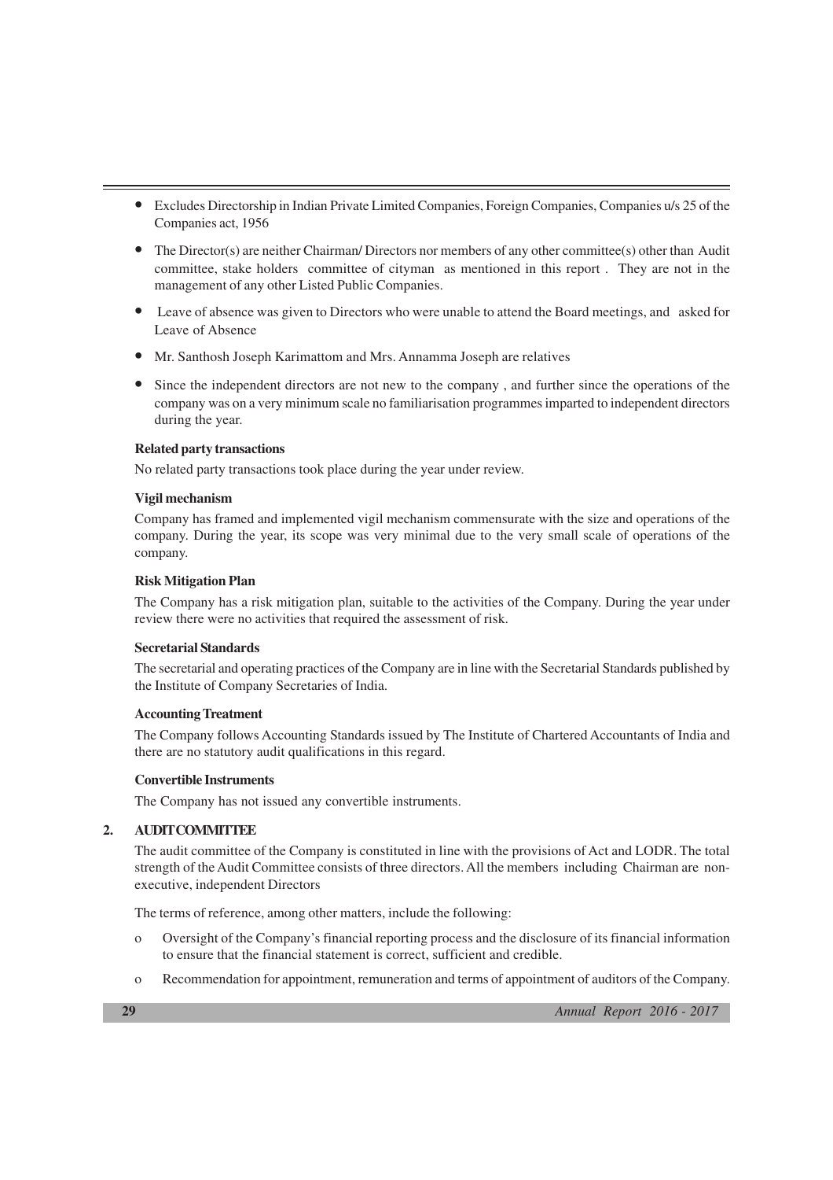- Excludes Directorship in Indian Private Limited Companies, Foreign Companies, Companies u/s 25 of the Companies act, 1956
- The Director(s) are neither Chairman/ Directors nor members of any other committee(s) other than Audit committee, stake holders committee of cityman as mentioned in this report . They are not in the management of any other Listed Public Companies.
- Leave of absence was given to Directors who were unable to attend the Board meetings, and asked for Leave of Absence
- Mr. Santhosh Joseph Karimattom and Mrs. Annamma Joseph are relatives
- Since the independent directors are not new to the company , and further since the operations of the company was on a very minimum scale no familiarisation programmes imparted to independent directors during the year.

**Related party transactions**

No related party transactions took place during the year under review.

**Vigil mechanism**

Company has framed and implemented vigil mechanism commensurate with the size and operations of the company. During the year, its scope was very minimal due to the very small scale of operations of the company.

**Risk Mitigation Plan**

The Company has a risk mitigation plan, suitable to the activities of the Company. During the year under review there were no activities that required the assessment of risk.

**Secretarial Standards**

The secretarial and operating practices of the Company are in line with the Secretarial Standards published by the Institute of Company Secretaries of India.

**Accounting Treatment**

The Company follows Accounting Standards issued by The Institute of Chartered Accountants of India and there are no statutory audit qualifications in this regard.

**Convertible Instruments**

The Company has not issued any convertible instruments.

## 2. AUDIT COMMITTEE

The audit committee of the Company is constituted in line with the provisions of Act and LODR. The total strength of the Audit Committee consists of three directors. All the members including Chairman are non-executive, independent Directors

The terms of reference, among other matters, include the following:

- Oversight of the Company's financial reporting process and the disclosure of its financial information to ensure that the financial statement is correct, sufficient and credible.
- Recommendation for appointment, remuneration and terms of appointment of auditors of the Company.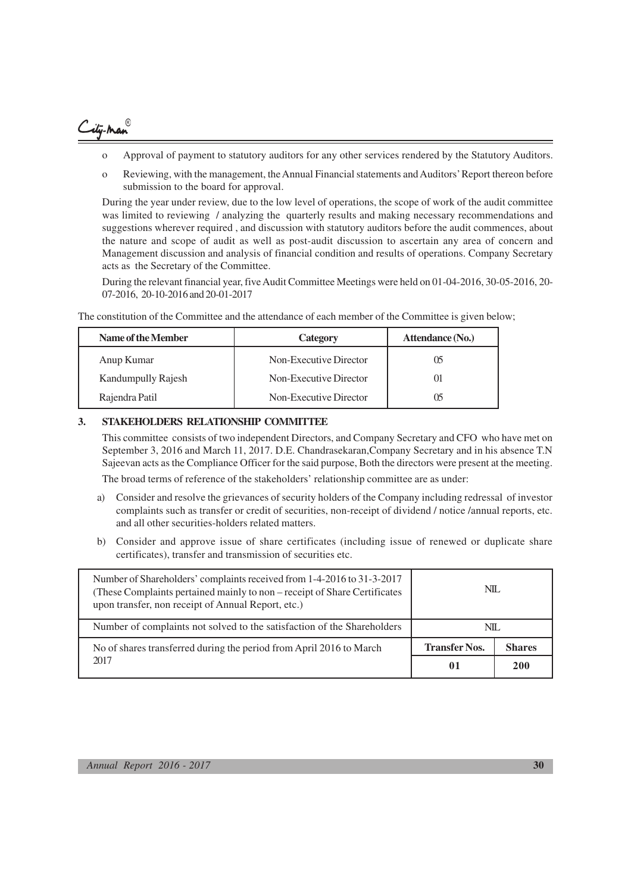- o Approval of payment to statutory auditors for any other services rendered by the Statutory Auditors.
- o Reviewing, with the management, the Annual Financial statements and Auditors' Report thereon before submission to the board for approval.

During the year under review, due to the low level of operations, the scope of work of the audit committee was limited to reviewing / analyzing the quarterly results and making necessary recommendations and suggestions wherever required , and discussion with statutory auditors before the audit commences, about the nature and scope of audit as well as post-audit discussion to ascertain any area of concern and Management discussion and analysis of financial condition and results of operations. Company Secretary acts as the Secretary of the Committee.

During the relevant financial year, five Audit Committee Meetings were held on 01-04-2016, 30-05-2016, 20-07-2016, 20-10-2016 and 20-01-2017

The constitution of the Committee and the attendance of each member of the Committee is given below;

| Name of the Member | Category | Attendance (No.) |
|---|---|---|
| Anup Kumar | Non-Executive Director | 05 |
| Kandumpully Rajesh | Non-Executive Director | 01 |
| Rajendra Patil | Non-Executive Director | 05 |

### 3. STAKEHOLDERS RELATIONSHIP COMMITTEE

This committee consists of two independent Directors, and Company Secretary and CFO who have met on September 3, 2016 and March 11, 2017. D.E. Chandrasekaran,Company Secretary and in his absence T.N Sajeevan acts as the Compliance Officer for the said purpose, Both the directors were present at the meeting.

The broad terms of reference of the stakeholders' relationship committee are as under:

a) Consider and resolve the grievances of security holders of the Company including redressal of investor complaints such as transfer or credit of securities, non-receipt of dividend / notice /annual reports, etc. and all other securities-holders related matters.

b) Consider and approve issue of share certificates (including issue of renewed or duplicate share certificates), transfer and transmission of securities etc.

| | | |
|---|---|---|
| Number of Shareholders' complaints received from 1-4-2016 to 31-3-2017 (These Complaints pertained mainly to non – receipt of Share Certificates upon transfer, non receipt of Annual Report, etc.) | NIL | |
| Number of complaints not solved to the satisfaction of the Shareholders | NIL | |
| No of shares transferred during the period from April 2016 to March 2017 | **Transfer Nos.** | **Shares** |
| | **01** | **200** |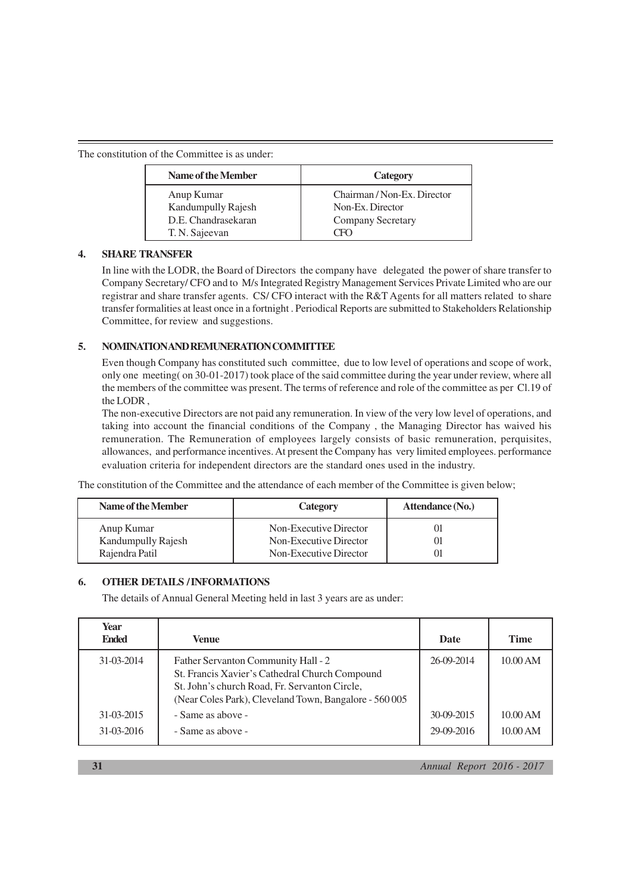The constitution of the Committee is as under:

| Name of the Member | Category |
|---|---|
| Anup Kumar | Chairman / Non-Ex. Director |
| Kandumpully Rajesh | Non-Ex. Director |
| D.E. Chandrasekaran | Company Secretary |
| T. N. Sajeevan | CFO |

**4. SHARE TRANSFER**

In line with the LODR, the Board of Directors the company have delegated the power of share transfer to Company Secretary/ CFO and to M/s Integrated Registry Management Services Private Limited who are our registrar and share transfer agents. CS/ CFO interact with the R&T Agents for all matters related to share transfer formalities at least once in a fortnight . Periodical Reports are submitted to Stakeholders Relationship Committee, for review and suggestions.

**5. NOMINATION AND REMUNERATION COMMITTEE**

Even though Company has constituted such committee, due to low level of operations and scope of work, only one meeting( on 30-01-2017) took place of the said committee during the year under review, where all the members of the committee was present. The terms of reference and role of the committee as per Cl.19 of the LODR ,

The non-executive Directors are not paid any remuneration. In view of the very low level of operations, and taking into account the financial conditions of the Company , the Managing Director has waived his remuneration. The Remuneration of employees largely consists of basic remuneration, perquisites, allowances, and performance incentives. At present the Company has very limited employees. performance evaluation criteria for independent directors are the standard ones used in the industry.

The constitution of the Committee and the attendance of each member of the Committee is given below;

| Name of the Member | Category | Attendance (No.) |
|---|---|---|
| Anup Kumar | Non-Executive Director | 01 |
| Kandumpully Rajesh | Non-Executive Director | 01 |
| Rajendra Patil | Non-Executive Director | 01 |

**6. OTHER DETAILS / INFORMATIONS**

The details of Annual General Meeting held in last 3 years are as under:

| Year Ended | Venue | Date | Time |
|---|---|---|---|
| 31-03-2014 | Father Servanton Community Hall - 2 St. Francis Xavier's Cathedral Church Compound St. John's church Road, Fr. Servanton Circle, (Near Coles Park), Cleveland Town, Bangalore - 560 005 | 26-09-2014 | 10.00 AM |
| 31-03-2015 | - Same as above - | 30-09-2015 | 10.00 AM |
| 31-03-2016 | - Same as above - | 29-09-2016 | 10.00 AM |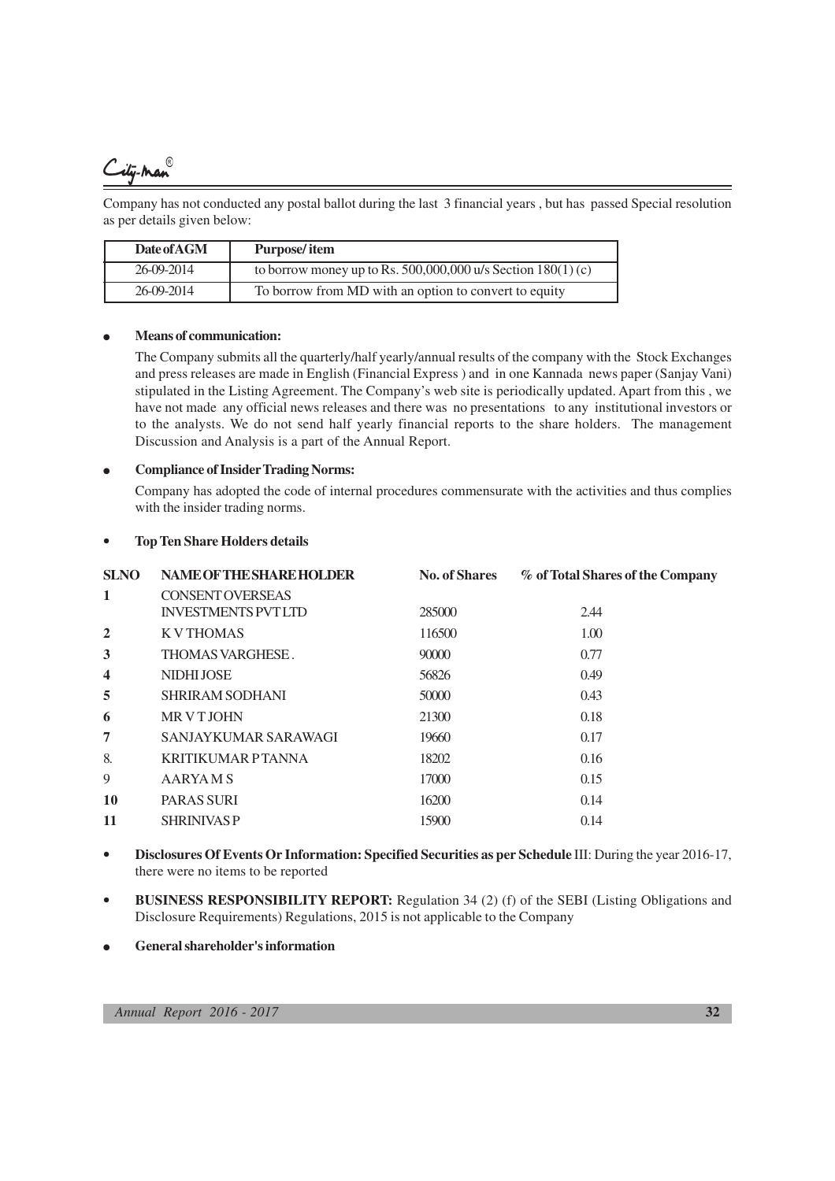Company has not conducted any postal ballot during the last 3 financial years , but has passed Special resolution as per details given below:

| Date of AGM | Purpose/ item |
|---|---|
| 26-09-2014 | to borrow money up to Rs. 500,000,000 u/s Section 180(1) (c) |
| 26-09-2014 | To borrow from MD with an option to convert to equity |

- **Means of communication:**

  The Company submits all the quarterly/half yearly/annual results of the company with the Stock Exchanges and press releases are made in English (Financial Express ) and in one Kannada news paper (Sanjay Vani) stipulated in the Listing Agreement. The Company's web site is periodically updated. Apart from this , we have not made any official news releases and there was no presentations to any institutional investors or to the analysts. We do not send half yearly financial reports to the share holders. The management Discussion and Analysis is a part of the Annual Report.

- **Compliance of Insider Trading Norms:**

  Company has adopted the code of internal procedures commensurate with the activities and thus complies with the insider trading norms.

- **Top Ten Share Holders details**

| SLNO | NAME OF THE SHARE HOLDER | No. of Shares | % of Total Shares of the Company |
|---|---|---|---|
| 1 | CONSENT OVERSEAS INVESTMENTS PVT LTD | 285000 | 2.44 |
| 2 | K V THOMAS | 116500 | 1.00 |
| 3 | THOMAS VARGHESE . | 90000 | 0.77 |
| 4 | NIDHI JOSE | 56826 | 0.49 |
| 5 | SHRIRAM SODHANI | 50000 | 0.43 |
| 6 | MR V T JOHN | 21300 | 0.18 |
| 7 | SANJAYKUMAR SARAWAGI | 19660 | 0.17 |
| 8. | KRITIKUMAR P TANNA | 18202 | 0.16 |
| 9 | AARYA M S | 17000 | 0.15 |
| 10 | PARAS SURI | 16200 | 0.14 |
| 11 | SHRINIVAS P | 15900 | 0.14 |

- **Disclosures Of Events Or Information: Specified Securities as per Schedule** III: During the year 2016-17, there were no items to be reported

- **BUSINESS RESPONSIBILITY REPORT:** Regulation 34 (2) (f) of the SEBI (Listing Obligations and Disclosure Requirements) Regulations, 2015 is not applicable to the Company

- **General shareholder's information**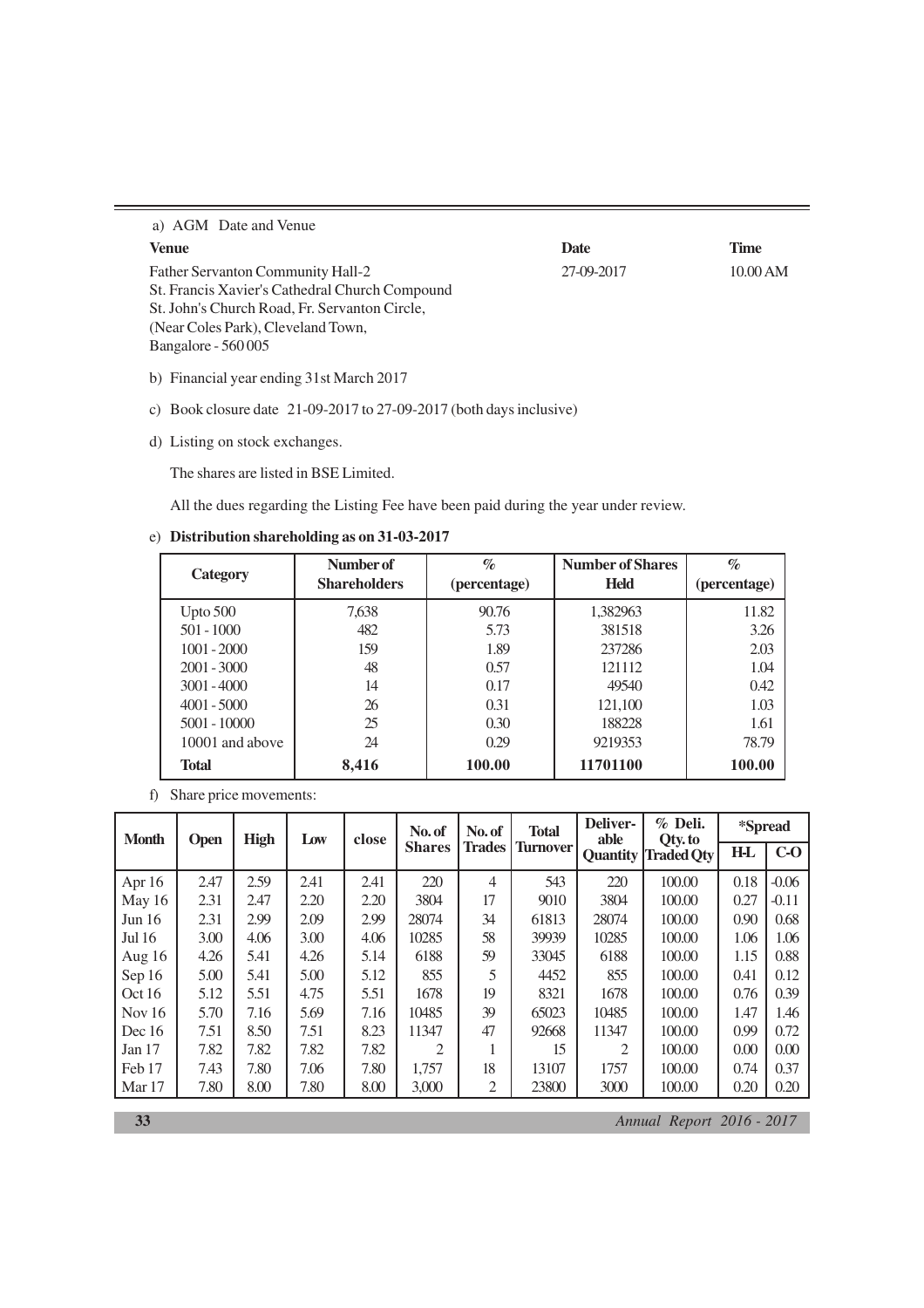a) AGM Date and Venue

| Venue | Date | Time |
|---|---|---|
| Father Servanton Community Hall-2<br>St. Francis Xavier's Cathedral Church Compound<br>St. John's Church Road, Fr. Servanton Circle,<br>(Near Coles Park), Cleveland Town,<br>Bangalore - 560 005 | 27-09-2017 | 10.00 AM |

b) Financial year ending 31st March 2017

c) Book closure date 21-09-2017 to 27-09-2017 (both days inclusive)

d) Listing on stock exchanges.

The shares are listed in BSE Limited.

All the dues regarding the Listing Fee have been paid during the year under review.

e) **Distribution shareholding as on 31-03-2017**

| Category | Number of Shareholders | % (percentage) | Number of Shares Held | % (percentage) |
|---|---|---|---|---|
| Upto 500 | 7,638 | 90.76 | 1,382963 | 11.82 |
| 501 - 1000 | 482 | 5.73 | 381518 | 3.26 |
| 1001 - 2000 | 159 | 1.89 | 237286 | 2.03 |
| 2001 - 3000 | 48 | 0.57 | 121112 | 1.04 |
| 3001 - 4000 | 14 | 0.17 | 49540 | 0.42 |
| 4001 - 5000 | 26 | 0.31 | 121,100 | 1.03 |
| 5001 - 10000 | 25 | 0.30 | 188228 | 1.61 |
| 10001 and above | 24 | 0.29 | 9219353 | 78.79 |
| **Total** | **8,416** | **100.00** | **11701100** | **100.00** |

f) Share price movements:

| Month | Open | High | Low | close | No. of Shares | No. of Trades | Total Turnover | Deliverable Quantity | % Deli. Qty. to Traded Qty | *Spread | |
|---|---|---|---|---|---|---|---|---|---|---|---|
| | | | | | | | | | | H-L | C-O |
| Apr 16 | 2.47 | 2.59 | 2.41 | 2.41 | 220 | 4 | 543 | 220 | 100.00 | 0.18 | -0.06 |
| May 16 | 2.31 | 2.47 | 2.20 | 2.20 | 3804 | 17 | 9010 | 3804 | 100.00 | 0.27 | -0.11 |
| Jun 16 | 2.31 | 2.99 | 2.09 | 2.99 | 28074 | 34 | 61813 | 28074 | 100.00 | 0.90 | 0.68 |
| Jul 16 | 3.00 | 4.06 | 3.00 | 4.06 | 10285 | 58 | 39939 | 10285 | 100.00 | 1.06 | 1.06 |
| Aug 16 | 4.26 | 5.41 | 4.26 | 5.14 | 6188 | 59 | 33045 | 6188 | 100.00 | 1.15 | 0.88 |
| Sep 16 | 5.00 | 5.41 | 5.00 | 5.12 | 855 | 5 | 4452 | 855 | 100.00 | 0.41 | 0.12 |
| Oct 16 | 5.12 | 5.51 | 4.75 | 5.51 | 1678 | 19 | 8321 | 1678 | 100.00 | 0.76 | 0.39 |
| Nov 16 | 5.70 | 7.16 | 5.69 | 7.16 | 10485 | 39 | 65023 | 10485 | 100.00 | 1.47 | 1.46 |
| Dec 16 | 7.51 | 8.50 | 7.51 | 8.23 | 11347 | 47 | 92668 | 11347 | 100.00 | 0.99 | 0.72 |
| Jan 17 | 7.82 | 7.82 | 7.82 | 7.82 | 2 | 1 | 15 | 2 | 100.00 | 0.00 | 0.00 |
| Feb 17 | 7.43 | 7.80 | 7.06 | 7.80 | 1,757 | 18 | 13107 | 1757 | 100.00 | 0.74 | 0.37 |
| Mar 17 | 7.80 | 8.00 | 7.80 | 8.00 | 3,000 | 2 | 23800 | 3000 | 100.00 | 0.20 | 0.20 |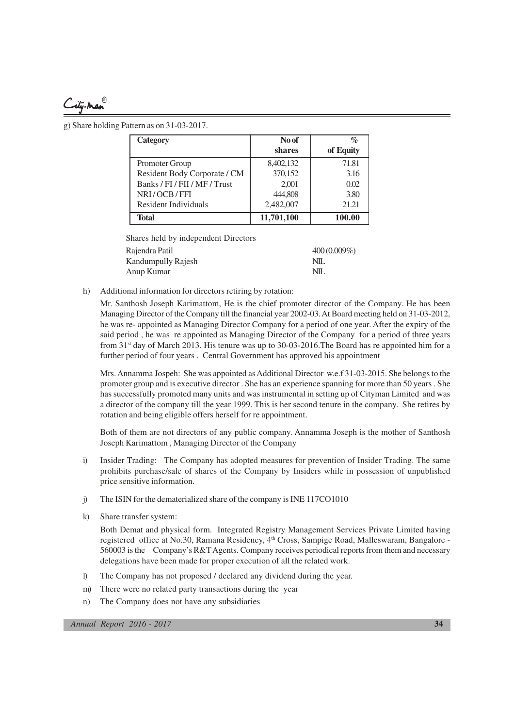g) Share holding Pattern as on 31-03-2017.

| Category | No of shares | % of Equity |
|---|---|---|
| Promoter Group | 8,402,132 | 71.81 |
| Resident Body Corporate / CM | 370,152 | 3.16 |
| Banks / FI / FII / MF / Trust | 2,001 | 0.02 |
| NRI / OCB / FFI | 444,808 | 3.80 |
| Resident Individuals | 2,482,007 | 21.21 |
| **Total** | **11,701,100** | **100.00** |

Shares held by independent Directors

| | |
|---|---|
| Rajendra Patil | 400 (0.009%) |
| Kandumpully Rajesh | NIL |
| Anup Kumar | NIL |

h) Additional information for directors retiring by rotation:

Mr. Santhosh Joseph Karimattom, He is the chief promoter director of the Company. He has been Managing Director of the Company till the financial year 2002-03. At Board meeting held on 31-03-2012, he was re- appointed as Managing Director Company for a period of one year. After the expiry of the said period , he was re appointed as Managing Director of the Company for a period of three years from 31st day of March 2013. His tenure was up to 30-03-2016.The Board has re appointed him for a further period of four years . Central Government has approved his appointment

Mrs. Annamma Jospeh: She was appointed as Additional Director w.e.f 31-03-2015. She belongs to the promoter group and is executive director . She has an experience spanning for more than 50 years . She has successfully promoted many units and was instrumental in setting up of Cityman Limited and was a director of the company till the year 1999. This is her second tenure in the company. She retires by rotation and being eligible offers herself for re appointment.

Both of them are not directors of any public company. Annamma Joseph is the mother of Santhosh Joseph Karimattom , Managing Director of the Company

i) Insider Trading: The Company has adopted measures for prevention of Insider Trading. The same prohibits purchase/sale of shares of the Company by Insiders while in possession of unpublished price sensitive information.

j) The ISIN for the dematerialized share of the company is INE 117CO1010

k) Share transfer system:

Both Demat and physical form. Integrated Registry Management Services Private Limited having registered office at No.30, Ramana Residency, 4th Cross, Sampige Road, Malleswaram, Bangalore - 560003 is the Company's R&T Agents. Company receives periodical reports from them and necessary delegations have been made for proper execution of all the related work.

l) The Company has not proposed / declared any dividend during the year.

m) There were no related party transactions during the year

n) The Company does not have any subsidiaries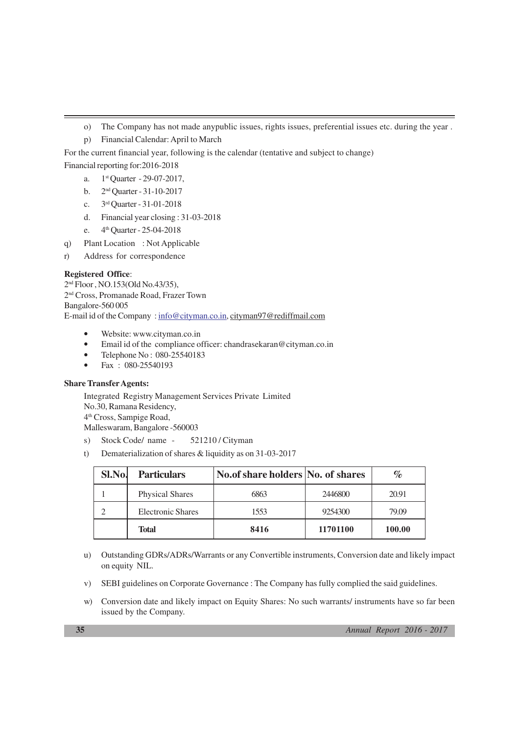o) The Company has not made anypublic issues, rights issues, preferential issues etc. during the year .

p) Financial Calendar: April to March

For the current financial year, following is the calendar (tentative and subject to change)

Financial reporting for:2016-2018

a. 1st Quarter - 29-07-2017,

b. 2nd Quarter - 31-10-2017

c. 3rd Quarter - 31-01-2018

d. Financial year closing : 31-03-2018

e. 4th Quarter - 25-04-2018

q) Plant Location : Not Applicable

r) Address for correspondence

**Registered Office**:
2nd Floor , NO.153(Old No.43/35),
2nd Cross, Promanade Road, Frazer Town
Bangalore-560 005
E-mail id of the Company : info@cityman.co.in, cityman97@rediffmail.com

- Website: www.cityman.co.in
- Email id of the compliance officer: chandrasekaran@cityman.co.in
- Telephone No : 080-25540183
- Fax : 080-25540193

**Share Transfer Agents:**

Integrated Registry Management Services Private Limited
No.30, Ramana Residency,
4th Cross, Sampige Road,
Malleswaram, Bangalore -560003

s) Stock Code/ name - 521210 / Cityman

t) Dematerialization of shares & liquidity as on 31-03-2017

| Sl.No. | Particulars | No.of share holders | No. of shares | % |
|---|---|---|---|---|
| 1 | Physical Shares | 6863 | 2446800 | 20.91 |
| 2 | Electronic Shares | 1553 | 9254300 | 79.09 |
| | **Total** | **8416** | **11701100** | **100.00** |

u) Outstanding GDRs/ADRs/Warrants or any Convertible instruments, Conversion date and likely impact on equity NIL.

v) SEBI guidelines on Corporate Governance : The Company has fully complied the said guidelines.

w) Conversion date and likely impact on Equity Shares: No such warrants/ instruments have so far been issued by the Company.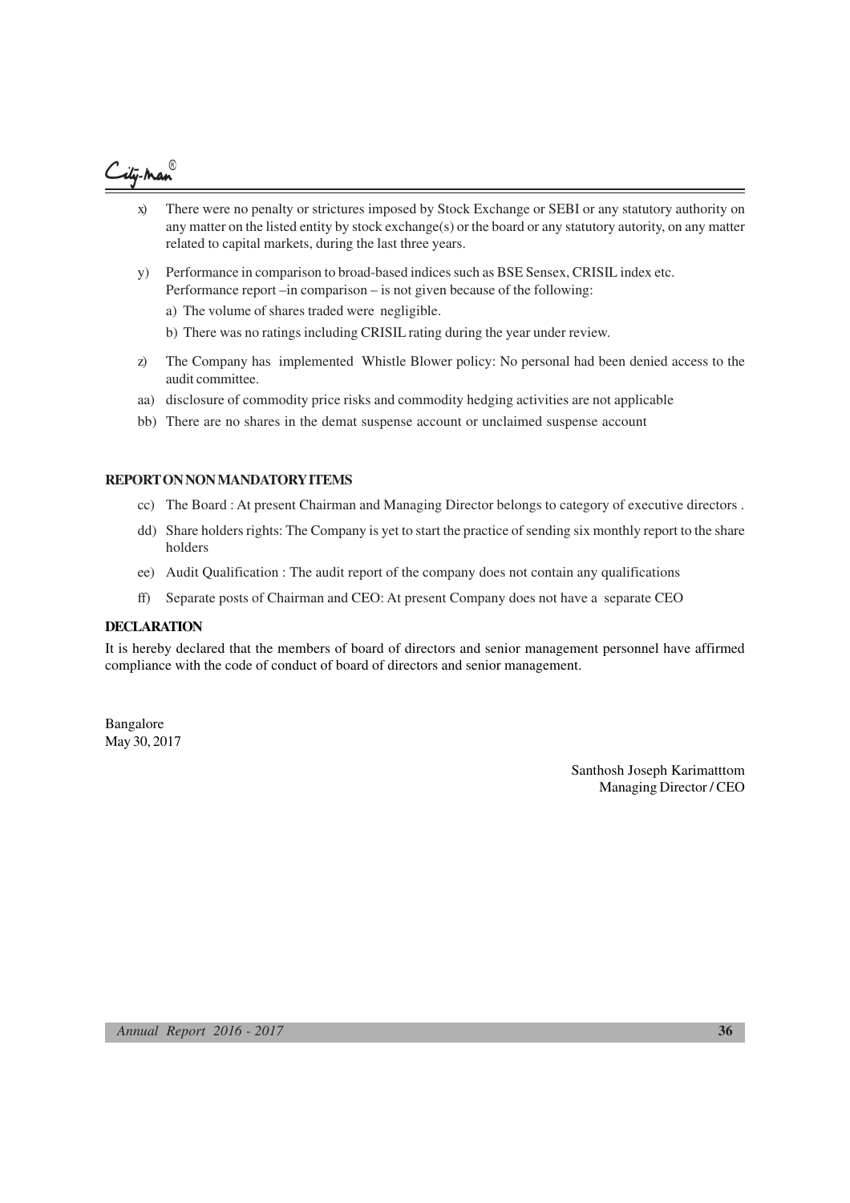x) There were no penalty or strictures imposed by Stock Exchange or SEBI or any statutory authority on any matter on the listed entity by stock exchange(s) or the board or any statutory autority, on any matter related to capital markets, during the last three years.

y) Performance in comparison to broad-based indices such as BSE Sensex, CRISIL index etc.
Performance report –in comparison – is not given because of the following:

   a) The volume of shares traded were negligible.

   b) There was no ratings including CRISIL rating during the year under review.

z) The Company has implemented Whistle Blower policy: No personal had been denied access to the audit committee.

aa) disclosure of commodity price risks and commodity hedging activities are not applicable

bb) There are no shares in the demat suspense account or unclaimed suspense account

**REPORT ON NON MANDATORY ITEMS**

cc) The Board : At present Chairman and Managing Director belongs to category of executive directors .

dd) Share holders rights: The Company is yet to start the practice of sending six monthly report to the share holders

ee) Audit Qualification : The audit report of the company does not contain any qualifications

ff) Separate posts of Chairman and CEO: At present Company does not have a separate CEO

**DECLARATION**

It is hereby declared that the members of board of directors and senior management personnel have affirmed compliance with the code of conduct of board of directors and senior management.

Bangalore
May 30, 2017

Santhosh Joseph Karimatttom
Managing Director / CEO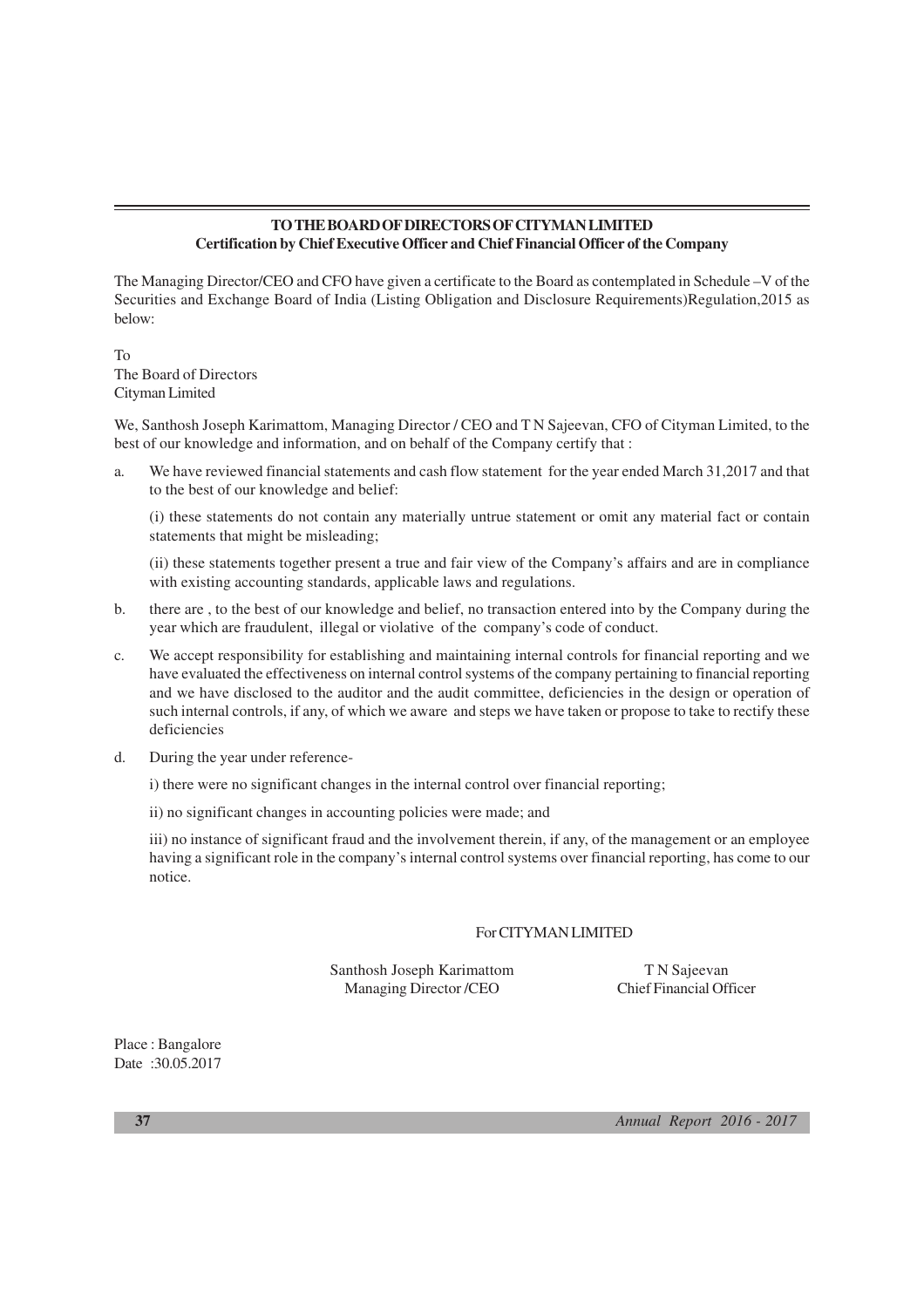**TO THE BOARD OF DIRECTORS OF CITYMAN LIMITED**
**Certification by Chief Executive Officer and Chief Financial Officer of the Company**

The Managing Director/CEO and CFO have given a certificate to the Board as contemplated in Schedule –V of the Securities and Exchange Board of India (Listing Obligation and Disclosure Requirements)Regulation,2015 as below:

To
The Board of Directors
Cityman Limited

We, Santhosh Joseph Karimattom, Managing Director / CEO and T N Sajeevan, CFO of Cityman Limited, to the best of our knowledge and information, and on behalf of the Company certify that :

a. We have reviewed financial statements and cash flow statement for the year ended March 31,2017 and that to the best of our knowledge and belief:

   (i) these statements do not contain any materially untrue statement or omit any material fact or contain statements that might be misleading;

   (ii) these statements together present a true and fair view of the Company's affairs and are in compliance with existing accounting standards, applicable laws and regulations.

b. there are , to the best of our knowledge and belief, no transaction entered into by the Company during the year which are fraudulent, illegal or violative of the company's code of conduct.

c. We accept responsibility for establishing and maintaining internal controls for financial reporting and we have evaluated the effectiveness on internal control systems of the company pertaining to financial reporting and we have disclosed to the auditor and the audit committee, deficiencies in the design or operation of such internal controls, if any, of which we aware and steps we have taken or propose to take to rectify these deficiencies

d. During the year under reference-

   i) there were no significant changes in the internal control over financial reporting;

   ii) no significant changes in accounting policies were made; and

   iii) no instance of significant fraud and the involvement therein, if any, of the management or an employee having a significant role in the company's internal control systems over financial reporting, has come to our notice.

For CITYMAN LIMITED

Santhosh Joseph Karimattom
Managing Director /CEO

T N Sajeevan
Chief Financial Officer

Place : Bangalore
Date :30.05.2017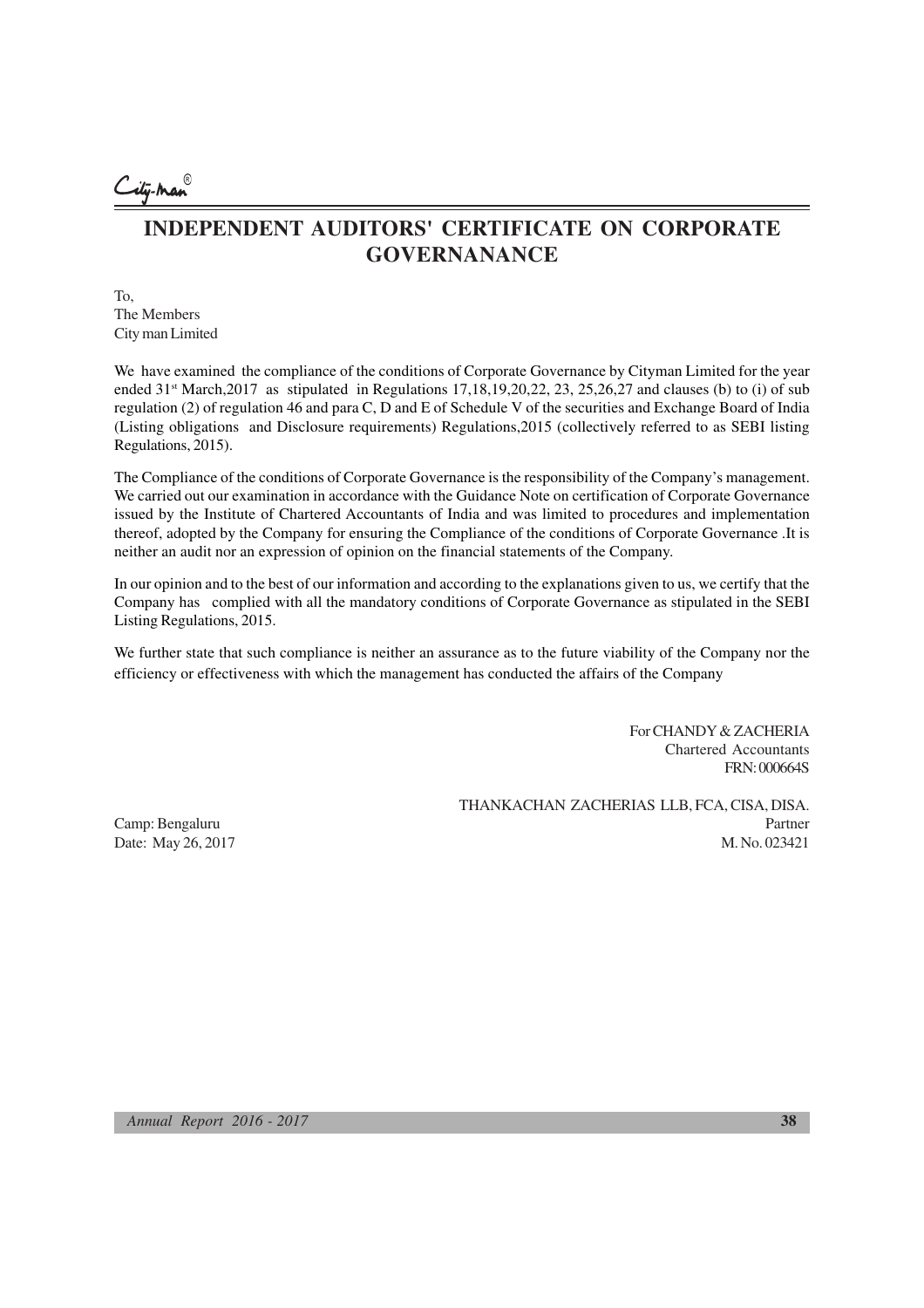# INDEPENDENT AUDITORS' CERTIFICATE ON CORPORATE GOVERNANANCE

To,
The Members
City man Limited

We have examined the compliance of the conditions of Corporate Governance by Cityman Limited for the year ended 31st March,2017 as stipulated in Regulations 17,18,19,20,22, 23, 25,26,27 and clauses (b) to (i) of sub regulation (2) of regulation 46 and para C, D and E of Schedule V of the securities and Exchange Board of India (Listing obligations and Disclosure requirements) Regulations,2015 (collectively referred to as SEBI listing Regulations, 2015).

The Compliance of the conditions of Corporate Governance is the responsibility of the Company's management. We carried out our examination in accordance with the Guidance Note on certification of Corporate Governance issued by the Institute of Chartered Accountants of India and was limited to procedures and implementation thereof, adopted by the Company for ensuring the Compliance of the conditions of Corporate Governance .It is neither an audit nor an expression of opinion on the financial statements of the Company.

In our opinion and to the best of our information and according to the explanations given to us, we certify that the Company has complied with all the mandatory conditions of Corporate Governance as stipulated in the SEBI Listing Regulations, 2015.

We further state that such compliance is neither an assurance as to the future viability of the Company nor the efficiency or effectiveness with which the management has conducted the affairs of the Company

For CHANDY & ZACHERIA
Chartered Accountants
FRN: 000664S

THANKACHAN ZACHERIAS LLB, FCA, CISA, DISA.
Partner
M. No. 023421

Camp: Bengaluru
Date: May 26, 2017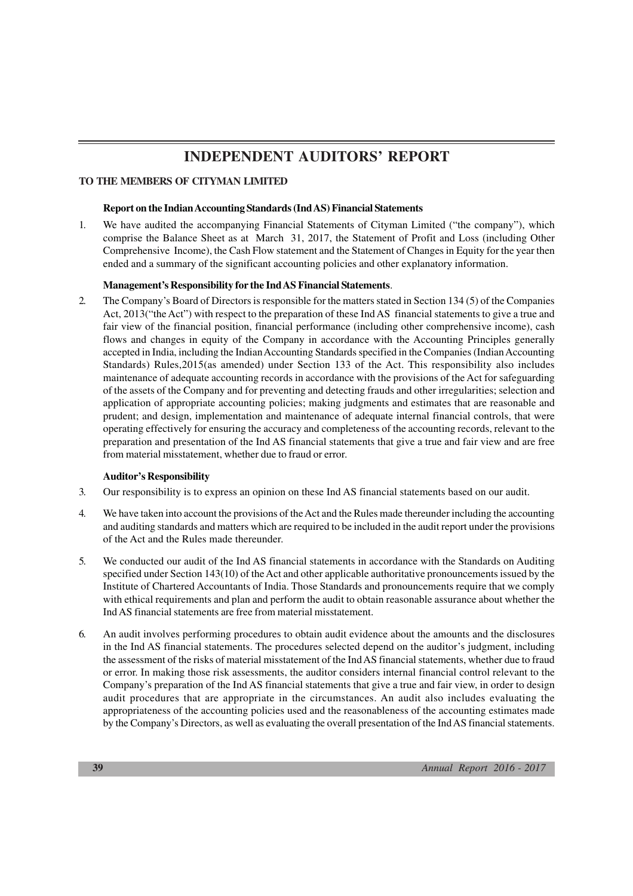# INDEPENDENT AUDITORS' REPORT

**TO THE MEMBERS OF CITYMAN LIMITED**

### Report on the Indian Accounting Standards (Ind AS) Financial Statements

1. We have audited the accompanying Financial Statements of Cityman Limited ("the company"), which comprise the Balance Sheet as at March 31, 2017, the Statement of Profit and Loss (including Other Comprehensive Income), the Cash Flow statement and the Statement of Changes in Equity for the year then ended and a summary of the significant accounting policies and other explanatory information.

### Management's Responsibility for the Ind AS Financial Statements.

2. The Company's Board of Directors is responsible for the matters stated in Section 134 (5) of the Companies Act, 2013("the Act") with respect to the preparation of these Ind AS financial statements to give a true and fair view of the financial position, financial performance (including other comprehensive income), cash flows and changes in equity of the Company in accordance with the Accounting Principles generally accepted in India, including the Indian Accounting Standards specified in the Companies (Indian Accounting Standards) Rules,2015(as amended) under Section 133 of the Act. This responsibility also includes maintenance of adequate accounting records in accordance with the provisions of the Act for safeguarding of the assets of the Company and for preventing and detecting frauds and other irregularities; selection and application of appropriate accounting policies; making judgments and estimates that are reasonable and prudent; and design, implementation and maintenance of adequate internal financial controls, that were operating effectively for ensuring the accuracy and completeness of the accounting records, relevant to the preparation and presentation of the Ind AS financial statements that give a true and fair view and are free from material misstatement, whether due to fraud or error.

### Auditor's Responsibility

3. Our responsibility is to express an opinion on these Ind AS financial statements based on our audit.

4. We have taken into account the provisions of the Act and the Rules made thereunder including the accounting and auditing standards and matters which are required to be included in the audit report under the provisions of the Act and the Rules made thereunder.

5. We conducted our audit of the Ind AS financial statements in accordance with the Standards on Auditing specified under Section 143(10) of the Act and other applicable authoritative pronouncements issued by the Institute of Chartered Accountants of India. Those Standards and pronouncements require that we comply with ethical requirements and plan and perform the audit to obtain reasonable assurance about whether the Ind AS financial statements are free from material misstatement.

6. An audit involves performing procedures to obtain audit evidence about the amounts and the disclosures in the Ind AS financial statements. The procedures selected depend on the auditor's judgment, including the assessment of the risks of material misstatement of the Ind AS financial statements, whether due to fraud or error. In making those risk assessments, the auditor considers internal financial control relevant to the Company's preparation of the Ind AS financial statements that give a true and fair view, in order to design audit procedures that are appropriate in the circumstances. An audit also includes evaluating the appropriateness of the accounting policies used and the reasonableness of the accounting estimates made by the Company's Directors, as well as evaluating the overall presentation of the Ind AS financial statements.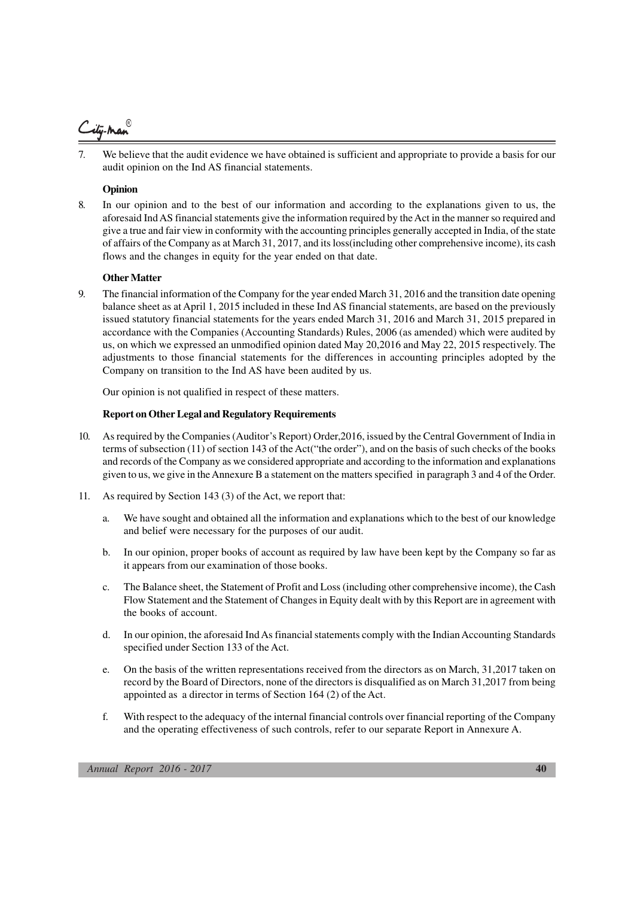7. We believe that the audit evidence we have obtained is sufficient and appropriate to provide a basis for our audit opinion on the Ind AS financial statements.

**Opinion**

8. In our opinion and to the best of our information and according to the explanations given to us, the aforesaid Ind AS financial statements give the information required by the Act in the manner so required and give a true and fair view in conformity with the accounting principles generally accepted in India, of the state of affairs of the Company as at March 31, 2017, and its loss(including other comprehensive income), its cash flows and the changes in equity for the year ended on that date.

**Other Matter**

9. The financial information of the Company for the year ended March 31, 2016 and the transition date opening balance sheet as at April 1, 2015 included in these Ind AS financial statements, are based on the previously issued statutory financial statements for the years ended March 31, 2016 and March 31, 2015 prepared in accordance with the Companies (Accounting Standards) Rules, 2006 (as amended) which were audited by us, on which we expressed an unmodified opinion dated May 20,2016 and May 22, 2015 respectively. The adjustments to those financial statements for the differences in accounting principles adopted by the Company on transition to the Ind AS have been audited by us.

   Our opinion is not qualified in respect of these matters.

**Report on Other Legal and Regulatory Requirements**

10. As required by the Companies (Auditor's Report) Order,2016, issued by the Central Government of India in terms of subsection (11) of section 143 of the Act("the order"), and on the basis of such checks of the books and records of the Company as we considered appropriate and according to the information and explanations given to us, we give in the Annexure B a statement on the matters specified in paragraph 3 and 4 of the Order.

11. As required by Section 143 (3) of the Act, we report that:

    a. We have sought and obtained all the information and explanations which to the best of our knowledge and belief were necessary for the purposes of our audit.

    b. In our opinion, proper books of account as required by law have been kept by the Company so far as it appears from our examination of those books.

    c. The Balance sheet, the Statement of Profit and Loss (including other comprehensive income), the Cash Flow Statement and the Statement of Changes in Equity dealt with by this Report are in agreement with the books of account.

    d. In our opinion, the aforesaid Ind As financial statements comply with the Indian Accounting Standards specified under Section 133 of the Act.

    e. On the basis of the written representations received from the directors as on March, 31,2017 taken on record by the Board of Directors, none of the directors is disqualified as on March 31,2017 from being appointed as a director in terms of Section 164 (2) of the Act.

    f. With respect to the adequacy of the internal financial controls over financial reporting of the Company and the operating effectiveness of such controls, refer to our separate Report in Annexure A.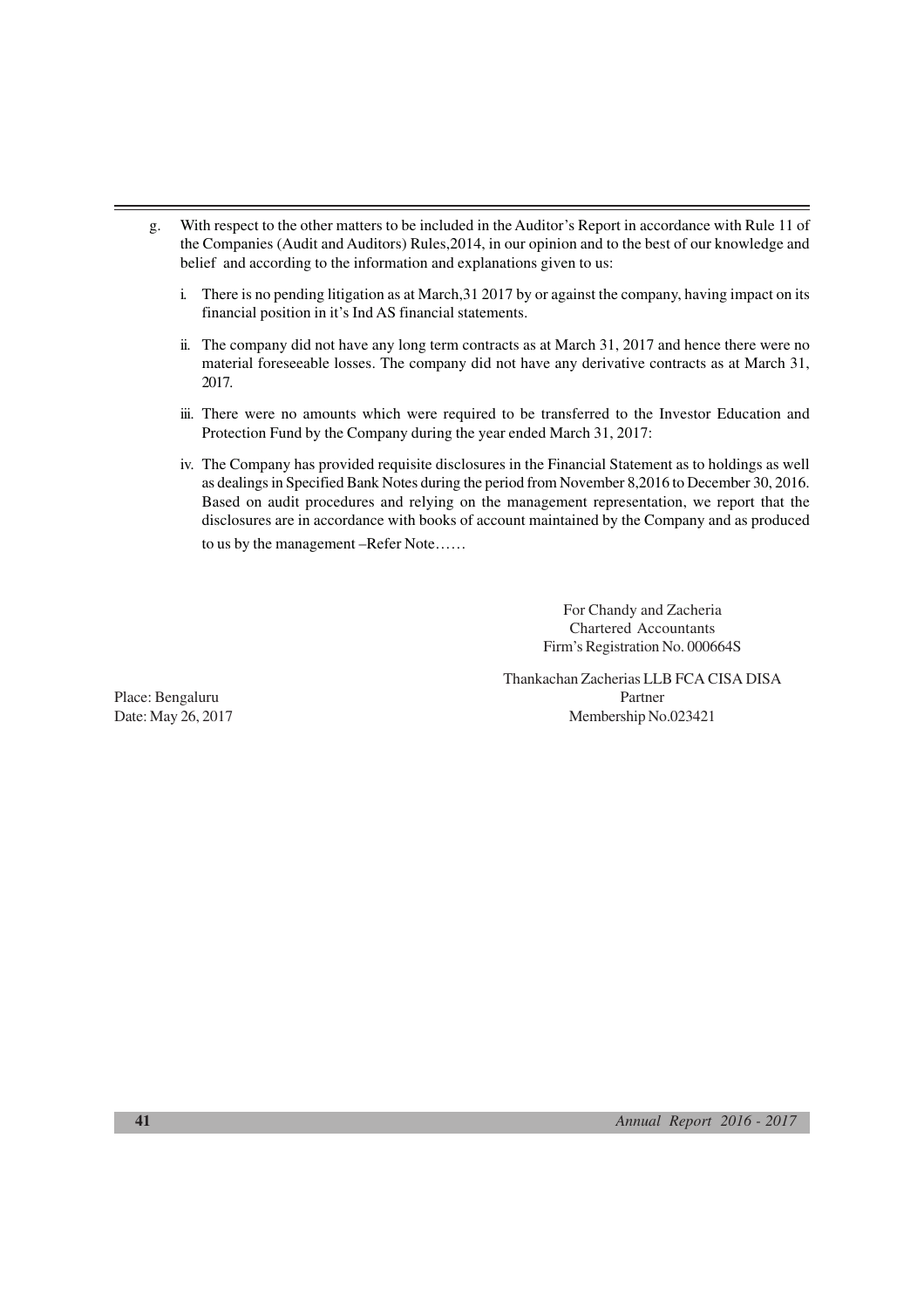g. With respect to the other matters to be included in the Auditor's Report in accordance with Rule 11 of the Companies (Audit and Auditors) Rules,2014, in our opinion and to the best of our knowledge and belief and according to the information and explanations given to us:

   i. There is no pending litigation as at March,31 2017 by or against the company, having impact on its financial position in it's Ind AS financial statements.

   ii. The company did not have any long term contracts as at March 31, 2017 and hence there were no material foreseeable losses. The company did not have any derivative contracts as at March 31, 2017.

   iii. There were no amounts which were required to be transferred to the Investor Education and Protection Fund by the Company during the year ended March 31, 2017:

   iv. The Company has provided requisite disclosures in the Financial Statement as to holdings as well as dealings in Specified Bank Notes during the period from November 8,2016 to December 30, 2016. Based on audit procedures and relying on the management representation, we report that the disclosures are in accordance with books of account maintained by the Company and as produced to us by the management –Refer Note……

For Chandy and Zacheria
Chartered Accountants
Firm's Registration No. 000664S

Thankachan Zacherias LLB FCA CISA DISA
Partner
Membership No.023421

Place: Bengaluru
Date: May 26, 2017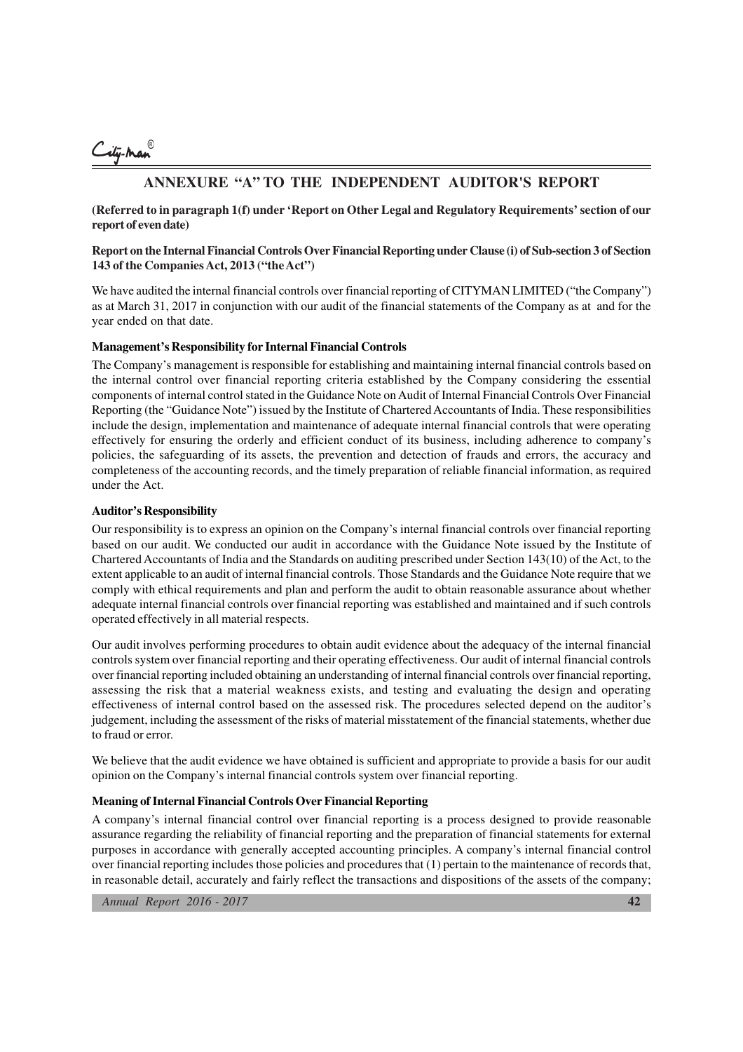## ANNEXURE "A" TO THE INDEPENDENT AUDITOR'S REPORT

**(Referred to in paragraph 1(f) under 'Report on Other Legal and Regulatory Requirements' section of our report of even date)**

**Report on the Internal Financial Controls Over Financial Reporting under Clause (i) of Sub-section 3 of Section 143 of the Companies Act, 2013 ("the Act")**

We have audited the internal financial controls over financial reporting of CITYMAN LIMITED ("the Company") as at March 31, 2017 in conjunction with our audit of the financial statements of the Company as at and for the year ended on that date.

### Management's Responsibility for Internal Financial Controls

The Company's management is responsible for establishing and maintaining internal financial controls based on the internal control over financial reporting criteria established by the Company considering the essential components of internal control stated in the Guidance Note on Audit of Internal Financial Controls Over Financial Reporting (the "Guidance Note") issued by the Institute of Chartered Accountants of India. These responsibilities include the design, implementation and maintenance of adequate internal financial controls that were operating effectively for ensuring the orderly and efficient conduct of its business, including adherence to company's policies, the safeguarding of its assets, the prevention and detection of frauds and errors, the accuracy and completeness of the accounting records, and the timely preparation of reliable financial information, as required under the Act.

### Auditor's Responsibility

Our responsibility is to express an opinion on the Company's internal financial controls over financial reporting based on our audit. We conducted our audit in accordance with the Guidance Note issued by the Institute of Chartered Accountants of India and the Standards on auditing prescribed under Section 143(10) of the Act, to the extent applicable to an audit of internal financial controls. Those Standards and the Guidance Note require that we comply with ethical requirements and plan and perform the audit to obtain reasonable assurance about whether adequate internal financial controls over financial reporting was established and maintained and if such controls operated effectively in all material respects.

Our audit involves performing procedures to obtain audit evidence about the adequacy of the internal financial controls system over financial reporting and their operating effectiveness. Our audit of internal financial controls over financial reporting included obtaining an understanding of internal financial controls over financial reporting, assessing the risk that a material weakness exists, and testing and evaluating the design and operating effectiveness of internal control based on the assessed risk. The procedures selected depend on the auditor's judgement, including the assessment of the risks of material misstatement of the financial statements, whether due to fraud or error.

We believe that the audit evidence we have obtained is sufficient and appropriate to provide a basis for our audit opinion on the Company's internal financial controls system over financial reporting.

### Meaning of Internal Financial Controls Over Financial Reporting

A company's internal financial control over financial reporting is a process designed to provide reasonable assurance regarding the reliability of financial reporting and the preparation of financial statements for external purposes in accordance with generally accepted accounting principles. A company's internal financial control over financial reporting includes those policies and procedures that (1) pertain to the maintenance of records that, in reasonable detail, accurately and fairly reflect the transactions and dispositions of the assets of the company;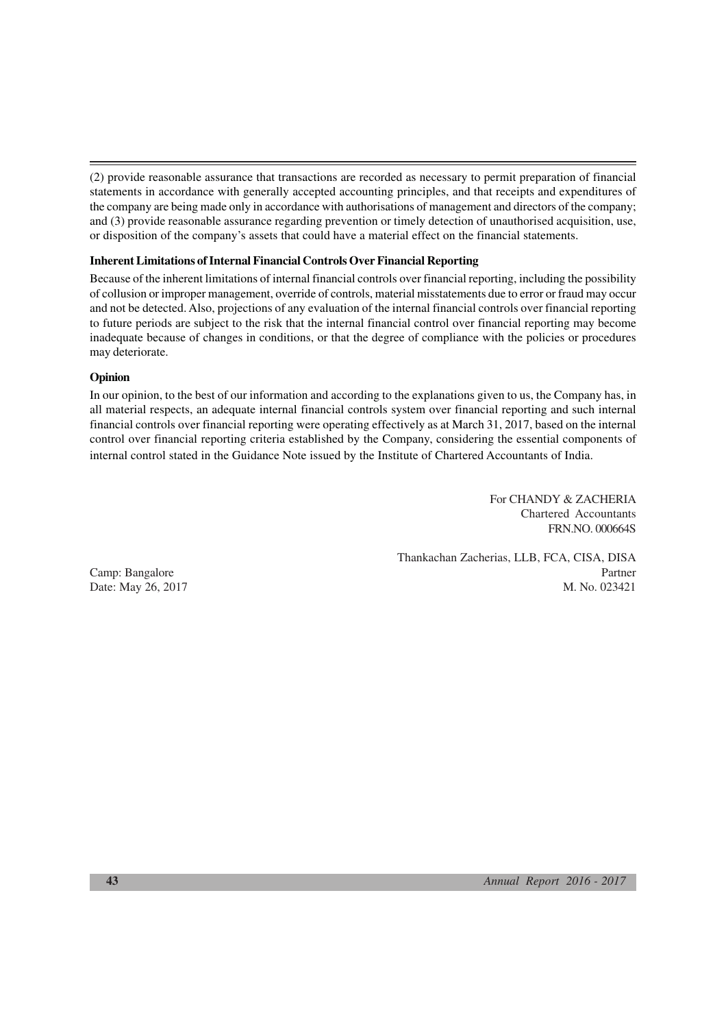(2) provide reasonable assurance that transactions are recorded as necessary to permit preparation of financial statements in accordance with generally accepted accounting principles, and that receipts and expenditures of the company are being made only in accordance with authorisations of management and directors of the company; and (3) provide reasonable assurance regarding prevention or timely detection of unauthorised acquisition, use, or disposition of the company's assets that could have a material effect on the financial statements.

**Inherent Limitations of Internal Financial Controls Over Financial Reporting**

Because of the inherent limitations of internal financial controls over financial reporting, including the possibility of collusion or improper management, override of controls, material misstatements due to error or fraud may occur and not be detected. Also, projections of any evaluation of the internal financial controls over financial reporting to future periods are subject to the risk that the internal financial control over financial reporting may become inadequate because of changes in conditions, or that the degree of compliance with the policies or procedures may deteriorate.

**Opinion**

In our opinion, to the best of our information and according to the explanations given to us, the Company has, in all material respects, an adequate internal financial controls system over financial reporting and such internal financial controls over financial reporting were operating effectively as at March 31, 2017, based on the internal control over financial reporting criteria established by the Company, considering the essential components of internal control stated in the Guidance Note issued by the Institute of Chartered Accountants of India.

For CHANDY & ZACHERIA
Chartered Accountants
FRN.NO. 000664S

Thankachan Zacherias, LLB, FCA, CISA, DISA
Partner
M. No. 023421

Camp: Bangalore
Date: May 26, 2017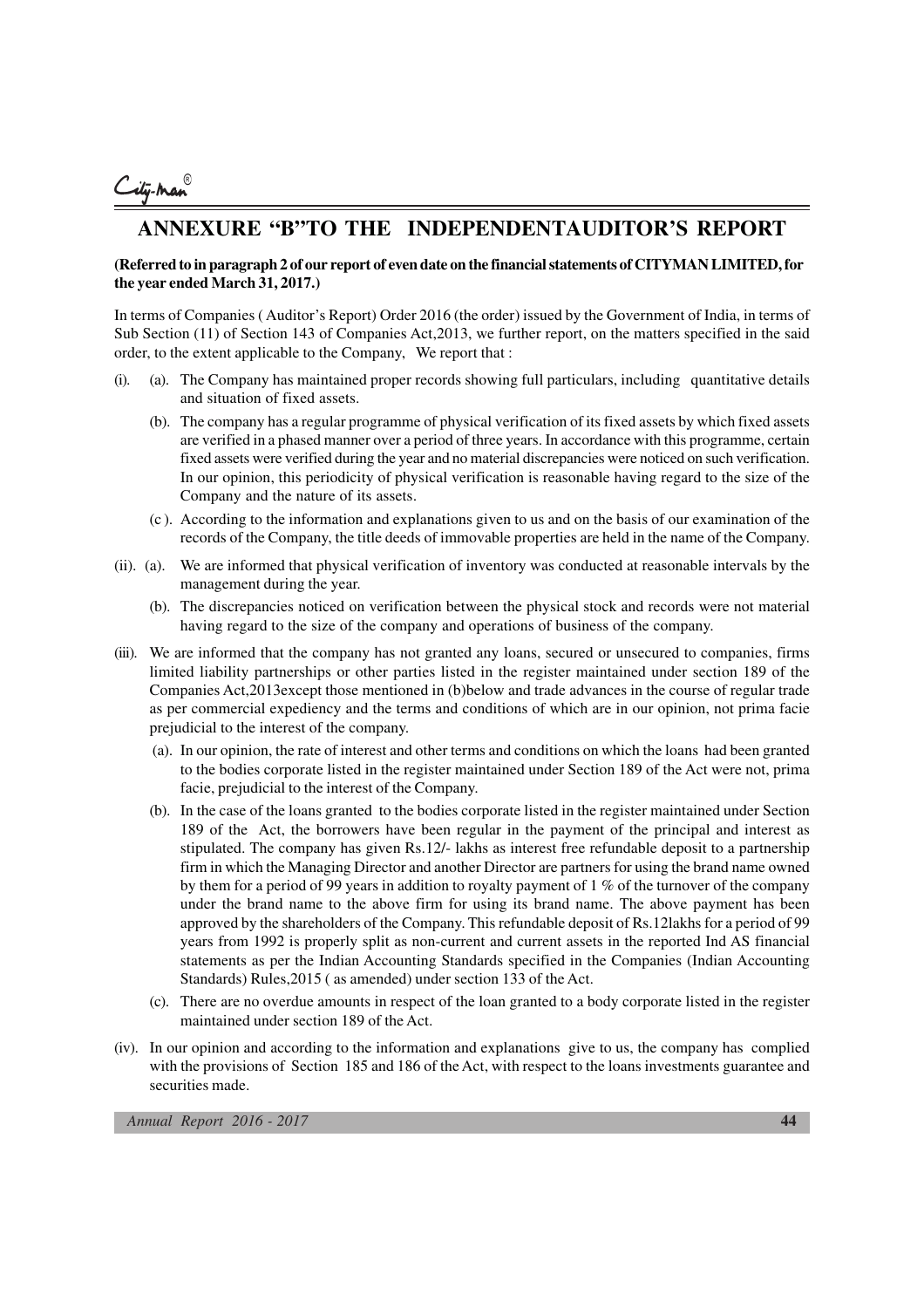## ANNEXURE "B"TO THE INDEPENDENTAUDITOR'S REPORT

**(Referred to in paragraph 2 of our report of even date on the financial statements of CITYMAN LIMITED, for the year ended March 31, 2017.)**

In terms of Companies ( Auditor's Report) Order 2016 (the order) issued by the Government of India, in terms of Sub Section (11) of Section 143 of Companies Act,2013, we further report, on the matters specified in the said order, to the extent applicable to the Company, We report that :

(i). (a). The Company has maintained proper records showing full particulars, including quantitative details and situation of fixed assets.

(b). The company has a regular programme of physical verification of its fixed assets by which fixed assets are verified in a phased manner over a period of three years. In accordance with this programme, certain fixed assets were verified during the year and no material discrepancies were noticed on such verification. In our opinion, this periodicity of physical verification is reasonable having regard to the size of the Company and the nature of its assets.

(c ). According to the information and explanations given to us and on the basis of our examination of the records of the Company, the title deeds of immovable properties are held in the name of the Company.

(ii). (a). We are informed that physical verification of inventory was conducted at reasonable intervals by the management during the year.

(b). The discrepancies noticed on verification between the physical stock and records were not material having regard to the size of the company and operations of business of the company.

(iii). We are informed that the company has not granted any loans, secured or unsecured to companies, firms limited liability partnerships or other parties listed in the register maintained under section 189 of the Companies Act,2013except those mentioned in (b)below and trade advances in the course of regular trade as per commercial expediency and the terms and conditions of which are in our opinion, not prima facie prejudicial to the interest of the company.

(a). In our opinion, the rate of interest and other terms and conditions on which the loans had been granted to the bodies corporate listed in the register maintained under Section 189 of the Act were not, prima facie, prejudicial to the interest of the Company.

(b). In the case of the loans granted to the bodies corporate listed in the register maintained under Section 189 of the Act, the borrowers have been regular in the payment of the principal and interest as stipulated. The company has given Rs.12/- lakhs as interest free refundable deposit to a partnership firm in which the Managing Director and another Director are partners for using the brand name owned by them for a period of 99 years in addition to royalty payment of 1 % of the turnover of the company under the brand name to the above firm for using its brand name. The above payment has been approved by the shareholders of the Company. This refundable deposit of Rs.12lakhs for a period of 99 years from 1992 is properly split as non-current and current assets in the reported Ind AS financial statements as per the Indian Accounting Standards specified in the Companies (Indian Accounting Standards) Rules,2015 ( as amended) under section 133 of the Act.

(c). There are no overdue amounts in respect of the loan granted to a body corporate listed in the register maintained under section 189 of the Act.

(iv). In our opinion and according to the information and explanations give to us, the company has complied with the provisions of Section 185 and 186 of the Act, with respect to the loans investments guarantee and securities made.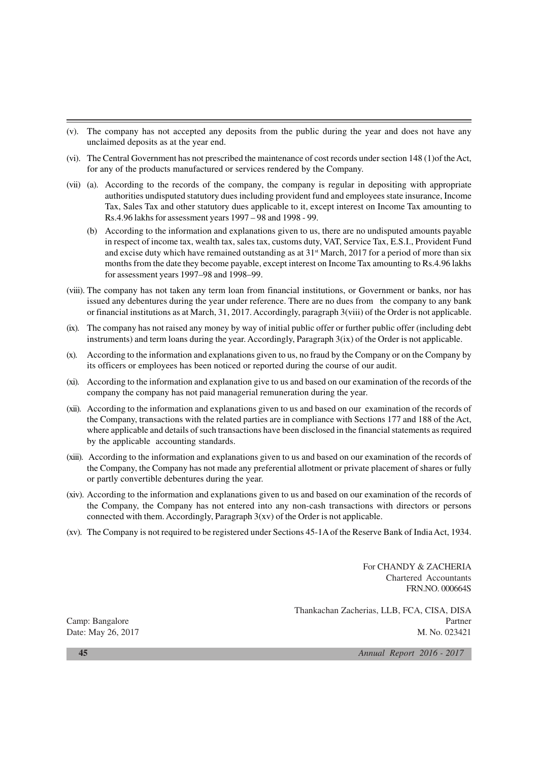(v). The company has not accepted any deposits from the public during the year and does not have any unclaimed deposits as at the year end.

(vi). The Central Government has not prescribed the maintenance of cost records under section 148 (1)of the Act, for any of the products manufactured or services rendered by the Company.

(vii) (a). According to the records of the company, the company is regular in depositing with appropriate authorities undisputed statutory dues including provident fund and employees state insurance, Income Tax, Sales Tax and other statutory dues applicable to it, except interest on Income Tax amounting to Rs.4.96 lakhs for assessment years 1997 – 98 and 1998 - 99.

(b) According to the information and explanations given to us, there are no undisputed amounts payable in respect of income tax, wealth tax, sales tax, customs duty, VAT, Service Tax, E.S.I., Provident Fund and excise duty which have remained outstanding as at 31st March, 2017 for a period of more than six months from the date they become payable, except interest on Income Tax amounting to Rs.4.96 lakhs for assessment years 1997–98 and 1998–99.

(viii). The company has not taken any term loan from financial institutions, or Government or banks, nor has issued any debentures during the year under reference. There are no dues from the company to any bank or financial institutions as at March, 31, 2017. Accordingly, paragraph 3(viii) of the Order is not applicable.

(ix). The company has not raised any money by way of initial public offer or further public offer (including debt instruments) and term loans during the year. Accordingly, Paragraph 3(ix) of the Order is not applicable.

(x). According to the information and explanations given to us, no fraud by the Company or on the Company by its officers or employees has been noticed or reported during the course of our audit.

(xi). According to the information and explanation give to us and based on our examination of the records of the company the company has not paid managerial remuneration during the year.

(xii). According to the information and explanations given to us and based on our examination of the records of the Company, transactions with the related parties are in compliance with Sections 177 and 188 of the Act, where applicable and details of such transactions have been disclosed in the financial statements as required by the applicable accounting standards.

(xiii). According to the information and explanations given to us and based on our examination of the records of the Company, the Company has not made any preferential allotment or private placement of shares or fully or partly convertible debentures during the year.

(xiv). According to the information and explanations given to us and based on our examination of the records of the Company, the Company has not entered into any non-cash transactions with directors or persons connected with them. Accordingly, Paragraph 3(xv) of the Order is not applicable.

(xv). The Company is not required to be registered under Sections 45-1A of the Reserve Bank of India Act, 1934.

For CHANDY & ZACHERIA
Chartered Accountants
FRN.NO. 000664S

Thankachan Zacherias, LLB, FCA, CISA, DISA
Partner
M. No. 023421

Camp: Bangalore
Date: May 26, 2017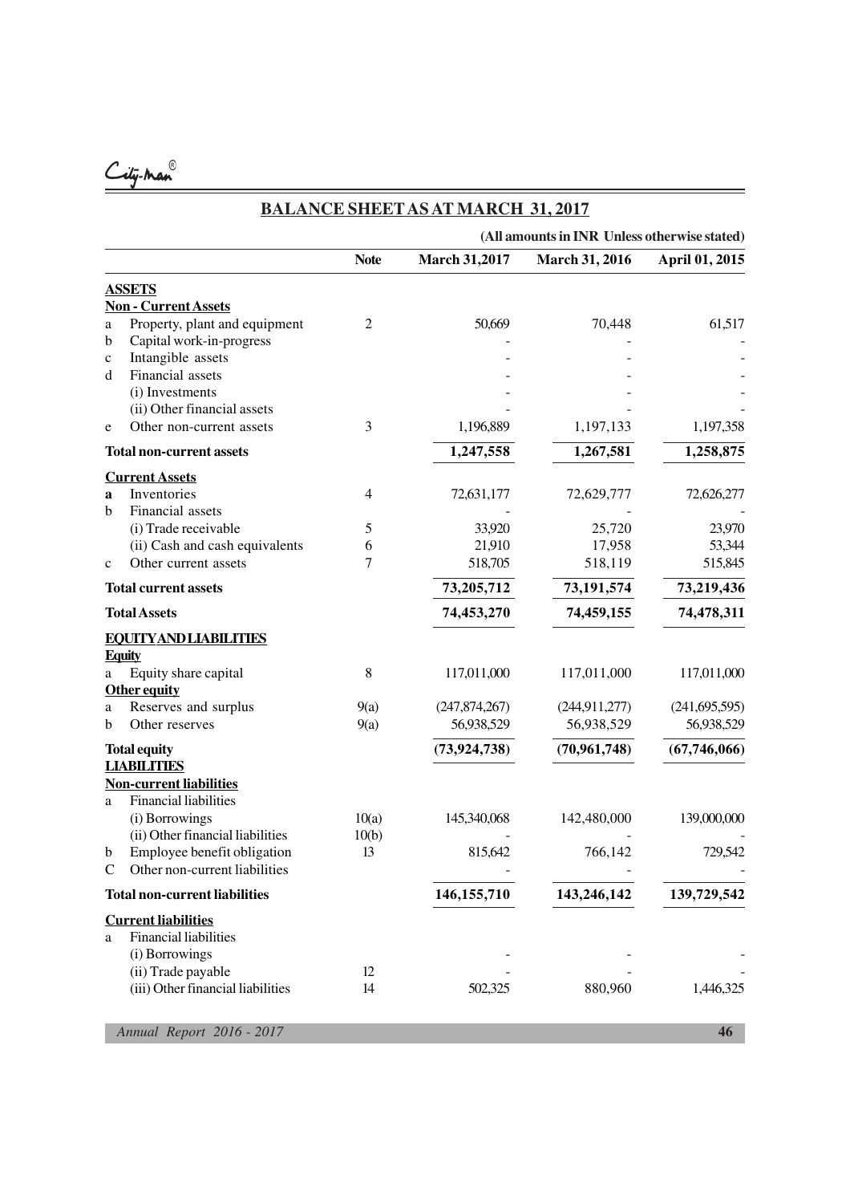# BALANCE SHEET AS AT MARCH 31, 2017

**(All amounts in INR Unless otherwise stated)**

| | | Note | March 31,2017 | March 31, 2016 | April 01, 2015 |
|---|---|---|---|---|---|
| **ASSETS** | | | | | |
| **Non - Current Assets** | | | | | |
| a | Property, plant and equipment | 2 | 50,669 | 70,448 | 61,517 |
| b | Capital work-in-progress | | - | - | - |
| c | Intangible assets | | - | - | - |
| d | Financial assets | | - | - | - |
| | (i) Investments | | - | - | - |
| | (ii) Other financial assets | | - | - | - |
| e | Other non-current assets | 3 | 1,196,889 | 1,197,133 | 1,197,358 |
| **Total non-current assets** | | | **1,247,558** | **1,267,581** | **1,258,875** |
| **Current Assets** | | | | | |
| **a** | Inventories | 4 | 72,631,177 | 72,629,777 | 72,626,277 |
| b | Financial assets | | - | - | - |
| | (i) Trade receivable | 5 | 33,920 | 25,720 | 23,970 |
| | (ii) Cash and cash equivalents | 6 | 21,910 | 17,958 | 53,344 |
| c | Other current assets | 7 | 518,705 | 518,119 | 515,845 |
| **Total current assets** | | | **73,205,712** | **73,191,574** | **73,219,436** |
| **Total Assets** | | | **74,453,270** | **74,459,155** | **74,478,311** |
| **EQUITY AND LIABILITIES** | | | | | |
| **Equity** | | | | | |
| a | Equity share capital | 8 | 117,011,000 | 117,011,000 | 117,011,000 |
| **Other equity** | | | | | |
| a | Reserves and surplus | 9(a) | (247,874,267) | (244,911,277) | (241,695,595) |
| b | Other reserves | 9(a) | 56,938,529 | 56,938,529 | 56,938,529 |
| **Total equity** | | | **(73,924,738)** | **(70,961,748)** | **(67,746,066)** |
| **LIABILITIES** | | | | | |
| **Non-current liabilities** | | | | | |
| a | Financial liabilities | | | | |
| | (i) Borrowings | 10(a) | 145,340,068 | 142,480,000 | 139,000,000 |
| | (ii) Other financial liabilities | 10(b) | - | - | - |
| b | Employee benefit obligation | 13 | 815,642 | 766,142 | 729,542 |
| C | Other non-current liabilities | | - | - | - |
| **Total non-current liabilities** | | | **146,155,710** | **143,246,142** | **139,729,542** |
| **Current liabilities** | | | | | |
| a | Financial liabilities | | | | |
| | (i) Borrowings | | - | - | - |
| | (ii) Trade payable | 12 | - | - | - |
| | (iii) Other financial liabilities | 14 | 502,325 | 880,960 | 1,446,325 |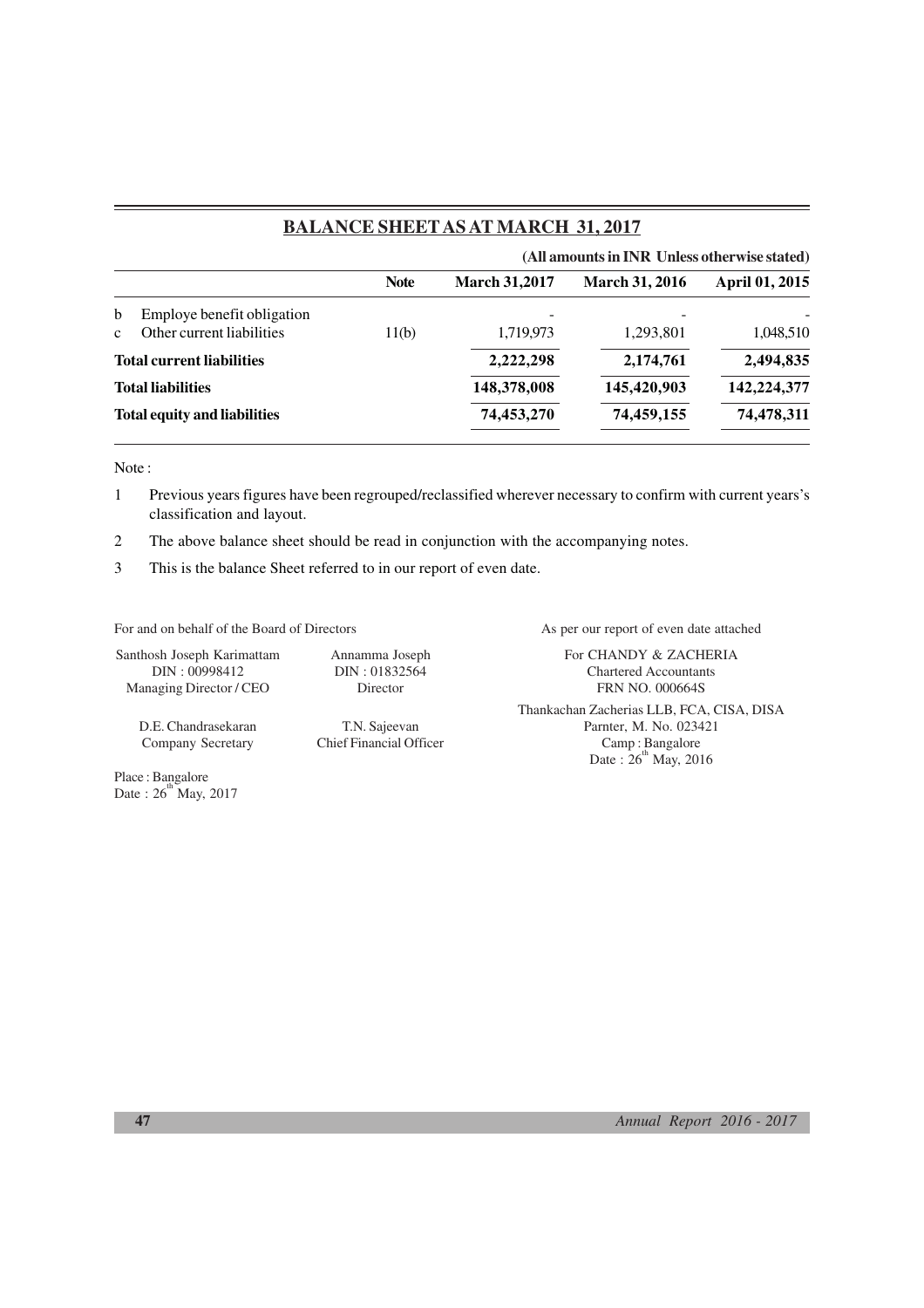## BALANCE SHEET AS AT MARCH 31, 2017

**(All amounts in INR Unless otherwise stated)**

| | Note | March 31,2017 | March 31, 2016 | April 01, 2015 |
|---|---|---|---|---|
| b Employe benefit obligation | | - | - | - |
| c Other current liabilities | 11(b) | 1,719,973 | 1,293,801 | 1,048,510 |
| **Total current liabilities** | | **2,222,298** | **2,174,761** | **2,494,835** |
| **Total liabilities** | | **148,378,008** | **145,420,903** | **142,224,377** |
| **Total equity and liabilities** | | **74,453,270** | **74,459,155** | **74,478,311** |

Note :

1. Previous years figures have been regrouped/reclassified wherever necessary to confirm with current years's classification and layout.
2. The above balance sheet should be read in conjunction with the accompanying notes.
3. This is the balance Sheet referred to in our report of even date.

For and on behalf of the Board of Directors

Santhosh Joseph Karimattam
DIN : 00998412
Managing Director / CEO

Annamma Joseph
DIN : 01832564
Director

D.E. Chandrasekaran
Company Secretary

T.N. Sajeevan
Chief Financial Officer

Place : Bangalore
Date : 26th May, 2017

As per our report of even date attached

For CHANDY & ZACHERIA
Chartered Accountants
FRN NO. 000664S

Thankachan Zacherias LLB, FCA, CISA, DISA
Parnter, M. No. 023421
Camp : Bangalore
Date : 26th May, 2016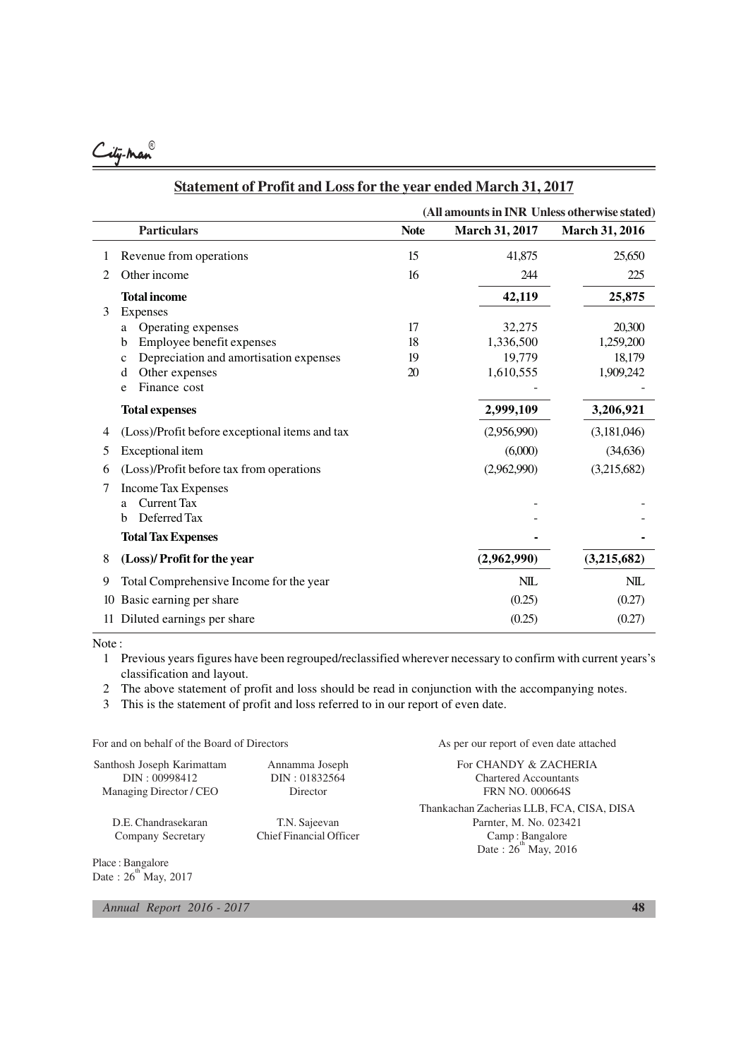## Statement of Profit and Loss for the year ended March 31, 2017

(All amounts in INR Unless otherwise stated)

| | Particulars | Note | March 31, 2017 | March 31, 2016 |
|---|---|---|---|---|
| 1 | Revenue from operations | 15 | 41,875 | 25,650 |
| 2 | Other income | 16 | 244 | 225 |
| | **Total income** | | **42,119** | **25,875** |
| 3 | Expenses | | | |
| | a Operating expenses | 17 | 32,275 | 20,300 |
| | b Employee benefit expenses | 18 | 1,336,500 | 1,259,200 |
| | c Depreciation and amortisation expenses | 19 | 19,779 | 18,179 |
| | d Other expenses | 20 | 1,610,555 | 1,909,242 |
| | e Finance cost | | - | - |
| | **Total expenses** | | **2,999,109** | **3,206,921** |
| 4 | (Loss)/Profit before exceptional items and tax | | (2,956,990) | (3,181,046) |
| 5 | Exceptional item | | (6,000) | (34,636) |
| 6 | (Loss)/Profit before tax from operations | | (2,962,990) | (3,215,682) |
| 7 | Income Tax Expenses | | | |
| | a Current Tax | | - | - |
| | b Deferred Tax | | - | - |
| | **Total Tax Expenses** | | **-** | **-** |
| 8 | **(Loss)/ Profit for the year** | | **(2,962,990)** | **(3,215,682)** |
| 9 | Total Comprehensive Income for the year | | NIL | NIL |
| 10 | Basic earning per share | | (0.25) | (0.27) |
| 11 | Diluted earnings per share | | (0.25) | (0.27) |

Note :

1. Previous years figures have been regrouped/reclassified wherever necessary to confirm with current years's classification and layout.
2. The above statement of profit and loss should be read in conjunction with the accompanying notes.
3. This is the statement of profit and loss referred to in our report of even date.

For and on behalf of the Board of Directors

Santhosh Joseph Karimattam
DIN : 00998412
Managing Director / CEO

Annamma Joseph
DIN : 01832564
Director

D.E. Chandrasekaran
Company Secretary

T.N. Sajeevan
Chief Financial Officer

Place : Bangalore
Date : 26th May, 2017

As per our report of even date attached

For CHANDY & ZACHERIA
Chartered Accountants
FRN NO. 000664S

Thankachan Zacherias LLB, FCA, CISA, DISA
Parnter, M. No. 023421
Camp : Bangalore
Date : 26th May, 2016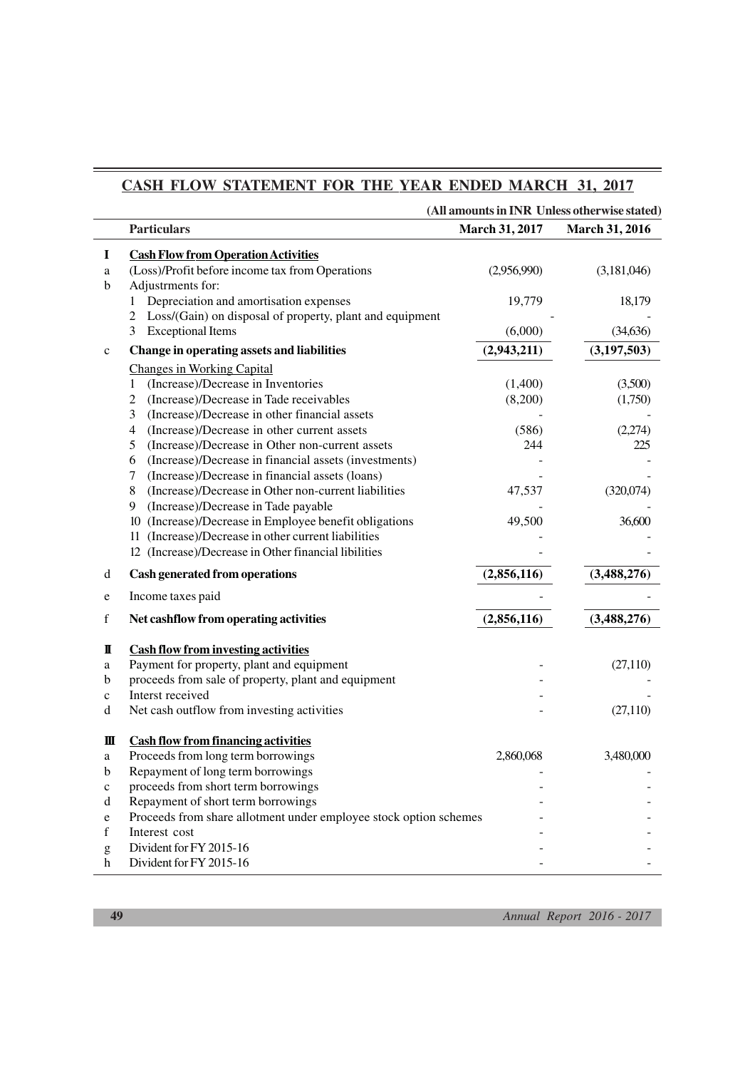## CASH FLOW STATEMENT FOR THE YEAR ENDED MARCH 31, 2017

(All amounts in INR Unless otherwise stated)

| | Particulars | March 31, 2017 | March 31, 2016 |
|---|---|---|---|
| **I** | **Cash Flow from Operation Activities** | | |
| a | (Loss)/Profit before income tax from Operations | (2,956,990) | (3,181,046) |
| b | Adjustrments for: | | |
| | 1 Depreciation and amortisation expenses | 19,779 | 18,179 |
| | 2 Loss/(Gain) on disposal of property, plant and equipment | - | - |
| | 3 Exceptional Items | (6,000) | (34,636) |
| c | **Change in operating assets and liabilities** | **(2,943,211)** | **(3,197,503)** |
| | Changes in Working Capital | | |
| | 1 (Increase)/Decrease in Inventories | (1,400) | (3,500) |
| | 2 (Increase)/Decrease in Tade receivables | (8,200) | (1,750) |
| | 3 (Increase)/Decrease in other financial assets | - | - |
| | 4 (Increase)/Decrease in other current assets | (586) | (2,274) |
| | 5 (Increase)/Decrease in Other non-current assets | 244 | 225 |
| | 6 (Increase)/Decrease in financial assets (investments) | - | - |
| | 7 (Increase)/Decrease in financial assets (loans) | - | - |
| | 8 (Increase)/Decrease in Other non-current liabilities | 47,537 | (320,074) |
| | 9 (Increase)/Decrease in Tade payable | - | - |
| | 10 (Increase)/Decrease in Employee benefit obligations | 49,500 | 36,600 |
| | 11 (Increase)/Decrease in other current liabilities | - | - |
| | 12 (Increase)/Decrease in Other financial libilities | - | - |
| d | **Cash generated from operations** | **(2,856,116)** | **(3,488,276)** |
| e | Income taxes paid | - | - |
| f | **Net cashflow from operating activities** | **(2,856,116)** | **(3,488,276)** |
| **II** | **Cash flow from investing activities** | | |
| a | Payment for property, plant and equipment | - | (27,110) |
| b | proceeds from sale of property, plant and equipment | - | - |
| c | Interst received | - | - |
| d | Net cash outflow from investing activities | - | (27,110) |
| **III** | **Cash flow from financing activities** | | |
| a | Proceeds from long term borrowings | 2,860,068 | 3,480,000 |
| b | Repayment of long term borrowings | - | - |
| c | proceeds from short term borrowings | - | - |
| d | Repayment of short term borrowings | - | - |
| e | Proceeds from share allotment under employee stock option schemes | - | - |
| f | Interest cost | - | - |
| g | Divident for FY 2015-16 | - | - |
| h | Divident for FY 2015-16 | - | - |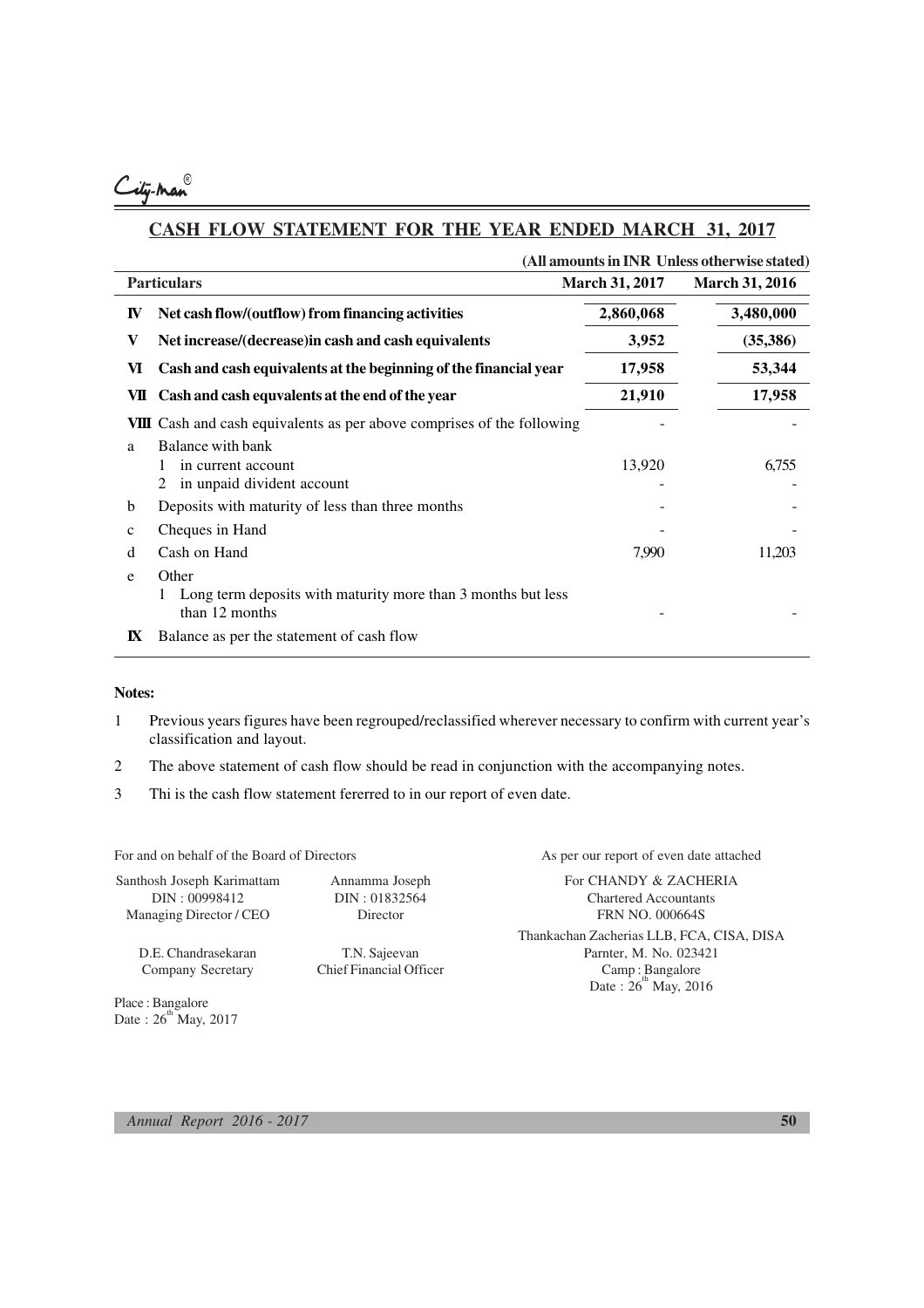# CASH FLOW STATEMENT FOR THE YEAR ENDED MARCH 31, 2017

**(All amounts in INR Unless otherwise stated)**

| | Particulars | March 31, 2017 | March 31, 2016 |
|---|---|---|---|
| **IV** | **Net cash flow/(outflow) from financing activities** | **2,860,068** | **3,480,000** |
| **V** | **Net increase/(decrease)in cash and cash equivalents** | **3,952** | **(35,386)** |
| **VI** | **Cash and cash equivalents at the beginning of the financial year** | **17,958** | **53,344** |
| **VII** | **Cash and cash equvalents at the end of the year** | **21,910** | **17,958** |
| **VIII** | Cash and cash equivalents as per above comprises of the following | - | - |
| a | Balance with bank | | |
| | 1 in current account | 13,920 | 6,755 |
| | 2 in unpaid divident account | - | - |
| b | Deposits with maturity of less than three months | - | - |
| c | Cheques in Hand | - | - |
| d | Cash on Hand | 7,990 | 11,203 |
| e | Other | | |
| | 1 Long term deposits with maturity more than 3 months but less than 12 months | - | - |
| **IX** | Balance as per the statement of cash flow | | |

**Notes:**

1. Previous years figures have been regrouped/reclassified wherever necessary to confirm with current year's classification and layout.
2. The above statement of cash flow should be read in conjunction with the accompanying notes.
3. Thi is the cash flow statement fererred to in our report of even date.

For and on behalf of the Board of Directors

Santhosh Joseph Karimattam
DIN : 00998412
Managing Director / CEO

Annamma Joseph
DIN : 01832564
Director

D.E. Chandrasekaran
Company Secretary

T.N. Sajeevan
Chief Financial Officer

Place : Bangalore
Date : 26th May, 2017

As per our report of even date attached

For CHANDY & ZACHERIA
Chartered Accountants
FRN NO. 000664S

Thankachan Zacherias LLB, FCA, CISA, DISA
Parnter, M. No. 023421
Camp : Bangalore
Date : 26th May, 2016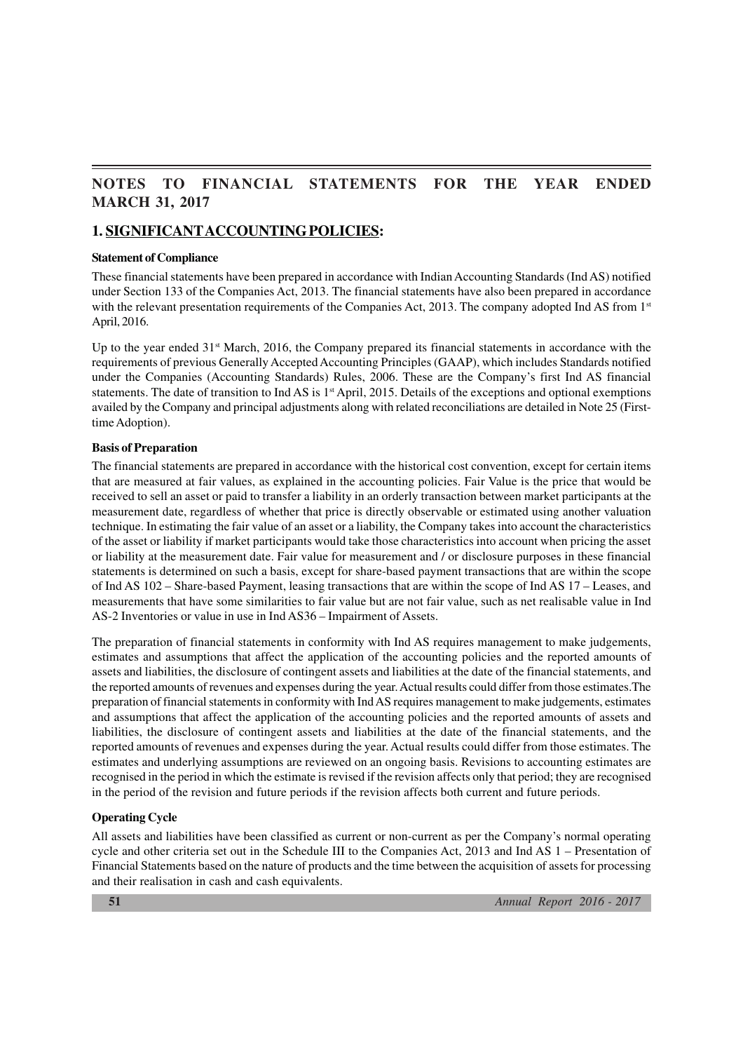# NOTES TO FINANCIAL STATEMENTS FOR THE YEAR ENDED MARCH 31, 2017

## 1. SIGNIFICANT ACCOUNTING POLICIES:

**Statement of Compliance**

These financial statements have been prepared in accordance with Indian Accounting Standards (Ind AS) notified under Section 133 of the Companies Act, 2013. The financial statements have also been prepared in accordance with the relevant presentation requirements of the Companies Act, 2013. The company adopted Ind AS from 1st April, 2016.

Up to the year ended 31st March, 2016, the Company prepared its financial statements in accordance with the requirements of previous Generally Accepted Accounting Principles (GAAP), which includes Standards notified under the Companies (Accounting Standards) Rules, 2006. These are the Company's first Ind AS financial statements. The date of transition to Ind AS is 1st April, 2015. Details of the exceptions and optional exemptions availed by the Company and principal adjustments along with related reconciliations are detailed in Note 25 (First-time Adoption).

**Basis of Preparation**

The financial statements are prepared in accordance with the historical cost convention, except for certain items that are measured at fair values, as explained in the accounting policies. Fair Value is the price that would be received to sell an asset or paid to transfer a liability in an orderly transaction between market participants at the measurement date, regardless of whether that price is directly observable or estimated using another valuation technique. In estimating the fair value of an asset or a liability, the Company takes into account the characteristics of the asset or liability if market participants would take those characteristics into account when pricing the asset or liability at the measurement date. Fair value for measurement and / or disclosure purposes in these financial statements is determined on such a basis, except for share-based payment transactions that are within the scope of Ind AS 102 – Share-based Payment, leasing transactions that are within the scope of Ind AS 17 – Leases, and measurements that have some similarities to fair value but are not fair value, such as net realisable value in Ind AS-2 Inventories or value in use in Ind AS36 – Impairment of Assets.

The preparation of financial statements in conformity with Ind AS requires management to make judgements, estimates and assumptions that affect the application of the accounting policies and the reported amounts of assets and liabilities, the disclosure of contingent assets and liabilities at the date of the financial statements, and the reported amounts of revenues and expenses during the year. Actual results could differ from those estimates.The preparation of financial statements in conformity with Ind AS requires management to make judgements, estimates and assumptions that affect the application of the accounting policies and the reported amounts of assets and liabilities, the disclosure of contingent assets and liabilities at the date of the financial statements, and the reported amounts of revenues and expenses during the year. Actual results could differ from those estimates. The estimates and underlying assumptions are reviewed on an ongoing basis. Revisions to accounting estimates are recognised in the period in which the estimate is revised if the revision affects only that period; they are recognised in the period of the revision and future periods if the revision affects both current and future periods.

**Operating Cycle**

All assets and liabilities have been classified as current or non-current as per the Company's normal operating cycle and other criteria set out in the Schedule III to the Companies Act, 2013 and Ind AS 1 – Presentation of Financial Statements based on the nature of products and the time between the acquisition of assets for processing and their realisation in cash and cash equivalents.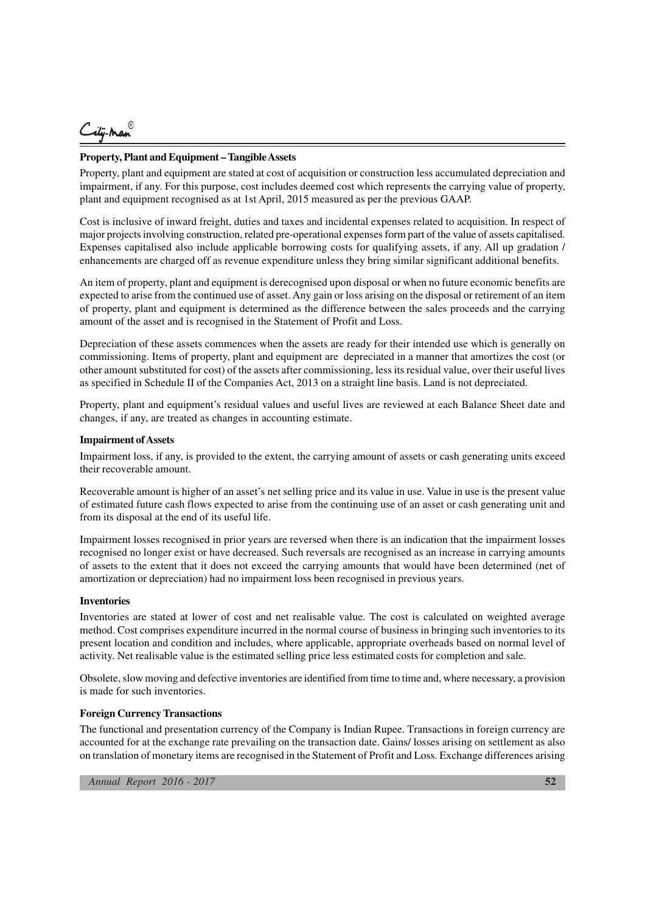**Property, Plant and Equipment – Tangible Assets**

Property, plant and equipment are stated at cost of acquisition or construction less accumulated depreciation and impairment, if any. For this purpose, cost includes deemed cost which represents the carrying value of property, plant and equipment recognised as at 1st April, 2015 measured as per the previous GAAP.

Cost is inclusive of inward freight, duties and taxes and incidental expenses related to acquisition. In respect of major projects involving construction, related pre-operational expenses form part of the value of assets capitalised. Expenses capitalised also include applicable borrowing costs for qualifying assets, if any. All up gradation / enhancements are charged off as revenue expenditure unless they bring similar significant additional benefits.

An item of property, plant and equipment is derecognised upon disposal or when no future economic benefits are expected to arise from the continued use of asset. Any gain or loss arising on the disposal or retirement of an item of property, plant and equipment is determined as the difference between the sales proceeds and the carrying amount of the asset and is recognised in the Statement of Profit and Loss.

Depreciation of these assets commences when the assets are ready for their intended use which is generally on commissioning. Items of property, plant and equipment are depreciated in a manner that amortizes the cost (or other amount substituted for cost) of the assets after commissioning, less its residual value, over their useful lives as specified in Schedule II of the Companies Act, 2013 on a straight line basis. Land is not depreciated.

Property, plant and equipment's residual values and useful lives are reviewed at each Balance Sheet date and changes, if any, are treated as changes in accounting estimate.

**Impairment of Assets**

Impairment loss, if any, is provided to the extent, the carrying amount of assets or cash generating units exceed their recoverable amount.

Recoverable amount is higher of an asset's net selling price and its value in use. Value in use is the present value of estimated future cash flows expected to arise from the continuing use of an asset or cash generating unit and from its disposal at the end of its useful life.

Impairment losses recognised in prior years are reversed when there is an indication that the impairment losses recognised no longer exist or have decreased. Such reversals are recognised as an increase in carrying amounts of assets to the extent that it does not exceed the carrying amounts that would have been determined (net of amortization or depreciation) had no impairment loss been recognised in previous years.

**Inventories**

Inventories are stated at lower of cost and net realisable value. The cost is calculated on weighted average method. Cost comprises expenditure incurred in the normal course of business in bringing such inventories to its present location and condition and includes, where applicable, appropriate overheads based on normal level of activity. Net realisable value is the estimated selling price less estimated costs for completion and sale.

Obsolete, slow moving and defective inventories are identified from time to time and, where necessary, a provision is made for such inventories.

**Foreign Currency Transactions**

The functional and presentation currency of the Company is Indian Rupee. Transactions in foreign currency are accounted for at the exchange rate prevailing on the transaction date. Gains/ losses arising on settlement as also on translation of monetary items are recognised in the Statement of Profit and Loss. Exchange differences arising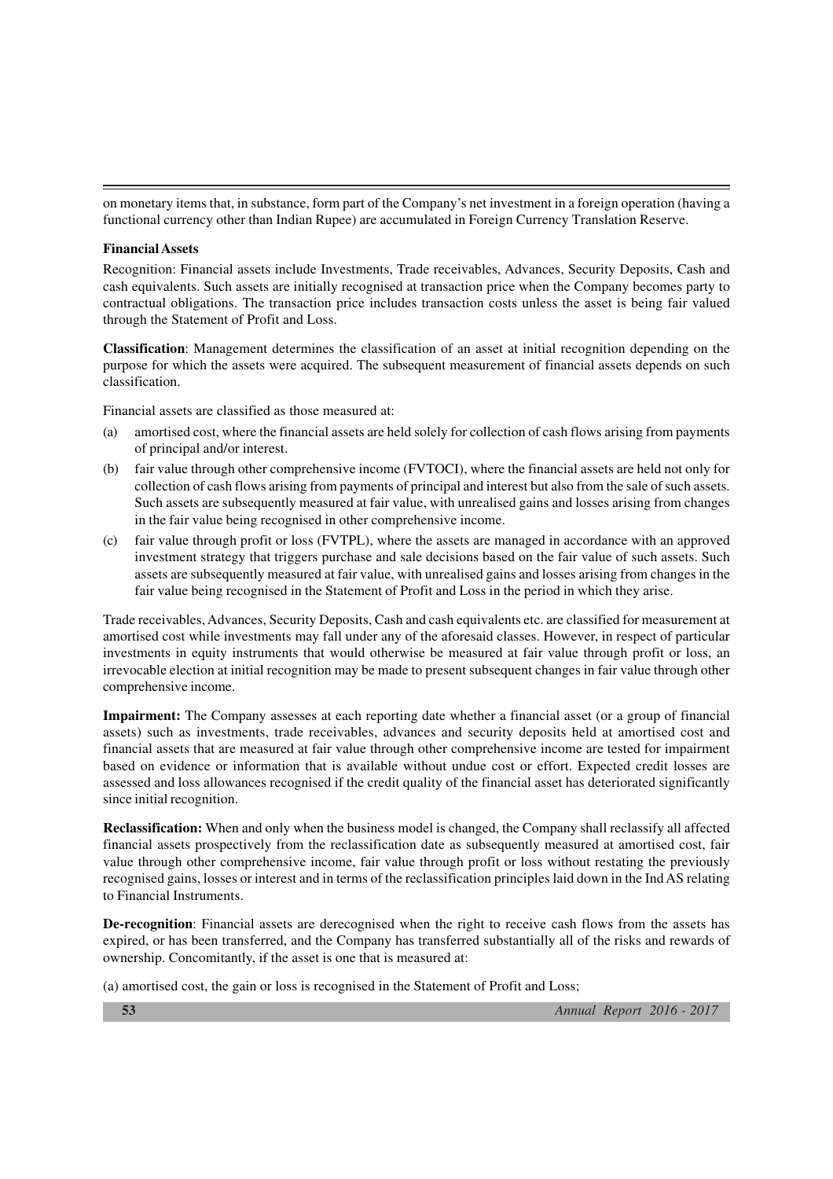on monetary items that, in substance, form part of the Company's net investment in a foreign operation (having a functional currency other than Indian Rupee) are accumulated in Foreign Currency Translation Reserve.

**Financial Assets**

Recognition: Financial assets include Investments, Trade receivables, Advances, Security Deposits, Cash and cash equivalents. Such assets are initially recognised at transaction price when the Company becomes party to contractual obligations. The transaction price includes transaction costs unless the asset is being fair valued through the Statement of Profit and Loss.

**Classification**: Management determines the classification of an asset at initial recognition depending on the purpose for which the assets were acquired. The subsequent measurement of financial assets depends on such classification.

Financial assets are classified as those measured at:

(a) amortised cost, where the financial assets are held solely for collection of cash flows arising from payments of principal and/or interest.

(b) fair value through other comprehensive income (FVTOCI), where the financial assets are held not only for collection of cash flows arising from payments of principal and interest but also from the sale of such assets. Such assets are subsequently measured at fair value, with unrealised gains and losses arising from changes in the fair value being recognised in other comprehensive income.

(c) fair value through profit or loss (FVTPL), where the assets are managed in accordance with an approved investment strategy that triggers purchase and sale decisions based on the fair value of such assets. Such assets are subsequently measured at fair value, with unrealised gains and losses arising from changes in the fair value being recognised in the Statement of Profit and Loss in the period in which they arise.

Trade receivables, Advances, Security Deposits, Cash and cash equivalents etc. are classified for measurement at amortised cost while investments may fall under any of the aforesaid classes. However, in respect of particular investments in equity instruments that would otherwise be measured at fair value through profit or loss, an irrevocable election at initial recognition may be made to present subsequent changes in fair value through other comprehensive income.

**Impairment:** The Company assesses at each reporting date whether a financial asset (or a group of financial assets) such as investments, trade receivables, advances and security deposits held at amortised cost and financial assets that are measured at fair value through other comprehensive income are tested for impairment based on evidence or information that is available without undue cost or effort. Expected credit losses are assessed and loss allowances recognised if the credit quality of the financial asset has deteriorated significantly since initial recognition.

**Reclassification:** When and only when the business model is changed, the Company shall reclassify all affected financial assets prospectively from the reclassification date as subsequently measured at amortised cost, fair value through other comprehensive income, fair value through profit or loss without restating the previously recognised gains, losses or interest and in terms of the reclassification principles laid down in the Ind AS relating to Financial Instruments.

**De-recognition**: Financial assets are derecognised when the right to receive cash flows from the assets has expired, or has been transferred, and the Company has transferred substantially all of the risks and rewards of ownership. Concomitantly, if the asset is one that is measured at:

(a) amortised cost, the gain or loss is recognised in the Statement of Profit and Loss;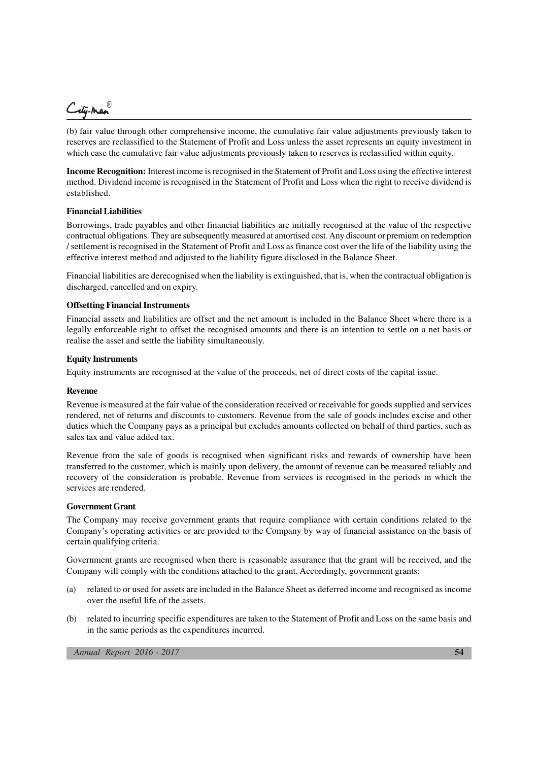(b) fair value through other comprehensive income, the cumulative fair value adjustments previously taken to reserves are reclassified to the Statement of Profit and Loss unless the asset represents an equity investment in which case the cumulative fair value adjustments previously taken to reserves is reclassified within equity.

**Income Recognition:** Interest income is recognised in the Statement of Profit and Loss using the effective interest method. Dividend income is recognised in the Statement of Profit and Loss when the right to receive dividend is established.

**Financial Liabilities**

Borrowings, trade payables and other financial liabilities are initially recognised at the value of the respective contractual obligations. They are subsequently measured at amortised cost. Any discount or premium on redemption / settlement is recognised in the Statement of Profit and Loss as finance cost over the life of the liability using the effective interest method and adjusted to the liability figure disclosed in the Balance Sheet.

Financial liabilities are derecognised when the liability is extinguished, that is, when the contractual obligation is discharged, cancelled and on expiry.

**Offsetting Financial Instruments**

Financial assets and liabilities are offset and the net amount is included in the Balance Sheet where there is a legally enforceable right to offset the recognised amounts and there is an intention to settle on a net basis or realise the asset and settle the liability simultaneously.

**Equity Instruments**

Equity instruments are recognised at the value of the proceeds, net of direct costs of the capital issue.

**Revenue**

Revenue is measured at the fair value of the consideration received or receivable for goods supplied and services rendered, net of returns and discounts to customers. Revenue from the sale of goods includes excise and other duties which the Company pays as a principal but excludes amounts collected on behalf of third parties, such as sales tax and value added tax.

Revenue from the sale of goods is recognised when significant risks and rewards of ownership have been transferred to the customer, which is mainly upon delivery, the amount of revenue can be measured reliably and recovery of the consideration is probable. Revenue from services is recognised in the periods in which the services are rendered.

**Government Grant**

The Company may receive government grants that require compliance with certain conditions related to the Company's operating activities or are provided to the Company by way of financial assistance on the basis of certain qualifying criteria.

Government grants are recognised when there is reasonable assurance that the grant will be received, and the Company will comply with the conditions attached to the grant. Accordingly, government grants:

(a) related to or used for assets are included in the Balance Sheet as deferred income and recognised as income over the useful life of the assets.

(b) related to incurring specific expenditures are taken to the Statement of Profit and Loss on the same basis and in the same periods as the expenditures incurred.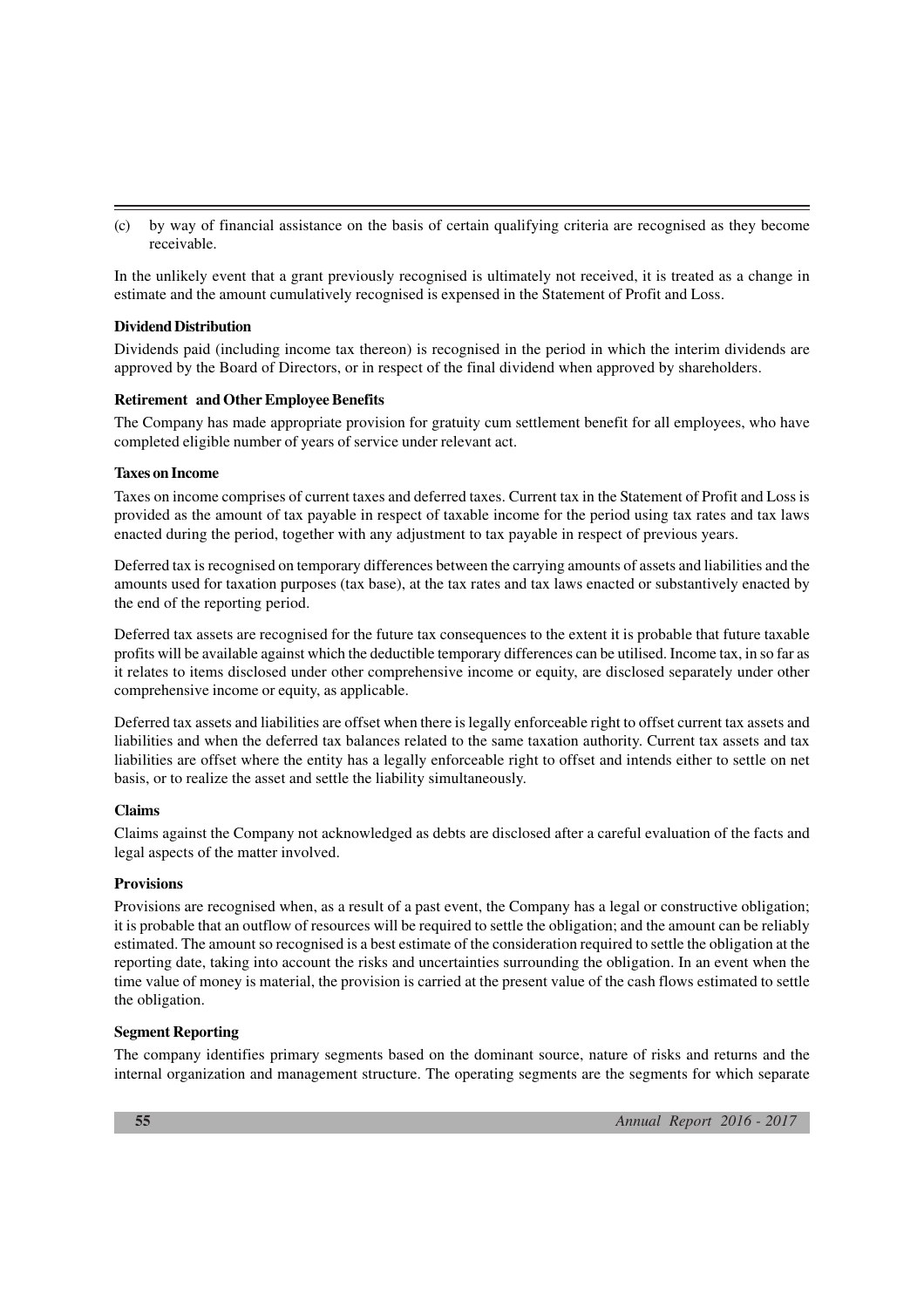(c) by way of financial assistance on the basis of certain qualifying criteria are recognised as they become receivable.

In the unlikely event that a grant previously recognised is ultimately not received, it is treated as a change in estimate and the amount cumulatively recognised is expensed in the Statement of Profit and Loss.

**Dividend Distribution**

Dividends paid (including income tax thereon) is recognised in the period in which the interim dividends are approved by the Board of Directors, or in respect of the final dividend when approved by shareholders.

**Retirement and Other Employee Benefits**

The Company has made appropriate provision for gratuity cum settlement benefit for all employees, who have completed eligible number of years of service under relevant act.

**Taxes on Income**

Taxes on income comprises of current taxes and deferred taxes. Current tax in the Statement of Profit and Loss is provided as the amount of tax payable in respect of taxable income for the period using tax rates and tax laws enacted during the period, together with any adjustment to tax payable in respect of previous years.

Deferred tax is recognised on temporary differences between the carrying amounts of assets and liabilities and the amounts used for taxation purposes (tax base), at the tax rates and tax laws enacted or substantively enacted by the end of the reporting period.

Deferred tax assets are recognised for the future tax consequences to the extent it is probable that future taxable profits will be available against which the deductible temporary differences can be utilised. Income tax, in so far as it relates to items disclosed under other comprehensive income or equity, are disclosed separately under other comprehensive income or equity, as applicable.

Deferred tax assets and liabilities are offset when there is legally enforceable right to offset current tax assets and liabilities and when the deferred tax balances related to the same taxation authority. Current tax assets and tax liabilities are offset where the entity has a legally enforceable right to offset and intends either to settle on net basis, or to realize the asset and settle the liability simultaneously.

**Claims**

Claims against the Company not acknowledged as debts are disclosed after a careful evaluation of the facts and legal aspects of the matter involved.

**Provisions**

Provisions are recognised when, as a result of a past event, the Company has a legal or constructive obligation; it is probable that an outflow of resources will be required to settle the obligation; and the amount can be reliably estimated. The amount so recognised is a best estimate of the consideration required to settle the obligation at the reporting date, taking into account the risks and uncertainties surrounding the obligation. In an event when the time value of money is material, the provision is carried at the present value of the cash flows estimated to settle the obligation.

**Segment Reporting**

The company identifies primary segments based on the dominant source, nature of risks and returns and the internal organization and management structure. The operating segments are the segments for which separate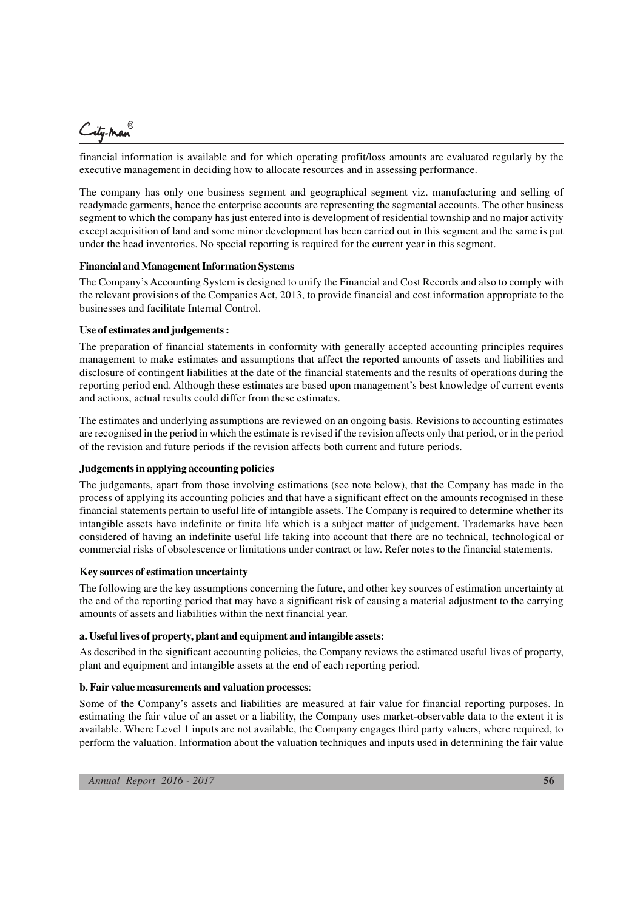financial information is available and for which operating profit/loss amounts are evaluated regularly by the executive management in deciding how to allocate resources and in assessing performance.

The company has only one business segment and geographical segment viz. manufacturing and selling of readymade garments, hence the enterprise accounts are representing the segmental accounts. The other business segment to which the company has just entered into is development of residential township and no major activity except acquisition of land and some minor development has been carried out in this segment and the same is put under the head inventories. No special reporting is required for the current year in this segment.

**Financial and Management Information Systems**

The Company's Accounting System is designed to unify the Financial and Cost Records and also to comply with the relevant provisions of the Companies Act, 2013, to provide financial and cost information appropriate to the businesses and facilitate Internal Control.

**Use of estimates and judgements :**

The preparation of financial statements in conformity with generally accepted accounting principles requires management to make estimates and assumptions that affect the reported amounts of assets and liabilities and disclosure of contingent liabilities at the date of the financial statements and the results of operations during the reporting period end. Although these estimates are based upon management's best knowledge of current events and actions, actual results could differ from these estimates.

The estimates and underlying assumptions are reviewed on an ongoing basis. Revisions to accounting estimates are recognised in the period in which the estimate is revised if the revision affects only that period, or in the period of the revision and future periods if the revision affects both current and future periods.

**Judgements in applying accounting policies**

The judgements, apart from those involving estimations (see note below), that the Company has made in the process of applying its accounting policies and that have a significant effect on the amounts recognised in these financial statements pertain to useful life of intangible assets. The Company is required to determine whether its intangible assets have indefinite or finite life which is a subject matter of judgement. Trademarks have been considered of having an indefinite useful life taking into account that there are no technical, technological or commercial risks of obsolescence or limitations under contract or law. Refer notes to the financial statements.

**Key sources of estimation uncertainty**

The following are the key assumptions concerning the future, and other key sources of estimation uncertainty at the end of the reporting period that may have a significant risk of causing a material adjustment to the carrying amounts of assets and liabilities within the next financial year.

**a. Useful lives of property, plant and equipment and intangible assets:**

As described in the significant accounting policies, the Company reviews the estimated useful lives of property, plant and equipment and intangible assets at the end of each reporting period.

**b. Fair value measurements and valuation processes**:

Some of the Company's assets and liabilities are measured at fair value for financial reporting purposes. In estimating the fair value of an asset or a liability, the Company uses market-observable data to the extent it is available. Where Level 1 inputs are not available, the Company engages third party valuers, where required, to perform the valuation. Information about the valuation techniques and inputs used in determining the fair value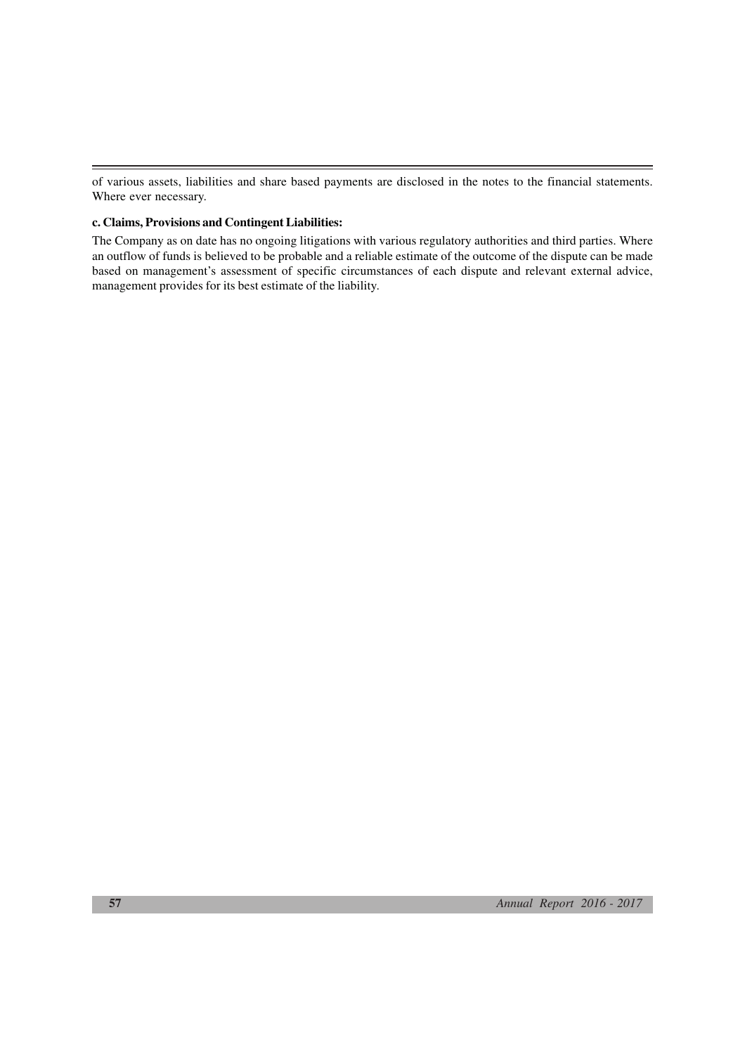of various assets, liabilities and share based payments are disclosed in the notes to the financial statements. Where ever necessary.

**c. Claims, Provisions and Contingent Liabilities:**

The Company as on date has no ongoing litigations with various regulatory authorities and third parties. Where an outflow of funds is believed to be probable and a reliable estimate of the outcome of the dispute can be made based on management's assessment of specific circumstances of each dispute and relevant external advice, management provides for its best estimate of the liability.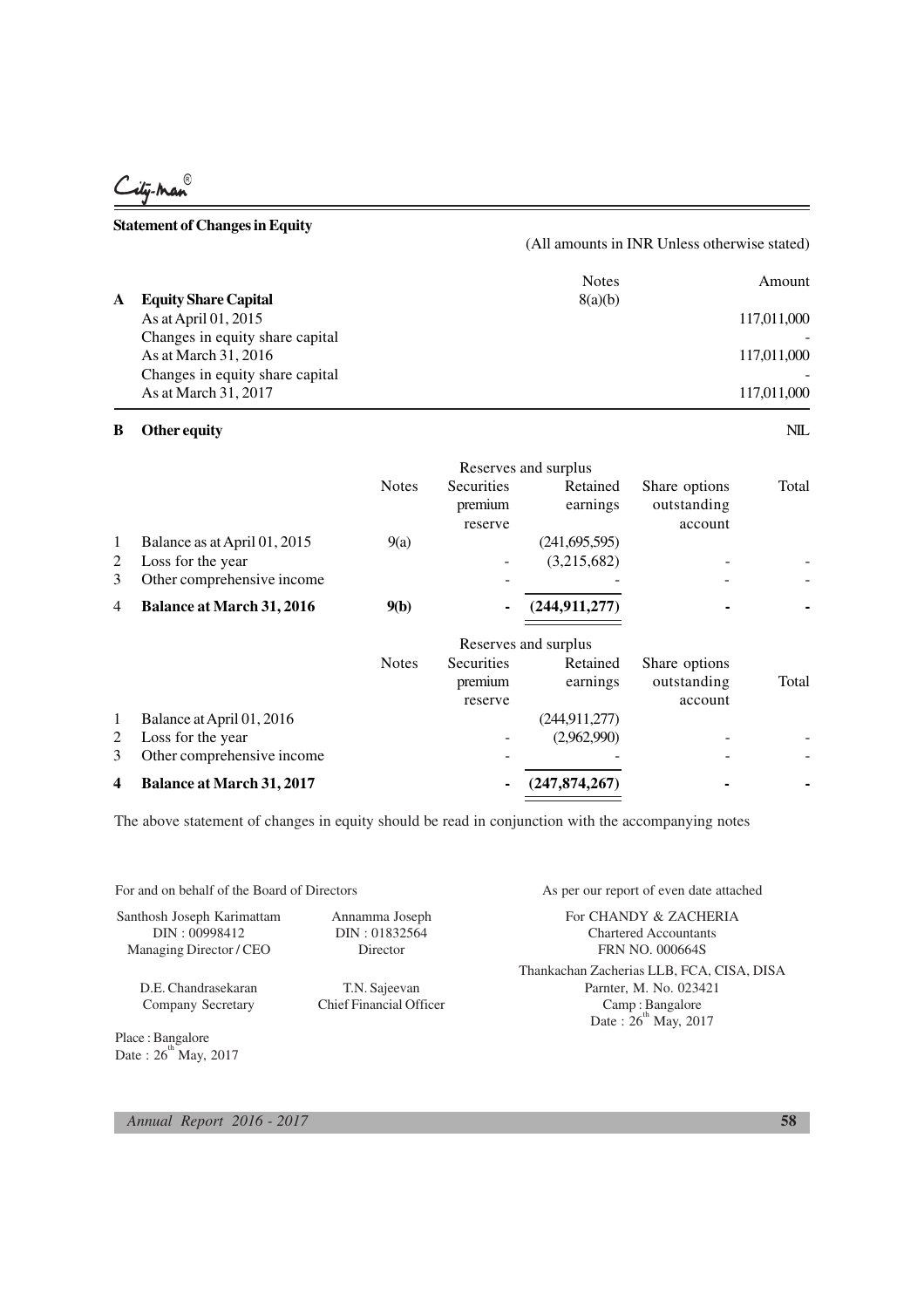## Statement of Changes in Equity

(All amounts in INR Unless otherwise stated)

| | | Notes | Amount |
|---|---|---|---|
| **A** | **Equity Share Capital** | 8(a)(b) | |
| | As at April 01, 2015 | | 117,011,000 |
| | Changes in equity share capital | | - |
| | As at March 31, 2016 | | 117,011,000 |
| | Changes in equity share capital | | - |
| | As at March 31, 2017 | | 117,011,000 |

**B Other equity** NIL

| | | Notes | Reserves and surplus | | | |
|---|---|---|---|---|---|---|
| | | | Securities premium reserve | Retained earnings | Share options outstanding account | Total |
| 1 | Balance as at April 01, 2015 | 9(a) | | (241,695,595) | | |
| 2 | Loss for the year | | - | (3,215,682) | - | - |
| 3 | Other comprehensive income | | - | - | - | - |
| 4 | **Balance at March 31, 2016** | **9(b)** | **-** | **(244,911,277)** | **-** | **-** |

| | | Notes | Reserves and surplus | | | |
|---|---|---|---|---|---|---|
| | | | Securities premium reserve | Retained earnings | Share options outstanding account | Total |
| 1 | Balance at April 01, 2016 | | | (244,911,277) | | |
| 2 | Loss for the year | | - | (2,962,990) | - | - |
| 3 | Other comprehensive income | | - | - | - | - |
| **4** | **Balance at March 31, 2017** | | **-** | **(247,874,267)** | **-** | **-** |

The above statement of changes in equity should be read in conjunction with the accompanying notes

For and on behalf of the Board of Directors

Santhosh Joseph Karimattam
DIN : 00998412
Managing Director / CEO

Annamma Joseph
DIN : 01832564
Director

D.E. Chandrasekaran
Company Secretary

T.N. Sajeevan
Chief Financial Officer

Place : Bangalore
Date : 26th May, 2017

As per our report of even date attached

For CHANDY & ZACHERIA
Chartered Accountants
FRN NO. 000664S

Thankachan Zacherias LLB, FCA, CISA, DISA
Parnter, M. No. 023421
Camp : Bangalore
Date : 26th May, 2017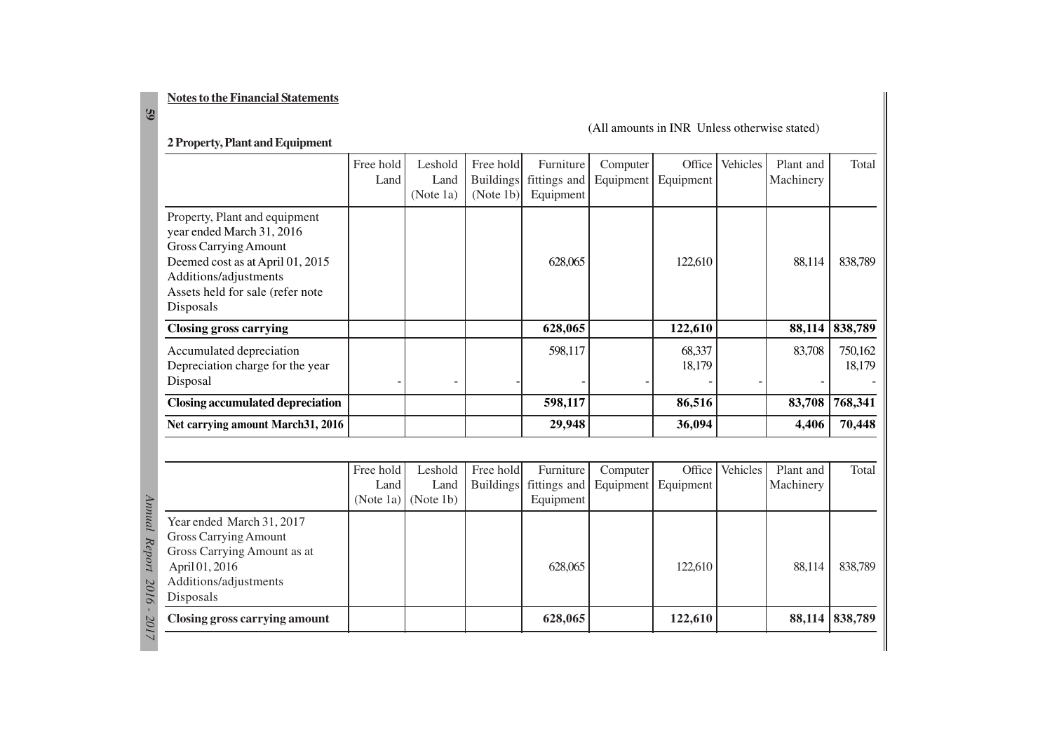## Notes to the Financial Statements

(All amounts in INR Unless otherwise stated)

### 2 Property, Plant and Equipment

| | Free hold Land | Leshold Land (Note 1a) | Free hold Buildings (Note 1b) | Furniture fittings and Equipment | Computer Equipment | Office Equipment | Vehicles | Plant and Machinery | Total |
|---|---|---|---|---|---|---|---|---|---|
| Property, Plant and equipment year ended March 31, 2016 | | | | | | | | | |
| Gross Carrying Amount | | | | | | | | | |
| Deemed cost as at April 01, 2015 | | | | 628,065 | | 122,610 | | 88,114 | 838,789 |
| Additions/adjustments | | | | | | | | | |
| Assets held for sale (refer note | | | | | | | | | |
| Disposals | | | | | | | | | |
| **Closing gross carrying** | | | | **628,065** | | **122,610** | | **88,114** | **838,789** |
| Accumulated depreciation | | | | 598,117 | | 68,337 | | 83,708 | 750,162 |
| Depreciation charge for the year | | | | | | 18,179 | | | 18,179 |
| Disposal | - | - | - | - | - | - | - | - | - |
| **Closing accumulated depreciation** | | | | **598,117** | | **86,516** | | **83,708** | **768,341** |
| **Net carrying amount March31, 2016** | | | | **29,948** | | **36,094** | | **4,406** | **70,448** |

| | Free hold Land (Note 1a) | Leshold Land (Note 1b) | Free hold Buildings | Furniture fittings and Equipment | Computer Equipment | Office Equipment | Vehicles | Plant and Machinery | Total |
|---|---|---|---|---|---|---|---|---|---|
| Year ended March 31, 2017 | | | | | | | | | |
| Gross Carrying Amount | | | | | | | | | |
| Gross Carrying Amount as at April 01, 2016 | | | | 628,065 | | 122,610 | | 88,114 | 838,789 |
| Additions/adjustments | | | | | | | | | |
| Disposals | | | | | | | | | |
| **Closing gross carrying amount** | | | | **628,065** | | **122,610** | | **88,114** | **838,789** |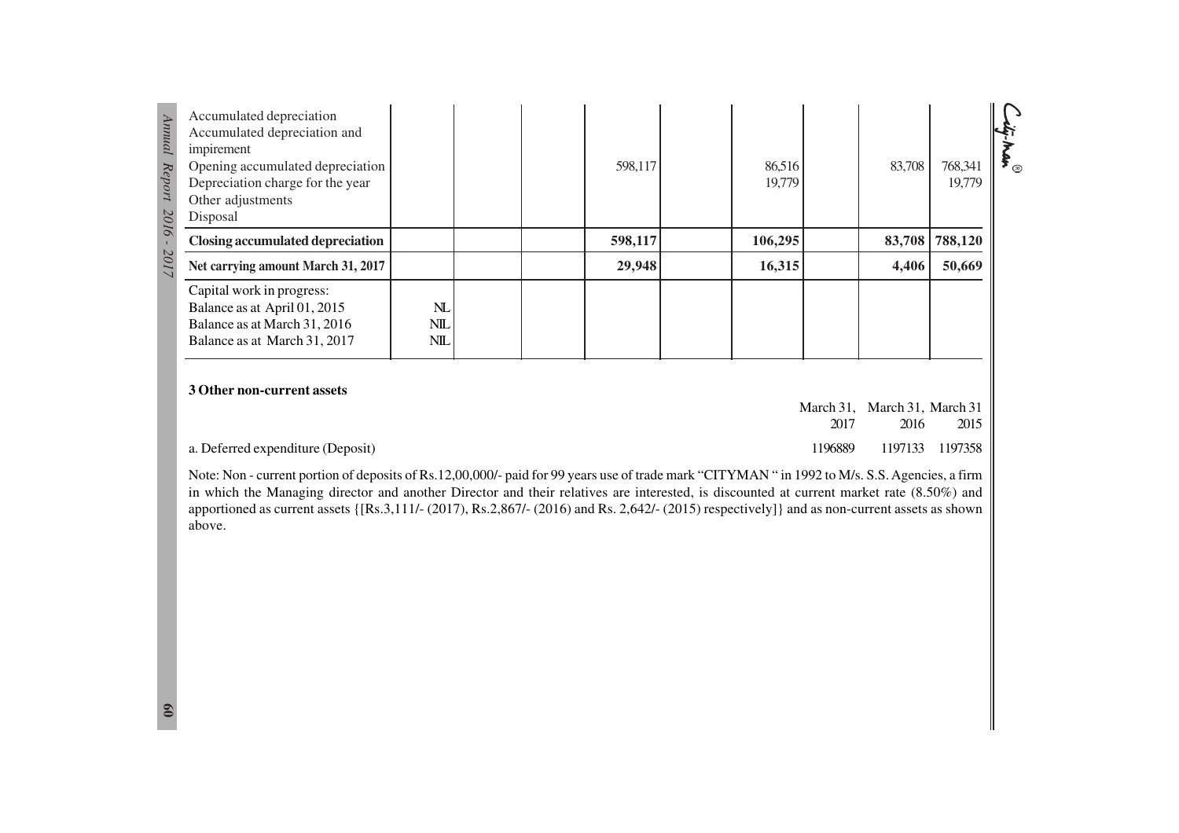| | | | | | | | | | |
|---|---|---|---|---|---|---|---|---|---|
| Accumulated depreciation<br>Accumulated depreciation and impirement<br>Opening accumulated depreciation<br>Depreciation charge for the year<br>Other adjustments<br>Disposal | | | | 598,117 | | 86,516<br>19,779 | | 83,708 | 768,341<br>19,779 |
| **Closing accumulated depreciation** | | | | **598,117** | | **106,295** | | **83,708** | **788,120** |
| **Net carrying amount March 31, 2017** | | | | **29,948** | | **16,315** | | **4,406** | **50,669** |
| Capital work in progress:<br>Balance as at April 01, 2015<br>Balance as at March 31, 2016<br>Balance as at March 31, 2017 | NL<br>NIL<br>NIL | | | | | | | | |

### 3 Other non-current assets

| | March 31, 2017 | March 31, 2016 | March 31 2015 |
|---|---|---|---|
| a. Deferred expenditure (Deposit) | 1196889 | 1197133 | 1197358 |

Note: Non - current portion of deposits of Rs.12,00,000/- paid for 99 years use of trade mark "CITYMAN " in 1992 to M/s. S.S. Agencies, a firm in which the Managing director and another Director and their relatives are interested, is discounted at current market rate (8.50%) and apportioned as current assets {[Rs.3,111/- (2017), Rs.2,867/- (2016) and Rs. 2,642/- (2015) respectively]} and as non-current assets as shown above.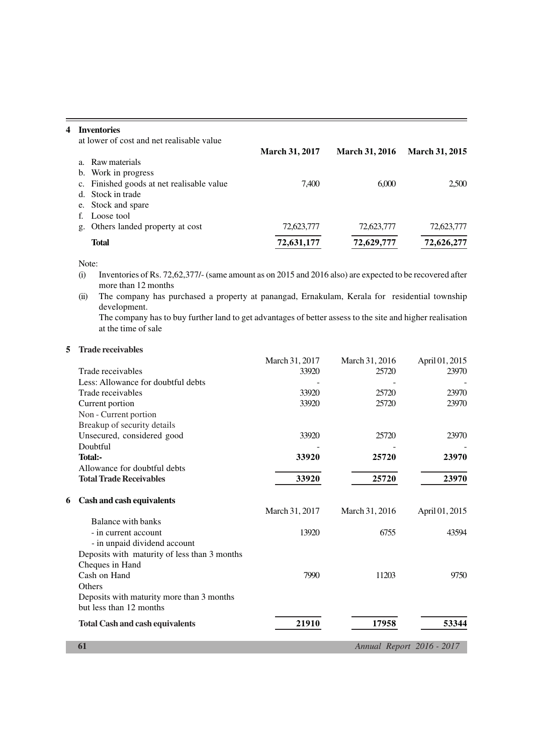## 4 Inventories

at lower of cost and net realisable value

| | March 31, 2017 | March 31, 2016 | March 31, 2015 |
|---|---|---|---|
| a. Raw materials | | | |
| b. Work in progress | | | |
| c. Finished goods at net realisable value | 7,400 | 6,000 | 2,500 |
| d. Stock in trade | | | |
| e. Stock and spare | | | |
| f. Loose tool | | | |
| g. Others landed property at cost | 72,623,777 | 72,623,777 | 72,623,777 |
| **Total** | **72,631,177** | **72,629,777** | **72,626,277** |

Note:

(i) Inventories of Rs. 72,62,377/- (same amount as on 2015 and 2016 also) are expected to be recovered after more than 12 months

(ii) The company has purchased a property at panangad, Ernakulam, Kerala for residential township development.
The company has to buy further land to get advantages of better assess to the site and higher realisation at the time of sale

## 5 Trade receivables

| | March 31, 2017 | March 31, 2016 | April 01, 2015 |
|---|---|---|---|
| Trade receivables | 33920 | 25720 | 23970 |
| Less: Allowance for doubtful debts | - | - | - |
| Trade receivables | 33920 | 25720 | 23970 |
| Current portion | 33920 | 25720 | 23970 |
| Non - Current portion | | | |
| Breakup of security details | | | |
| Unsecured, considered good | 33920 | 25720 | 23970 |
| Doubtful | - | - | - |
| **Total:-** | **33920** | **25720** | **23970** |
| Allowance for doubtful debts | | | |
| **Total Trade Receivables** | **33920** | **25720** | **23970** |

## 6 Cash and cash equivalents

| | March 31, 2017 | March 31, 2016 | April 01, 2015 |
|---|---|---|---|
| Balance with banks | | | |
| - in current account | 13920 | 6755 | 43594 |
| - in unpaid dividend account | | | |
| Deposits with maturity of less than 3 months | | | |
| Cheques in Hand | | | |
| Cash on Hand | 7990 | 11203 | 9750 |
| Others | | | |
| Deposits with maturity more than 3 months but less than 12 months | | | |
| **Total Cash and cash equivalents** | **21910** | **17958** | **53344** |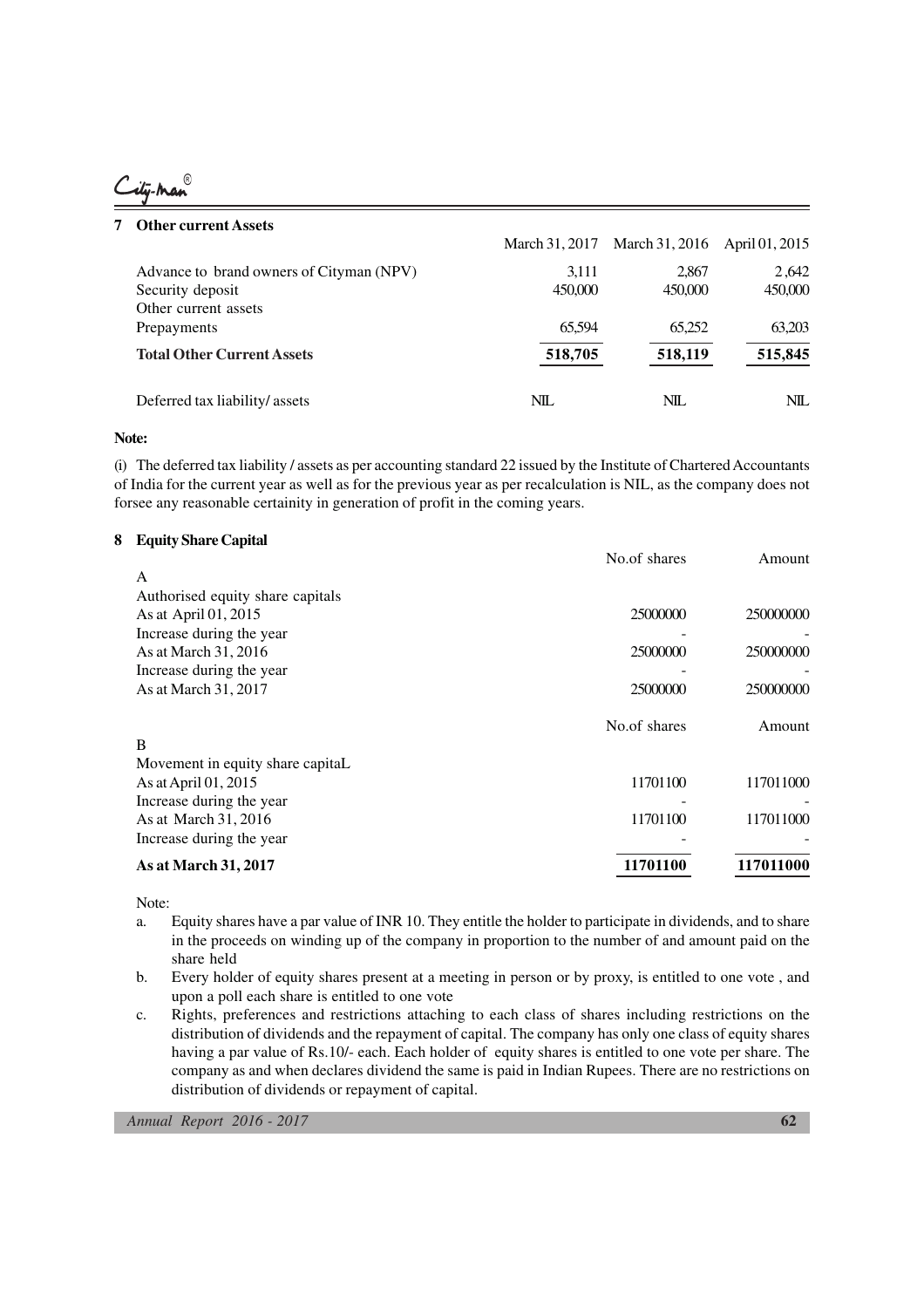## 7 Other current Assets

| | March 31, 2017 | March 31, 2016 | April 01, 2015 |
|---|---|---|---|
| Advance to brand owners of Cityman (NPV) | 3,111 | 2,867 | 2,642 |
| Security deposit | 450,000 | 450,000 | 450,000 |
| Other current assets | | | |
| Prepayments | 65,594 | 65,252 | 63,203 |
| **Total Other Current Assets** | **518,705** | **518,119** | **515,845** |
| Deferred tax liability/ assets | NIL | NIL | NIL |

**Note:**

(i) The deferred tax liability / assets as per accounting standard 22 issued by the Institute of Chartered Accountants of India for the current year as well as for the previous year as per recalculation is NIL, as the company does not forsee any reasonable certainity in generation of profit in the coming years.

## 8 Equity Share Capital

| | No.of shares | Amount |
|---|---|---|
| A | | |
| Authorised equity share capitals | | |
| As at April 01, 2015 | 25000000 | 250000000 |
| Increase during the year | - | - |
| As at March 31, 2016 | 25000000 | 250000000 |
| Increase during the year | - | - |
| As at March 31, 2017 | 25000000 | 250000000 |

| | No.of shares | Amount |
|---|---|---|
| B | | |
| Movement in equity share capitaL | | |
| As at April 01, 2015 | 11701100 | 117011000 |
| Increase during the year | - | - |
| As at March 31, 2016 | 11701100 | 117011000 |
| Increase during the year | - | - |
| **As at March 31, 2017** | **11701100** | **117011000** |

Note:

a. Equity shares have a par value of INR 10. They entitle the holder to participate in dividends, and to share in the proceeds on winding up of the company in proportion to the number of and amount paid on the share held

b. Every holder of equity shares present at a meeting in person or by proxy, is entitled to one vote , and upon a poll each share is entitled to one vote

c. Rights, preferences and restrictions attaching to each class of shares including restrictions on the distribution of dividends and the repayment of capital. The company has only one class of equity shares having a par value of Rs.10/- each. Each holder of equity shares is entitled to one vote per share. The company as and when declares dividend the same is paid in Indian Rupees. There are no restrictions on distribution of dividends or repayment of capital.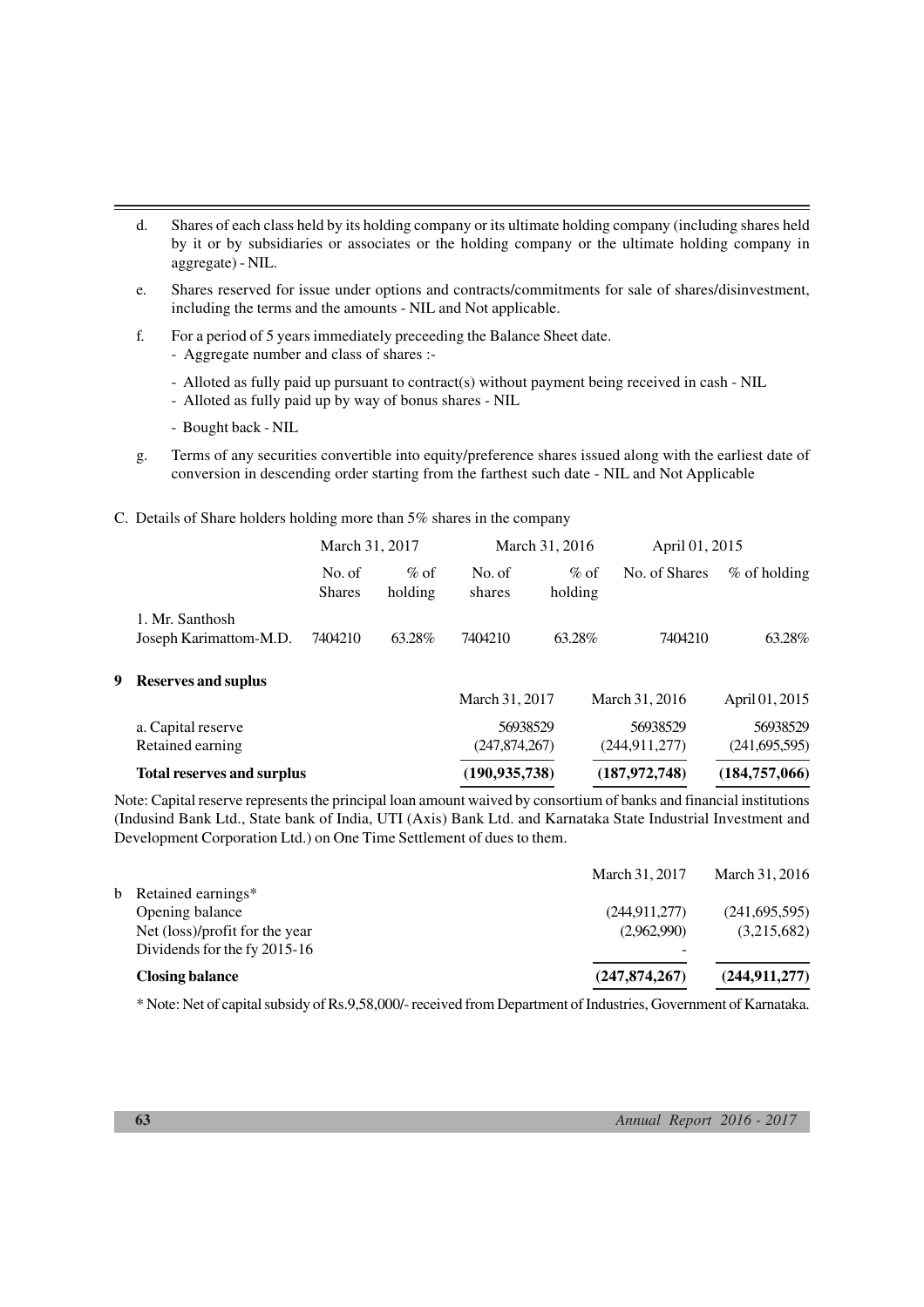d. Shares of each class held by its holding company or its ultimate holding company (including shares held by it or by subsidiaries or associates or the holding company or the ultimate holding company in aggregate) - NIL.

e. Shares reserved for issue under options and contracts/commitments for sale of shares/disinvestment, including the terms and the amounts - NIL and Not applicable.

f. For a period of 5 years immediately preceeding the Balance Sheet date.
   - Aggregate number and class of shares :-
   - Alloted as fully paid up pursuant to contract(s) without payment being received in cash - NIL
   - Alloted as fully paid up by way of bonus shares - NIL
   - Bought back - NIL

g. Terms of any securities convertible into equity/preference shares issued along with the earliest date of conversion in descending order starting from the farthest such date - NIL and Not Applicable

C. Details of Share holders holding more than 5% shares in the company

| | March 31, 2017 | | March 31, 2016 | | April 01, 2015 | |
|---|---|---|---|---|---|---|
| | No. of Shares | % of holding | No. of shares | % of holding | No. of Shares | % of holding |
| 1. Mr. Santhosh Joseph Karimattom-M.D. | 7404210 | 63.28% | 7404210 | 63.28% | 7404210 | 63.28% |

**9 Reserves and suplus**

| | March 31, 2017 | March 31, 2016 | April 01, 2015 |
|---|---|---|---|
| a. Capital reserve | 56938529 | 56938529 | 56938529 |
| Retained earning | (247,874,267) | (244,911,277) | (241,695,595) |
| **Total reserves and surplus** | **(190,935,738)** | **(187,972,748)** | **(184,757,066)** |

Note: Capital reserve represents the principal loan amount waived by consortium of banks and financial institutions (Indusind Bank Ltd., State bank of India, UTI (Axis) Bank Ltd. and Karnataka State Industrial Investment and Development Corporation Ltd.) on One Time Settlement of dues to them.

| | March 31, 2017 | March 31, 2016 |
|---|---|---|
| b Retained earnings* | | |
| Opening balance | (244,911,277) | (241,695,595) |
| Net (loss)/profit for the year | (2,962,990) | (3,215,682) |
| Dividends for the fy 2015-16 | - | |
| **Closing balance** | **(247,874,267)** | **(244,911,277)** |

* Note: Net of capital subsidy of Rs.9,58,000/- received from Department of Industries, Government of Karnataka.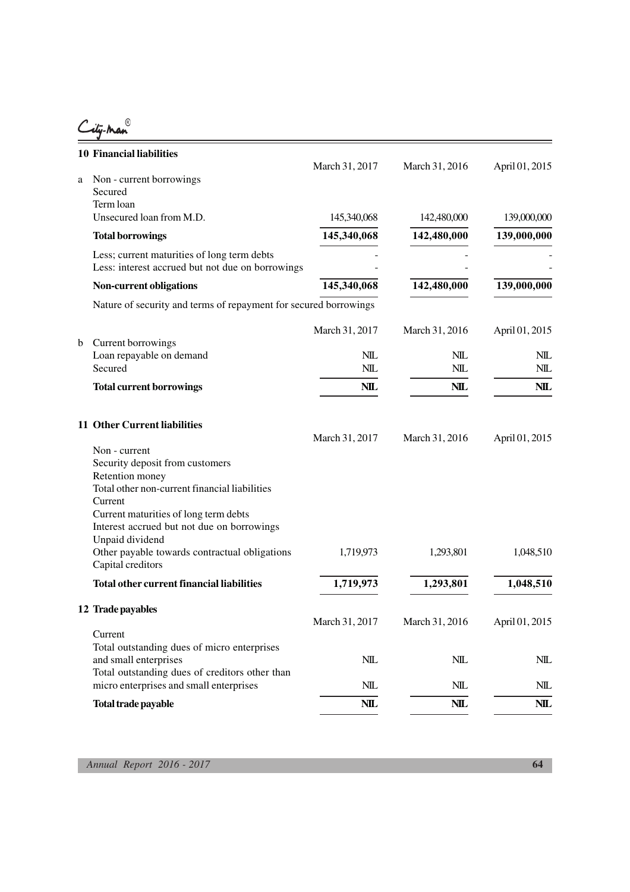## 10 Financial liabilities

| | | March 31, 2017 | March 31, 2016 | April 01, 2015 |
|---|---|---|---|---|
| a | Non - current borrowings | | | |
| | Secured | | | |
| | Term loan | | | |
| | Unsecured loan from M.D. | 145,340,068 | 142,480,000 | 139,000,000 |
| | **Total borrowings** | **145,340,068** | **142,480,000** | **139,000,000** |
| | Less; current maturities of long term debts | - | - | - |
| | Less: interest accrued but not due on borrowings | - | - | - |
| | **Non-current obligations** | **145,340,068** | **142,480,000** | **139,000,000** |

Nature of security and terms of repayment for secured borrowings

| | | March 31, 2017 | March 31, 2016 | April 01, 2015 |
|---|---|---|---|---|
| b | Current borrowings | | | |
| | Loan repayable on demand | NIL | NIL | NIL |
| | Secured | NIL | NIL | NIL |
| | **Total current borrowings** | **NIL** | **NIL** | **NIL** |

## 11 Other Current liabilities

| | March 31, 2017 | March 31, 2016 | April 01, 2015 |
|---|---|---|---|
| Non - current | | | |
| Security deposit from customers | | | |
| Retention money | | | |
| Total other non-current financial liabilities | | | |
| Current | | | |
| Current maturities of long term debts | | | |
| Interest accrued but not due on borrowings | | | |
| Unpaid dividend | | | |
| Other payable towards contractual obligations | 1,719,973 | 1,293,801 | 1,048,510 |
| Capital creditors | | | |
| **Total other current financial liabilities** | **1,719,973** | **1,293,801** | **1,048,510** |

## 12 Trade payables

| | March 31, 2017 | March 31, 2016 | April 01, 2015 |
|---|---|---|---|
| Current | | | |
| Total outstanding dues of micro enterprises and small enterprises | NIL | NIL | NIL |
| Total outstanding dues of creditors other than micro enterprises and small enterprises | NIL | NIL | NIL |
| **Total trade payable** | **NIL** | **NIL** | **NIL** |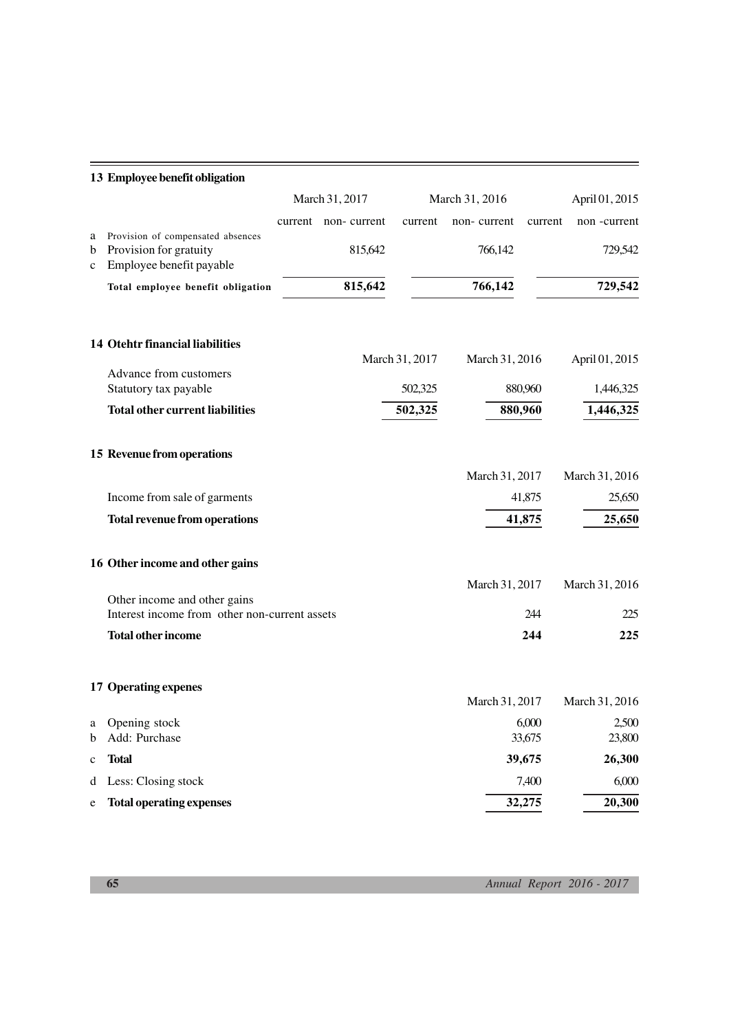### 13 Employee benefit obligation

| | | March 31, 2017 | | March 31, 2016 | | April 01, 2015 | |
|---|---|---|---|---|---|---|---|
| | | current | non- current | current | non- current | current | non -current |
| a | Provision of compensated absences | | | | | | |
| b | Provision for gratuity | | 815,642 | | 766,142 | | 729,542 |
| c | Employee benefit payable | | | | | | |
| | **Total employee benefit obligation** | | **815,642** | | **766,142** | | **729,542** |

### 14 Otehtr financial liabilities

| | March 31, 2017 | March 31, 2016 | April 01, 2015 |
|---|---|---|---|
| Advance from customers | | | |
| Statutory tax payable | 502,325 | 880,960 | 1,446,325 |
| **Total other current liabilities** | **502,325** | **880,960** | **1,446,325** |

### 15 Revenue from operations

| | March 31, 2017 | March 31, 2016 |
|---|---|---|
| Income from sale of garments | 41,875 | 25,650 |
| **Total revenue from operations** | **41,875** | **25,650** |

### 16 Other income and other gains

| | March 31, 2017 | March 31, 2016 |
|---|---|---|
| Other income and other gains | | |
| Interest income from other non-current assets | 244 | 225 |
| **Total other income** | **244** | **225** |

### 17 Operating expenes

| | | March 31, 2017 | March 31, 2016 |
|---|---|---|---|
| a | Opening stock | 6,000 | 2,500 |
| b | Add: Purchase | 33,675 | 23,800 |
| c | **Total** | **39,675** | **26,300** |
| d | Less: Closing stock | 7,400 | 6,000 |
| e | **Total operating expenses** | **32,275** | **20,300** |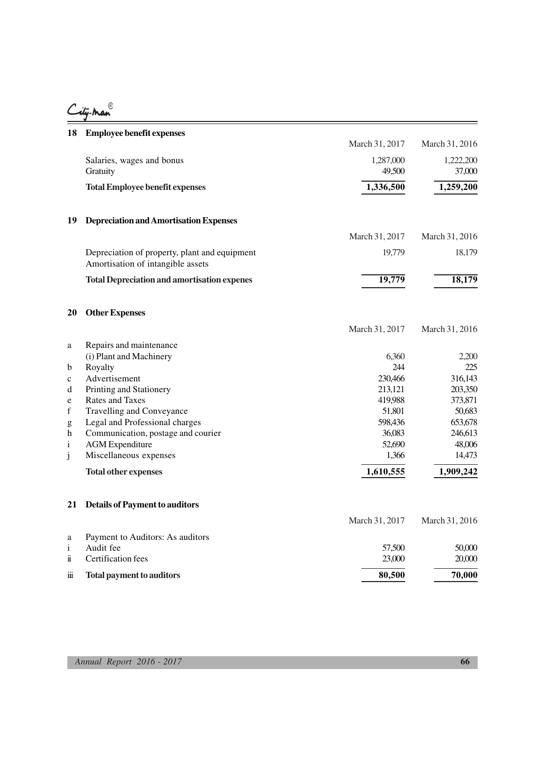## 18 Employee benefit expenses

| | March 31, 2017 | March 31, 2016 |
|---|---|---|
| Salaries, wages and bonus | 1,287,000 | 1,222,200 |
| Gratuity | 49,500 | 37,000 |
| **Total Employee benefit expenses** | **1,336,500** | **1,259,200** |

## 19 Depreciation and Amortisation Expenses

| | March 31, 2017 | March 31, 2016 |
|---|---|---|
| Depreciation of property, plant and equipment | 19,779 | 18,179 |
| Amortisation of intangible assets | | |
| **Total Depreciation and amortisation expenes** | **19,779** | **18,179** |

## 20 Other Expenses

| | | March 31, 2017 | March 31, 2016 |
|---|---|---|---|
| a | Repairs and maintenance | | |
| | (i) Plant and Machinery | 6,360 | 2,200 |
| b | Royalty | 244 | 225 |
| c | Advertisement | 230,466 | 316,143 |
| d | Printing and Stationery | 213,121 | 203,350 |
| e | Rates and Taxes | 419,988 | 373,871 |
| f | Travelling and Conveyance | 51,801 | 50,683 |
| g | Legal and Professional charges | 598,436 | 653,678 |
| h | Communication, postage and courier | 36,083 | 246,613 |
| i | AGM Expenditure | 52,690 | 48,006 |
| j | Miscellaneous expenses | 1,366 | 14,473 |
| | **Total other expenses** | **1,610,555** | **1,909,242** |

## 21 Details of Payment to auditors

| | | March 31, 2017 | March 31, 2016 |
|---|---|---|---|
| a | Payment to Auditors: As auditors | | |
| i | Audit fee | 57,500 | 50,000 |
| ii | Certification fees | 23,000 | 20,000 |
| iii | **Total payment to auditors** | **80,500** | **70,000** |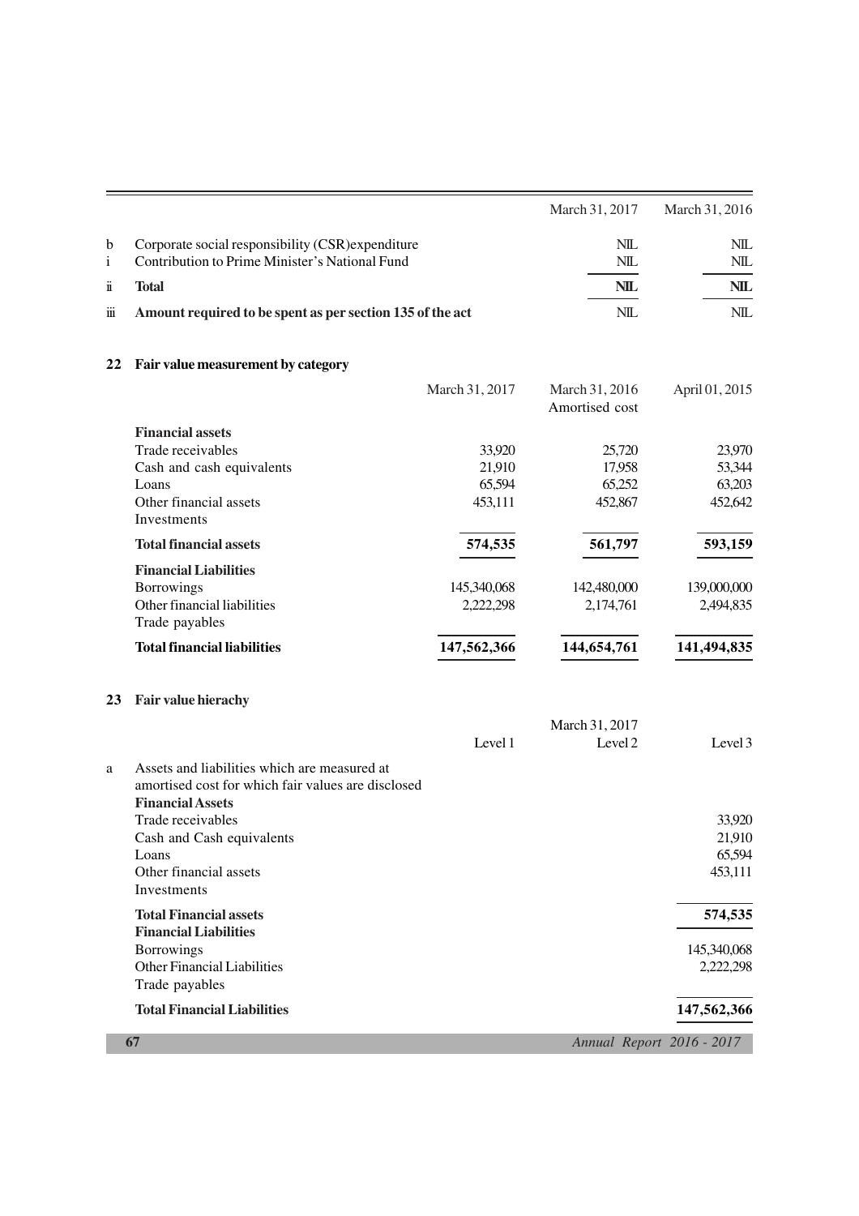| | | March 31, 2017 | March 31, 2016 |
|---|---|---|---|
| b | Corporate social responsibility (CSR)expenditure | NIL | NIL |
| i | Contribution to Prime Minister's National Fund | NIL | NIL |
| ii | **Total** | **NIL** | **NIL** |
| iii | **Amount required to be spent as per section 135 of the act** | NIL | NIL |

## 22 Fair value measurement by category

| | March 31, 2017 | March 31, 2016 Amortised cost | April 01, 2015 |
|---|---|---|---|
| **Financial assets** | | | |
| Trade receivables | 33,920 | 25,720 | 23,970 |
| Cash and cash equivalents | 21,910 | 17,958 | 53,344 |
| Loans | 65,594 | 65,252 | 63,203 |
| Other financial assets | 453,111 | 452,867 | 452,642 |
| Investments | | | |
| **Total financial assets** | **574,535** | **561,797** | **593,159** |
| **Financial Liabilities** | | | |
| Borrowings | 145,340,068 | 142,480,000 | 139,000,000 |
| Other financial liabilities | 2,222,298 | 2,174,761 | 2,494,835 |
| Trade payables | | | |
| **Total financial liabilities** | **147,562,366** | **144,654,761** | **141,494,835** |

## 23 Fair value hierachy

| | | | March 31, 2017 | |
|---|---|---|---|---|
| | | Level 1 | Level 2 | Level 3 |
| a | Assets and liabilities which are measured at amortised cost for which fair values are disclosed | | | |
| | **Financial Assets** | | | |
| | Trade receivables | | | 33,920 |
| | Cash and Cash equivalents | | | 21,910 |
| | Loans | | | 65,594 |
| | Other financial assets | | | 453,111 |
| | Investments | | | |
| | **Total Financial assets** | | | **574,535** |
| | **Financial Liabilities** | | | |
| | Borrowings | | | 145,340,068 |
| | Other Financial Liabilities | | | 2,222,298 |
| | Trade payables | | | |
| | **Total Financial Liabilities** | | | **147,562,366** |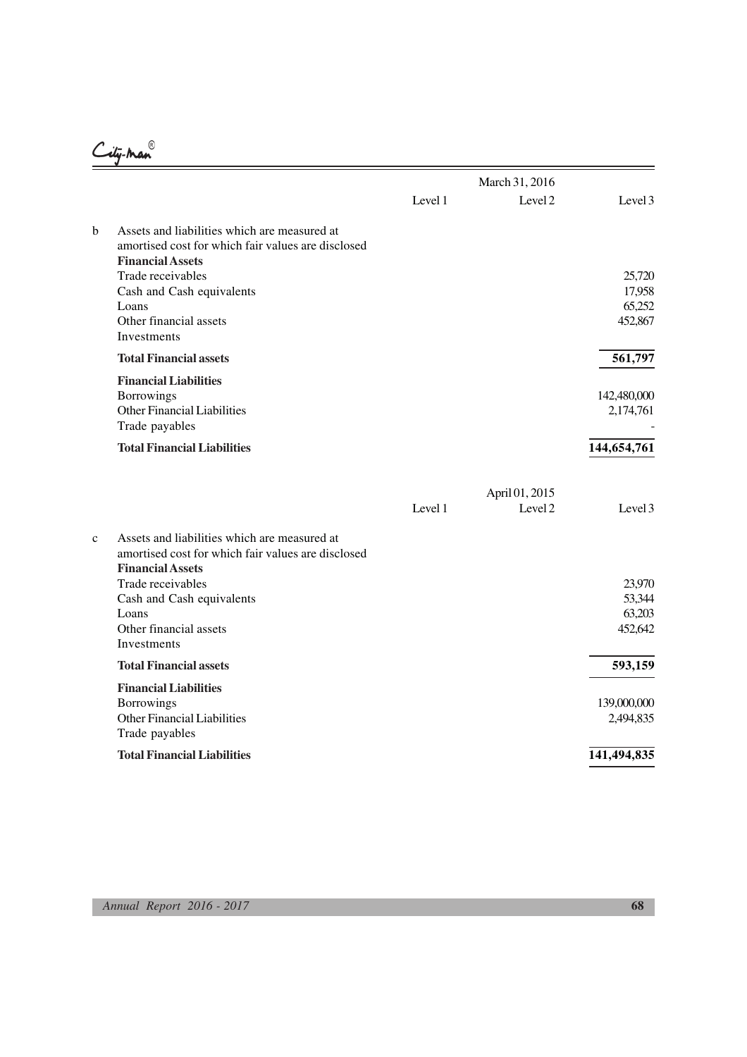| | | March 31, 2016 | | |
|---|---|---|---|---|
| | | Level 1 | Level 2 | Level 3 |
| b | Assets and liabilities which are measured at amortised cost for which fair values are disclosed | | | |
| | **Financial Assets** | | | |
| | Trade receivables | | | 25,720 |
| | Cash and Cash equivalents | | | 17,958 |
| | Loans | | | 65,252 |
| | Other financial assets | | | 452,867 |
| | Investments | | | |
| | **Total Financial assets** | | | **561,797** |
| | **Financial Liabilities** | | | |
| | Borrowings | | | 142,480,000 |
| | Other Financial Liabilities | | | 2,174,761 |
| | Trade payables | | | - |
| | **Total Financial Liabilities** | | | **144,654,761** |

| | | April 01, 2015 | | |
|---|---|---|---|---|
| | | Level 1 | Level 2 | Level 3 |
| c | Assets and liabilities which are measured at amortised cost for which fair values are disclosed | | | |
| | **Financial Assets** | | | |
| | Trade receivables | | | 23,970 |
| | Cash and Cash equivalents | | | 53,344 |
| | Loans | | | 63,203 |
| | Other financial assets | | | 452,642 |
| | Investments | | | |
| | **Total Financial assets** | | | **593,159** |
| | **Financial Liabilities** | | | |
| | Borrowings | | | 139,000,000 |
| | Other Financial Liabilities | | | 2,494,835 |
| | Trade payables | | | |
| | **Total Financial Liabilities** | | | **141,494,835** |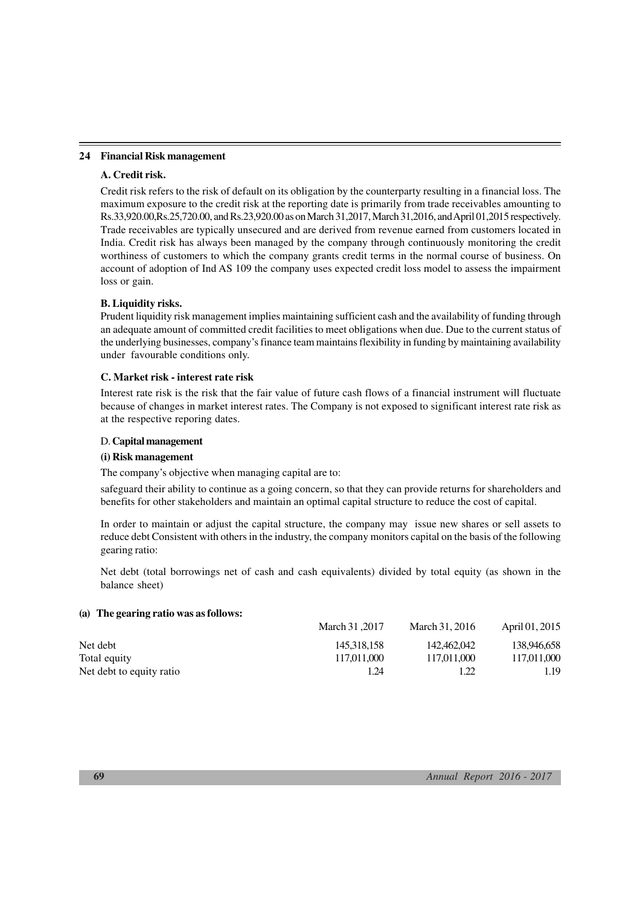## 24 Financial Risk management

### A. Credit risk.

Credit risk refers to the risk of default on its obligation by the counterparty resulting in a financial loss. The maximum exposure to the credit risk at the reporting date is primarily from trade receivables amounting to Rs.33,920.00,Rs.25,720.00, and Rs.23,920.00 as on March 31,2017, March 31,2016, and April 01,2015 respectively. Trade receivables are typically unsecured and are derived from revenue earned from customers located in India. Credit risk has always been managed by the company through continuously monitoring the credit worthiness of customers to which the company grants credit terms in the normal course of business. On account of adoption of Ind AS 109 the company uses expected credit loss model to assess the impairment loss or gain.

### B. Liquidity risks.

Prudent liquidity risk management implies maintaining sufficient cash and the availability of funding through an adequate amount of committed credit facilities to meet obligations when due. Due to the current status of the underlying businesses, company's finance team maintains flexibility in funding by maintaining availability under favourable conditions only.

### C. Market risk - interest rate risk

Interest rate risk is the risk that the fair value of future cash flows of a financial instrument will fluctuate because of changes in market interest rates. The Company is not exposed to significant interest rate risk as at the respective reporing dates.

### D. Capital management

#### (i) Risk management

The company's objective when managing capital are to:

safeguard their ability to continue as a going concern, so that they can provide returns for shareholders and benefits for other stakeholders and maintain an optimal capital structure to reduce the cost of capital.

In order to maintain or adjust the capital structure, the company may issue new shares or sell assets to reduce debt Consistent with others in the industry, the company monitors capital on the basis of the following gearing ratio:

Net debt (total borrowings net of cash and cash equivalents) divided by total equity (as shown in the balance sheet)

**(a) The gearing ratio was as follows:**

| | March 31 ,2017 | March 31, 2016 | April 01, 2015 |
|---|---|---|---|
| Net debt | 145,318,158 | 142,462,042 | 138,946,658 |
| Total equity | 117,011,000 | 117,011,000 | 117,011,000 |
| Net debt to equity ratio | 1.24 | 1.22 | 1.19 |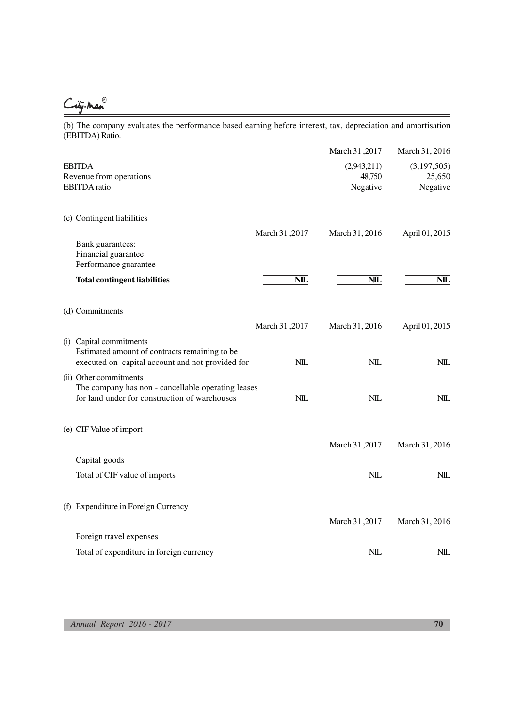(b) The company evaluates the performance based earning before interest, tax, depreciation and amortisation (EBITDA) Ratio.

| | March 31 ,2017 | March 31, 2016 |
|---|---|---|
| EBITDA | (2,943,211) | (3,197,505) |
| Revenue from operations | 48,750 | 25,650 |
| EBITDA ratio | Negative | Negative |

(c) Contingent liabilities

| | March 31 ,2017 | March 31, 2016 | April 01, 2015 |
|---|---|---|---|
| Bank guarantees: | | | |
| Financial guarantee | | | |
| Performance guarantee | | | |
| **Total contingent liabilities** | **NIL** | **NIL** | **NIL** |

(d) Commitments

| | March 31 ,2017 | March 31, 2016 | April 01, 2015 |
|---|---|---|---|
| (i) Capital commitments<br>Estimated amount of contracts remaining to be executed on capital account and not provided for | NIL | NIL | NIL |
| (ii) Other commitments<br>The company has non - cancellable operating leases for land under for construction of warehouses | NIL | NIL | NIL |

(e) CIF Value of import

| | March 31 ,2017 | March 31, 2016 |
|---|---|---|
| Capital goods | | |
| Total of CIF value of imports | NIL | NIL |

(f) Expenditure in Foreign Currency

| | March 31 ,2017 | March 31, 2016 |
|---|---|---|
| Foreign travel expenses | | |
| Total of expenditure in foreign currency | NIL | NIL |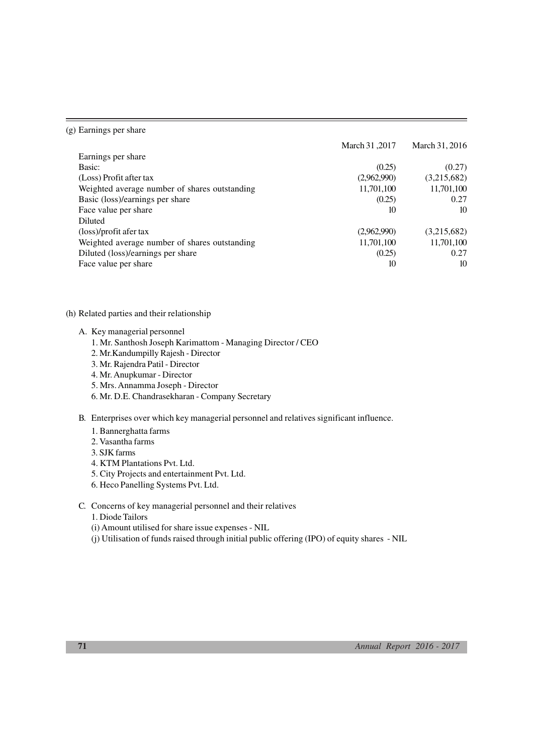(g) Earnings per share

| | March 31 ,2017 | March 31, 2016 |
|---|---|---|
| Earnings per share | | |
| Basic: | (0.25) | (0.27) |
| (Loss) Profit after tax | (2,962,990) | (3,215,682) |
| Weighted average number of shares outstanding | 11,701,100 | 11,701,100 |
| Basic (loss)/earnings per share | (0.25) | 0.27 |
| Face value per share | 10 | 10 |
| Diluted | | |
| (loss)/profit afer tax | (2,962,990) | (3,215,682) |
| Weighted average number of shares outstanding | 11,701,100 | 11,701,100 |
| Diluted (loss)/earnings per share | (0.25) | 0.27 |
| Face value per share | 10 | 10 |

(h) Related parties and their relationship

A. Key managerial personnel
1. Mr. Santhosh Joseph Karimattom - Managing Director / CEO
2. Mr.Kandumpilly Rajesh - Director
3. Mr. Rajendra Patil - Director
4. Mr. Anupkumar - Director
5. Mrs. Annamma Joseph - Director
6. Mr. D.E. Chandrasekharan - Company Secretary

B. Enterprises over which key managerial personnel and relatives significant influence.
1. Bannerghatta farms
2. Vasantha farms
3. SJK farms
4. KTM Plantations Pvt. Ltd.
5. City Projects and entertainment Pvt. Ltd.
6. Heco Panelling Systems Pvt. Ltd.

C. Concerns of key managerial personnel and their relatives
1. Diode Tailors

(i) Amount utilised for share issue expenses - NIL

(j) Utilisation of funds raised through initial public offering (IPO) of equity shares - NIL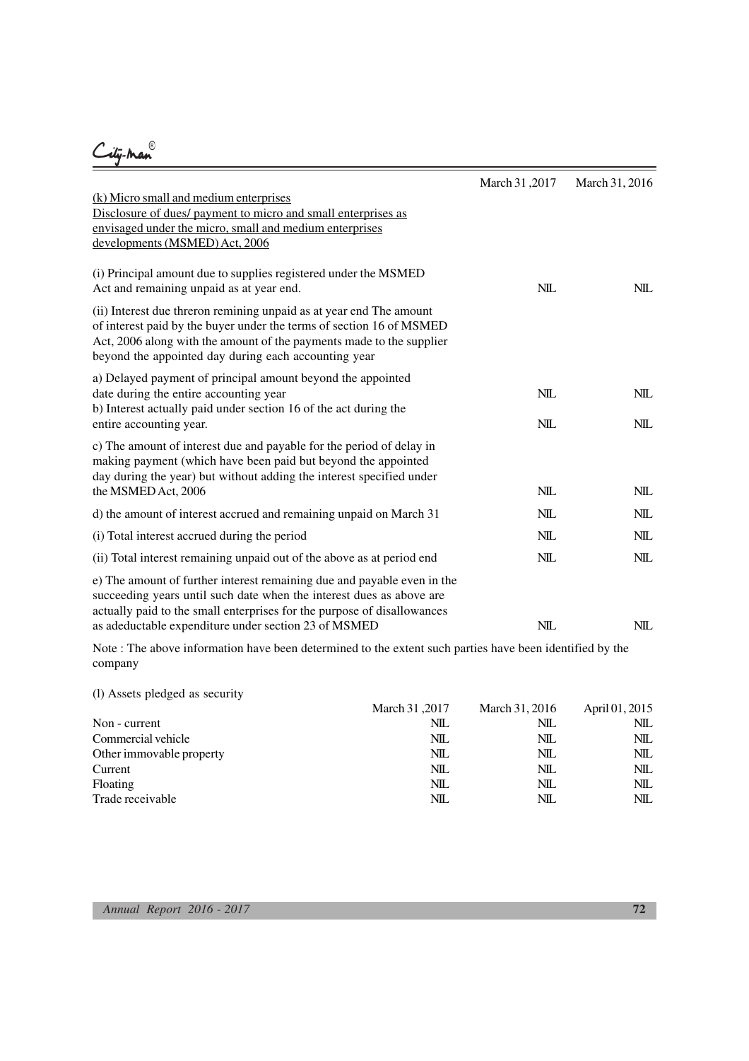| | March 31 ,2017 | March 31, 2016 |
|---|---|---|
| <u>(k) Micro small and medium enterprises</u><br><u>Disclosure of dues/ payment to micro and small enterprises as envisaged under the micro, small and medium enterprises developments (MSMED) Act, 2006</u> | | |
| (i) Principal amount due to supplies registered under the MSMED Act and remaining unpaid as at year end. | NIL | NIL |
| (ii) Interest due threron remining unpaid as at year end The amount of interest paid by the buyer under the terms of section 16 of MSMED Act, 2006 along with the amount of the payments made to the supplier beyond the appointed day during each accounting year | | |
| a) Delayed payment of principal amount beyond the appointed date during the entire accounting year | NIL | NIL |
| b) Interest actually paid under section 16 of the act during the entire accounting year. | NIL | NIL |
| c) The amount of interest due and payable for the period of delay in making payment (which have been paid but beyond the appointed day during the year) but without adding the interest specified under the MSMED Act, 2006 | NIL | NIL |
| d) the amount of interest accrued and remaining unpaid on March 31 | NIL | NIL |
| (i) Total interest accrued during the period | NIL | NIL |
| (ii) Total interest remaining unpaid out of the above as at period end | NIL | NIL |
| e) The amount of further interest remaining due and payable even in the succeeding years until such date when the interest dues as above are actually paid to the small enterprises for the purpose of disallowances as adeductable expenditure under section 23 of MSMED | NIL | NIL |

Note : The above information have been determined to the extent such parties have been identified by the company

(l) Assets pledged as security

| | March 31 ,2017 | March 31, 2016 | April 01, 2015 |
|---|---|---|---|
| Non - current | NIL | NIL | NIL |
| Commercial vehicle | NIL | NIL | NIL |
| Other immovable property | NIL | NIL | NIL |
| Current | NIL | NIL | NIL |
| Floating | NIL | NIL | NIL |
| Trade receivable | NIL | NIL | NIL |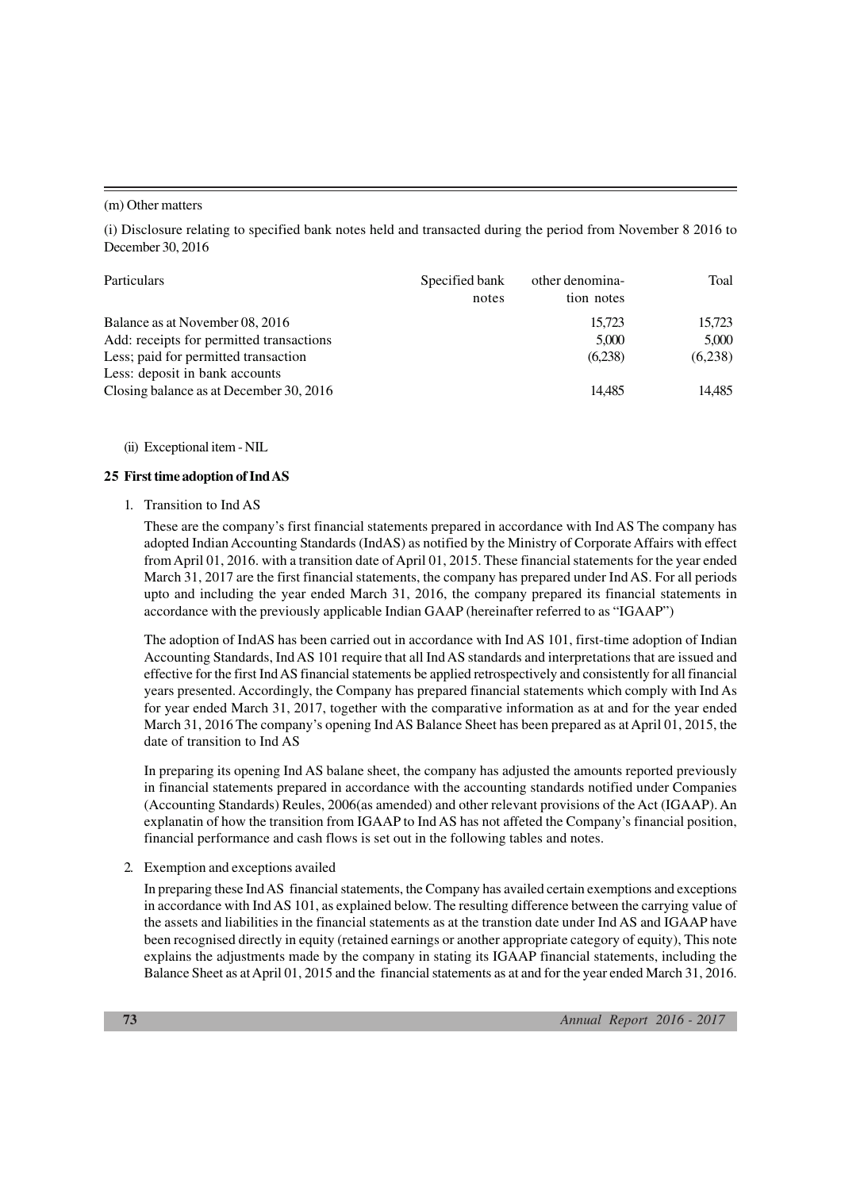(m) Other matters

(i) Disclosure relating to specified bank notes held and transacted during the period from November 8 2016 to December 30, 2016

| Particulars | Specified bank notes | other denomination notes | Toal |
|---|---|---|---|
| Balance as at November 08, 2016 | | 15,723 | 15,723 |
| Add: receipts for permitted transactions | | 5,000 | 5,000 |
| Less; paid for permitted transaction | | (6,238) | (6,238) |
| Less: deposit in bank accounts | | | |
| Closing balance as at December 30, 2016 | | 14,485 | 14,485 |

(ii) Exceptional item - NIL

**25 First time adoption of Ind AS**

1. Transition to Ind AS

   These are the company's first financial statements prepared in accordance with Ind AS The company has adopted Indian Accounting Standards (IndAS) as notified by the Ministry of Corporate Affairs with effect from April 01, 2016. with a transition date of April 01, 2015. These financial statements for the year ended March 31, 2017 are the first financial statements, the company has prepared under Ind AS. For all periods upto and including the year ended March 31, 2016, the company prepared its financial statements in accordance with the previously applicable Indian GAAP (hereinafter referred to as "IGAAP")

   The adoption of IndAS has been carried out in accordance with Ind AS 101, first-time adoption of Indian Accounting Standards, Ind AS 101 require that all Ind AS standards and interpretations that are issued and effective for the first Ind AS financial statements be applied retrospectively and consistently for all financial years presented. Accordingly, the Company has prepared financial statements which comply with Ind As for year ended March 31, 2017, together with the comparative information as at and for the year ended March 31, 2016 The company's opening Ind AS Balance Sheet has been prepared as at April 01, 2015, the date of transition to Ind AS

   In preparing its opening Ind AS balane sheet, the company has adjusted the amounts reported previously in financial statements prepared in accordance with the accounting standards notified under Companies (Accounting Standards) Reules, 2006(as amended) and other relevant provisions of the Act (IGAAP). An explanatin of how the transition from IGAAP to Ind AS has not affeted the Company's financial position, financial performance and cash flows is set out in the following tables and notes.

2. Exemption and exceptions availed

   In preparing these Ind AS financial statements, the Company has availed certain exemptions and exceptions in accordance with Ind AS 101, as explained below. The resulting difference between the carrying value of the assets and liabilities in the financial statements as at the transtion date under Ind AS and IGAAP have been recognised directly in equity (retained earnings or another appropriate category of equity), This note explains the adjustments made by the company in stating its IGAAP financial statements, including the Balance Sheet as at April 01, 2015 and the financial statements as at and for the year ended March 31, 2016.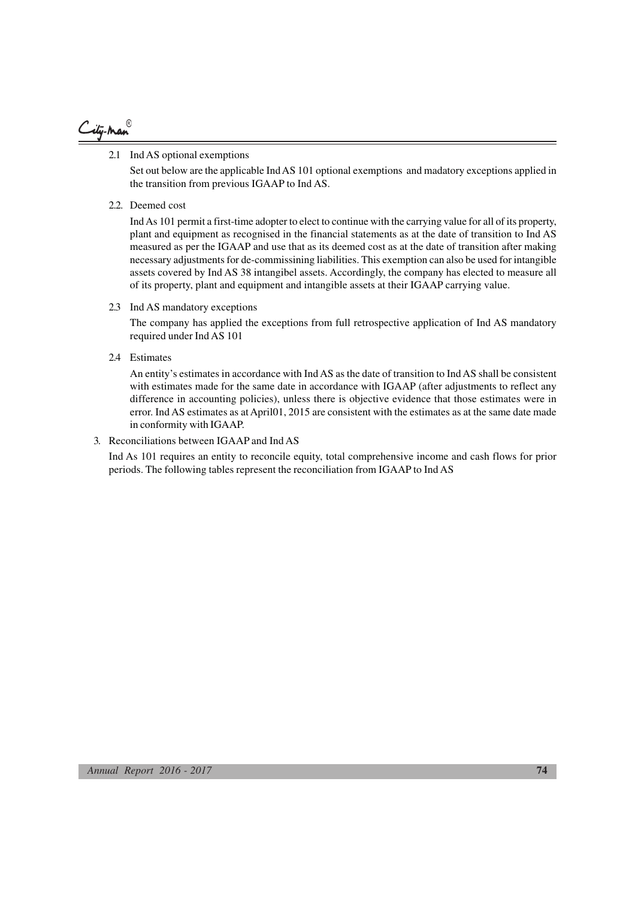2.1 Ind AS optional exemptions

Set out below are the applicable Ind AS 101 optional exemptions and madatory exceptions applied in the transition from previous IGAAP to Ind AS.

2.2. Deemed cost

Ind As 101 permit a first-time adopter to elect to continue with the carrying value for all of its property, plant and equipment as recognised in the financial statements as at the date of transition to Ind AS measured as per the IGAAP and use that as its deemed cost as at the date of transition after making necessary adjustments for de-commissining liabilities. This exemption can also be used for intangible assets covered by Ind AS 38 intangibel assets. Accordingly, the company has elected to measure all of its property, plant and equipment and intangible assets at their IGAAP carrying value.

2.3 Ind AS mandatory exceptions

The company has applied the exceptions from full retrospective application of Ind AS mandatory required under Ind AS 101

2.4 Estimates

An entity's estimates in accordance with Ind AS as the date of transition to Ind AS shall be consistent with estimates made for the same date in accordance with IGAAP (after adjustments to reflect any difference in accounting policies), unless there is objective evidence that those estimates were in error. Ind AS estimates as at April01, 2015 are consistent with the estimates as at the same date made in conformity with IGAAP.

3. Reconciliations between IGAAP and Ind AS

Ind As 101 requires an entity to reconcile equity, total comprehensive income and cash flows for prior periods. The following tables represent the reconciliation from IGAAP to Ind AS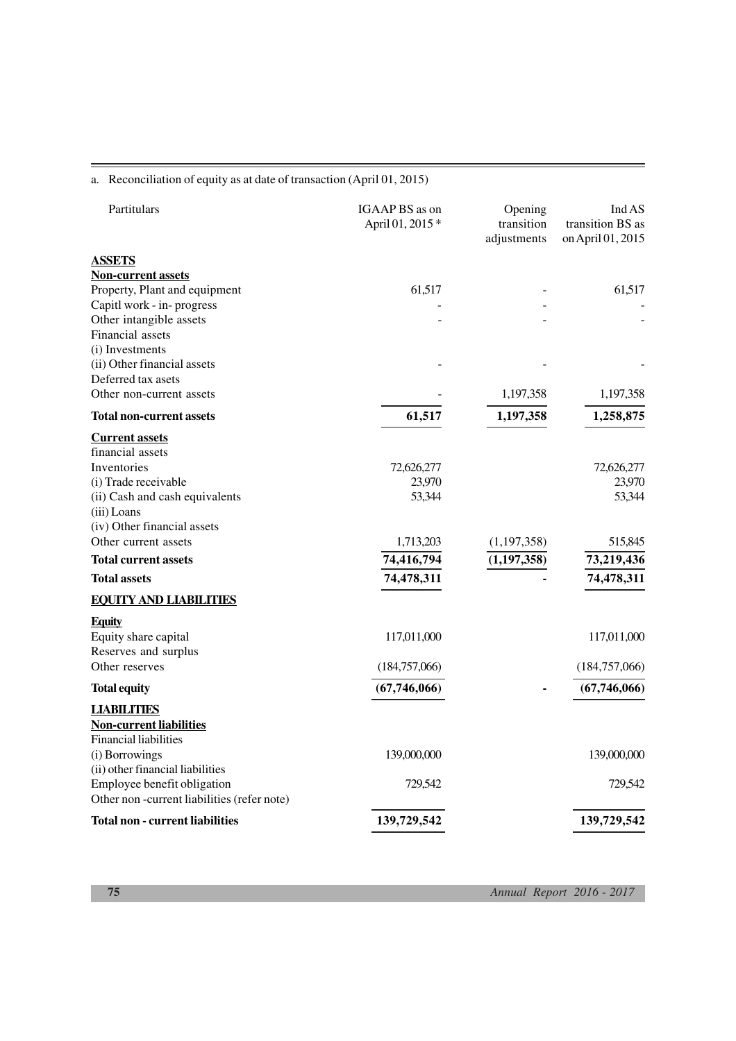a. Reconciliation of equity as at date of transaction (April 01, 2015)

| Partitulars | IGAAP BS as on April 01, 2015 * | Opening transition adjustments | Ind AS transition BS as on April 01, 2015 |
|---|---|---|---|
| **ASSETS** | | | |
| **Non-current assets** | | | |
| Property, Plant and equipment | 61,517 | - | 61,517 |
| Capitl work - in- progress | - | - | - |
| Other intangible assets | - | - | - |
| Financial assets | | | |
| (i) Investments | | | |
| (ii) Other financial assets | - | - | - |
| Deferred tax asets | | | |
| Other non-current assets | - | 1,197,358 | 1,197,358 |
| **Total non-current assets** | **61,517** | **1,197,358** | **1,258,875** |
| **Current assets** | | | |
| financial assets | | | |
| Inventories | 72,626,277 | | 72,626,277 |
| (i) Trade receivable | 23,970 | | 23,970 |
| (ii) Cash and cash equivalents | 53,344 | | 53,344 |
| (iii) Loans | | | |
| (iv) Other financial assets | | | |
| Other current assets | 1,713,203 | (1,197,358) | 515,845 |
| **Total current assets** | **74,416,794** | **(1,197,358)** | **73,219,436** |
| **Total assets** | **74,478,311** | **-** | **74,478,311** |
| **EQUITY AND LIABILITIES** | | | |
| **Equity** | | | |
| Equity share capital | 117,011,000 | | 117,011,000 |
| Reserves and surplus | | | |
| Other reserves | (184,757,066) | | (184,757,066) |
| **Total equity** | **(67,746,066)** | **-** | **(67,746,066)** |
| **LIABILITIES** | | | |
| **Non-current liabilities** | | | |
| Financial liabilities | | | |
| (i) Borrowings | 139,000,000 | | 139,000,000 |
| (ii) other financial liabilities | | | |
| Employee benefit obligation | 729,542 | | 729,542 |
| Other non -current liabilities (refer note) | | | |
| **Total non - current liabilities** | **139,729,542** | | **139,729,542** |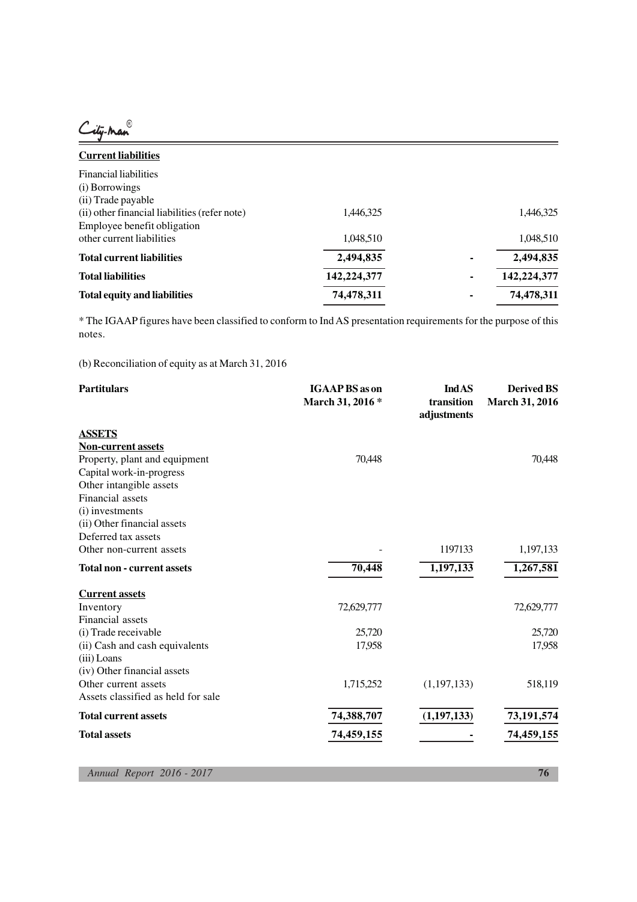**Current liabilities**

| | | | |
|---|---|---|---|
| Financial liabilities | | | |
| (i) Borrowings | | | |
| (ii) Trade payable | | | |
| (ii) other financial liabilities (refer note) | 1,446,325 | | 1,446,325 |
| Employee benefit obligation | | | |
| other current liabilities | 1,048,510 | | 1,048,510 |
| **Total current liabilities** | **2,494,835** | **-** | **2,494,835** |
| **Total liabilities** | **142,224,377** | **-** | **142,224,377** |
| **Total equity and liabilities** | **74,478,311** | **-** | **74,478,311** |

* The IGAAP figures have been classified to conform to Ind AS presentation requirements for the purpose of this notes.

(b) Reconciliation of equity as at March 31, 2016

| **Partitulars** | **IGAAP BS as on March 31, 2016 *** | **Ind AS transition adjustments** | **Derived BS March 31, 2016** |
|---|---|---|---|
| **ASSETS** | | | |
| **Non-current assets** | | | |
| Property, plant and equipment | 70,448 | | 70,448 |
| Capital work-in-progress | | | |
| Other intangible assets | | | |
| Financial assets | | | |
| (i) investments | | | |
| (ii) Other financial assets | | | |
| Deferred tax assets | | | |
| Other non-current assets | - | 1197133 | 1,197,133 |
| **Total non - current assets** | **70,448** | **1,197,133** | **1,267,581** |
| **Current assets** | | | |
| Inventory | 72,629,777 | | 72,629,777 |
| Financial assets | | | |
| (i) Trade receivable | 25,720 | | 25,720 |
| (ii) Cash and cash equivalents | 17,958 | | 17,958 |
| (iii) Loans | | | |
| (iv) Other financial assets | | | |
| Other current assets | 1,715,252 | (1,197,133) | 518,119 |
| Assets classified as held for sale | | | |
| **Total current assets** | **74,388,707** | **(1,197,133)** | **73,191,574** |
| **Total assets** | **74,459,155** | **-** | **74,459,155** |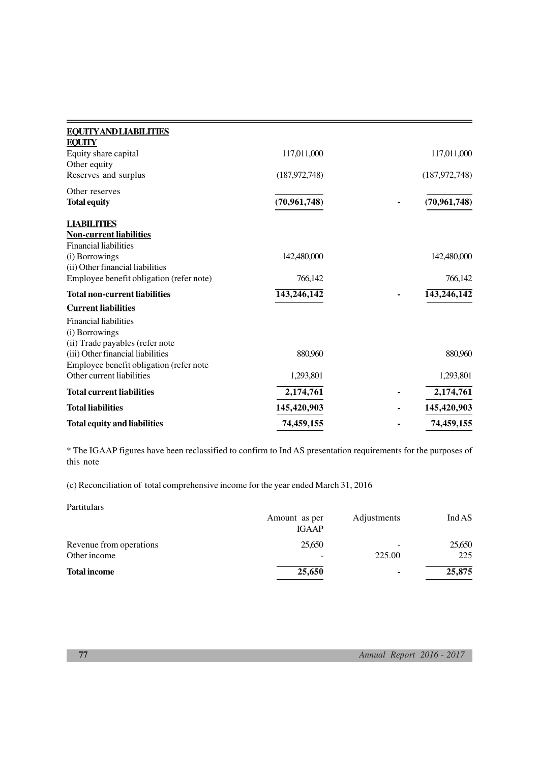| | | | |
|---|---|---|---|
| **EQUITY AND LIABILITIES** | | | |
| **EQUITY** | | | |
| Equity share capital | 117,011,000 | | 117,011,000 |
| Other equity | | | |
| Reserves and surplus | (187,972,748) | | (187,972,748) |
| Other reserves | | | |
| **Total equity** | **(70,961,748)** | **-** | **(70,961,748)** |
| **LIABILITIES** | | | |
| **Non-current liabilities** | | | |
| Financial liabilities | | | |
| (i) Borrowings | 142,480,000 | | 142,480,000 |
| (ii) Other financial liabilities | | | |
| Employee benefit obligation (refer note) | 766,142 | | 766,142 |
| **Total non-current liabilities** | **143,246,142** | **-** | **143,246,142** |
| **Current liabilities** | | | |
| Financial liabilities | | | |
| (i) Borrowings | | | |
| (ii) Trade payables (refer note | | | |
| (iii) Other financial liabilities | 880,960 | | 880,960 |
| Employee benefit obligation (refer note | | | |
| Other current liabilities | 1,293,801 | | 1,293,801 |
| **Total current liabilities** | **2,174,761** | **-** | **2,174,761** |
| **Total liabilities** | **145,420,903** | **-** | **145,420,903** |
| **Total equity and liabilities** | **74,459,155** | **-** | **74,459,155** |

* The IGAAP figures have been reclassified to confirm to Ind AS presentation requirements for the purposes of this note

(c) Reconciliation of total comprehensive income for the year ended March 31, 2016

| Partitulars | Amount as per IGAAP | Adjustments | Ind AS |
|---|---|---|---|
| Revenue from operations | 25,650 | - | 25,650 |
| Other income | - | 225.00 | 225 |
| **Total income** | **25,650** | **-** | **25,875** |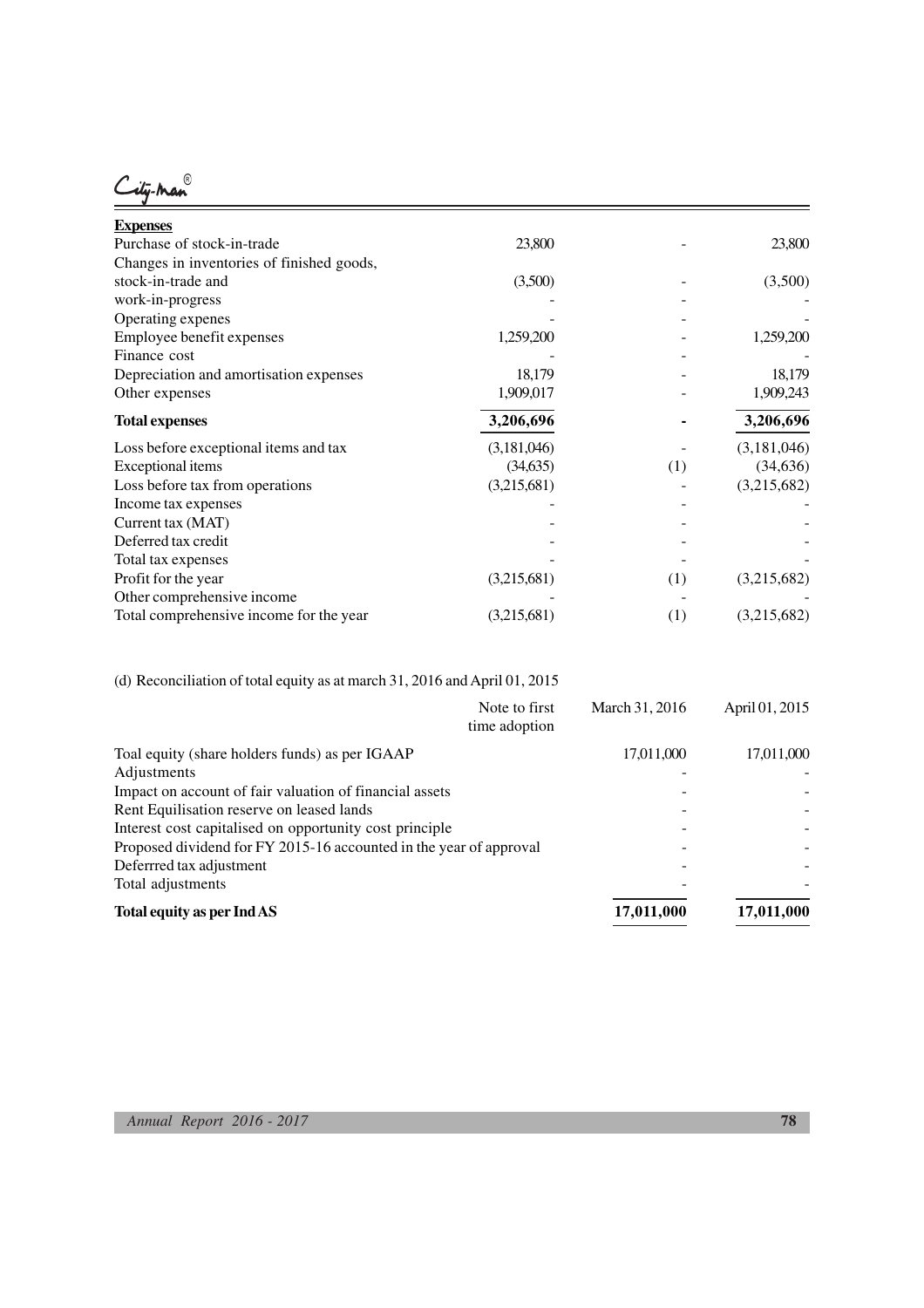| | | | |
|---|---|---|---|
| **Expenses** | | | |
| Purchase of stock-in-trade | 23,800 | - | 23,800 |
| Changes in inventories of finished goods, stock-in-trade and | (3,500) | - | (3,500) |
| work-in-progress | - | - | - |
| Operating expenes | - | - | - |
| Employee benefit expenses | 1,259,200 | - | 1,259,200 |
| Finance cost | - | - | - |
| Depreciation and amortisation expenses | 18,179 | - | 18,179 |
| Other expenses | 1,909,017 | - | 1,909,243 |
| **Total expenses** | **3,206,696** | **-** | **3,206,696** |
| Loss before exceptional items and tax | (3,181,046) | - | (3,181,046) |
| Exceptional items | (34,635) | (1) | (34,636) |
| Loss before tax from operations | (3,215,681) | - | (3,215,682) |
| Income tax expenses | - | - | - |
| Current tax (MAT) | - | - | - |
| Deferred tax credit | - | - | - |
| Total tax expenses | - | - | - |
| Profit for the year | (3,215,681) | (1) | (3,215,682) |
| Other comprehensive income | - | - | - |
| Total comprehensive income for the year | (3,215,681) | (1) | (3,215,682) |

(d) Reconciliation of total equity as at march 31, 2016 and April 01, 2015

| | Note to first time adoption | March 31, 2016 | April 01, 2015 |
|---|---|---|---|
| Toal equity (share holders funds) as per IGAAP | | 17,011,000 | 17,011,000 |
| Adjustments | | - | - |
| Impact on account of fair valuation of financial assets | | - | - |
| Rent Equilisation reserve on leased lands | | - | - |
| Interest cost capitalised on opportunity cost principle | | - | - |
| Proposed dividend for FY 2015-16 accounted in the year of approval | | - | - |
| Deferrred tax adjustment | | - | - |
| Total adjustments | | - | - |
| **Total equity as per Ind AS** | | **17,011,000** | **17,011,000** |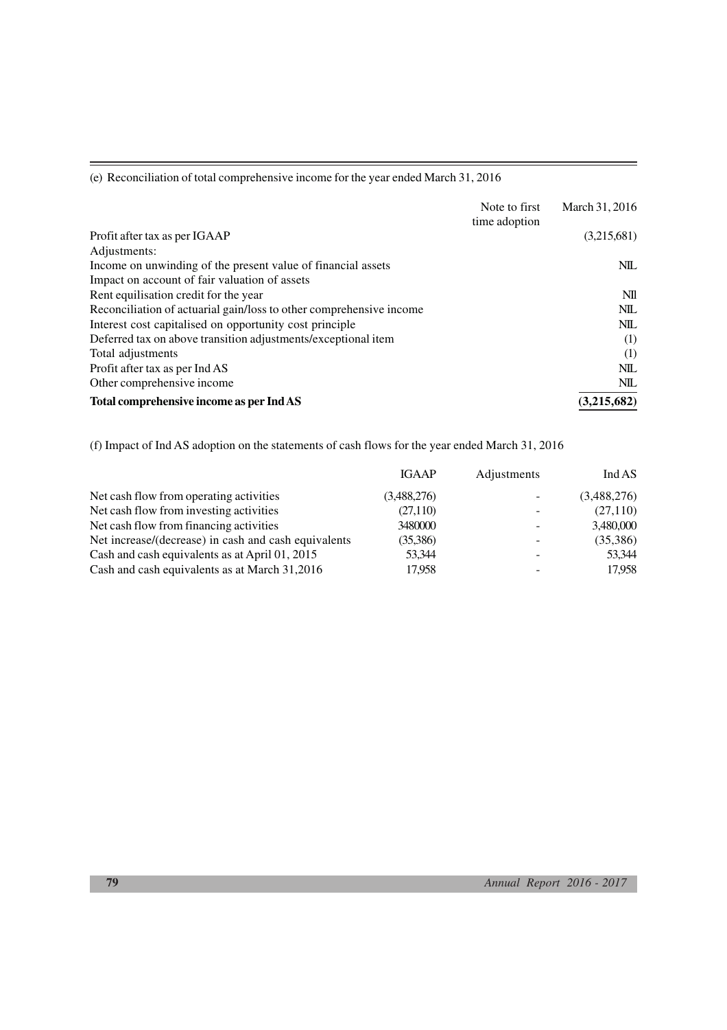(e) Reconciliation of total comprehensive income for the year ended March 31, 2016

| | Note to first time adoption | March 31, 2016 |
|---|---|---|
| Profit after tax as per IGAAP | | (3,215,681) |
| Adjustments: | | |
| Income on unwinding of the present value of financial assets | | NIL |
| Impact on account of fair valuation of assets | | |
| Rent equilisation credit for the year | | NIl |
| Reconciliation of actuarial gain/loss to other comprehensive income | | NIL |
| Interest cost capitalised on opportunity cost principle | | NIL |
| Deferred tax on above transition adjustments/exceptional item | | (1) |
| Total adjustments | | (1) |
| Profit after tax as per Ind AS | | NIL |
| Other comprehensive income | | NIL |
| **Total comprehensive income as per Ind AS** | | **(3,215,682)** |

(f) Impact of Ind AS adoption on the statements of cash flows for the year ended March 31, 2016

| | IGAAP | Adjustments | Ind AS |
|---|---|---|---|
| Net cash flow from operating activities | (3,488,276) | - | (3,488,276) |
| Net cash flow from investing activities | (27,110) | - | (27,110) |
| Net cash flow from financing activities | 3480000 | - | 3,480,000 |
| Net increase/(decrease) in cash and cash equivalents | (35,386) | - | (35,386) |
| Cash and cash equivalents as at April 01, 2015 | 53,344 | - | 53,344 |
| Cash and cash equivalents as at March 31,2016 | 17,958 | - | 17,958 |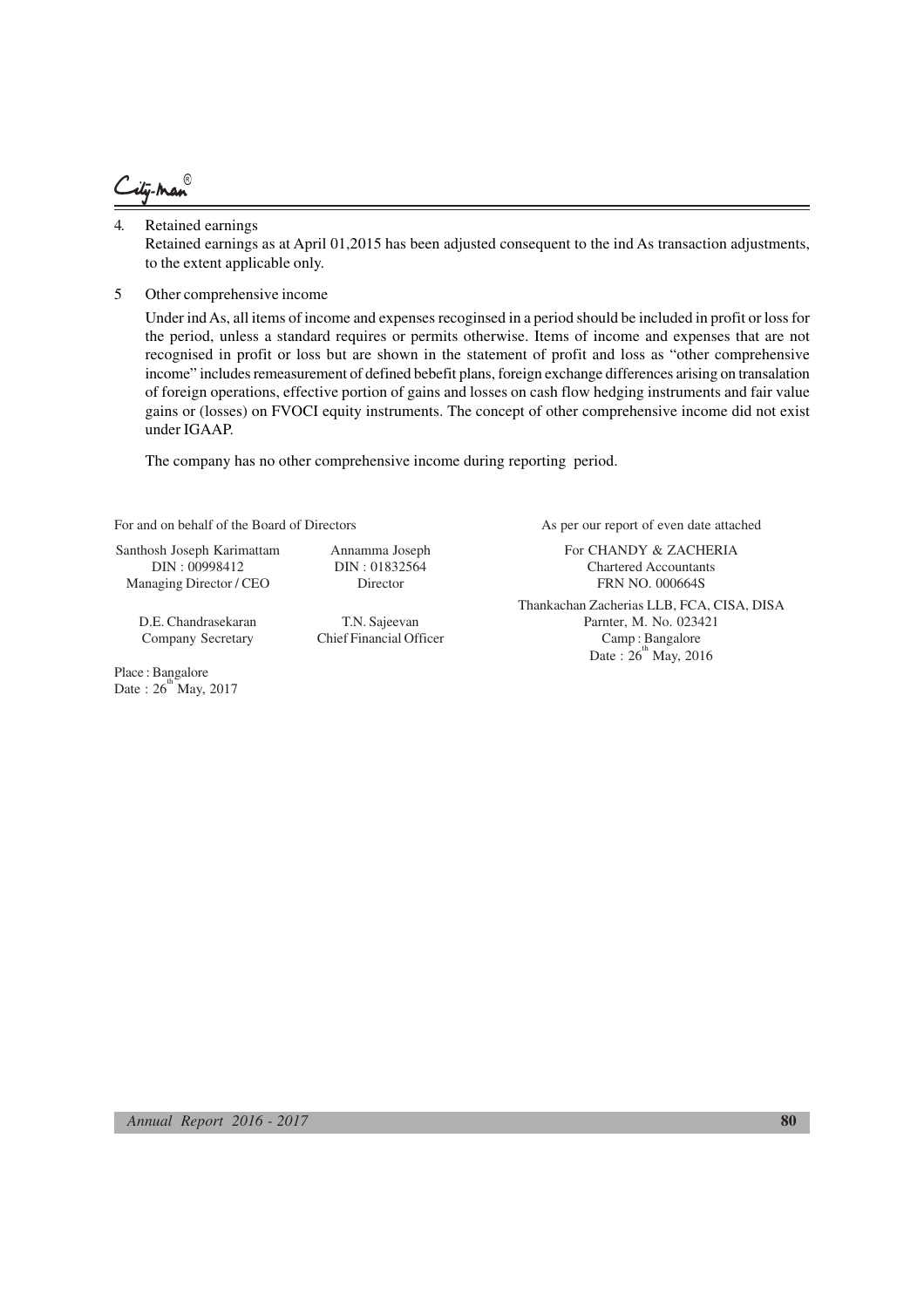4. Retained earnings

   Retained earnings as at April 01,2015 has been adjusted consequent to the ind As transaction adjustments, to the extent applicable only.

5 Other comprehensive income

   Under ind As, all items of income and expenses recoginsed in a period should be included in profit or loss for the period, unless a standard requires or permits otherwise. Items of income and expenses that are not recognised in profit or loss but are shown in the statement of profit and loss as "other comprehensive income" includes remeasurement of defined bebefit plans, foreign exchange differences arising on transalation of foreign operations, effective portion of gains and losses on cash flow hedging instruments and fair value gains or (losses) on FVOCI equity instruments. The concept of other comprehensive income did not exist under IGAAP.

   The company has no other comprehensive income during reporting period.

For and on behalf of the Board of Directors

Santhosh Joseph Karimattam
DIN : 00998412
Managing Director / CEO

Annamma Joseph
DIN : 01832564
Director

D.E. Chandrasekaran
Company Secretary

T.N. Sajeevan
Chief Financial Officer

Place : Bangalore
Date : 26th May, 2017

As per our report of even date attached

For CHANDY & ZACHERIA
Chartered Accountants
FRN NO. 000664S

Thankachan Zacherias LLB, FCA, CISA, DISA
Parnter, M. No. 023421
Camp : Bangalore
Date : 26th May, 2016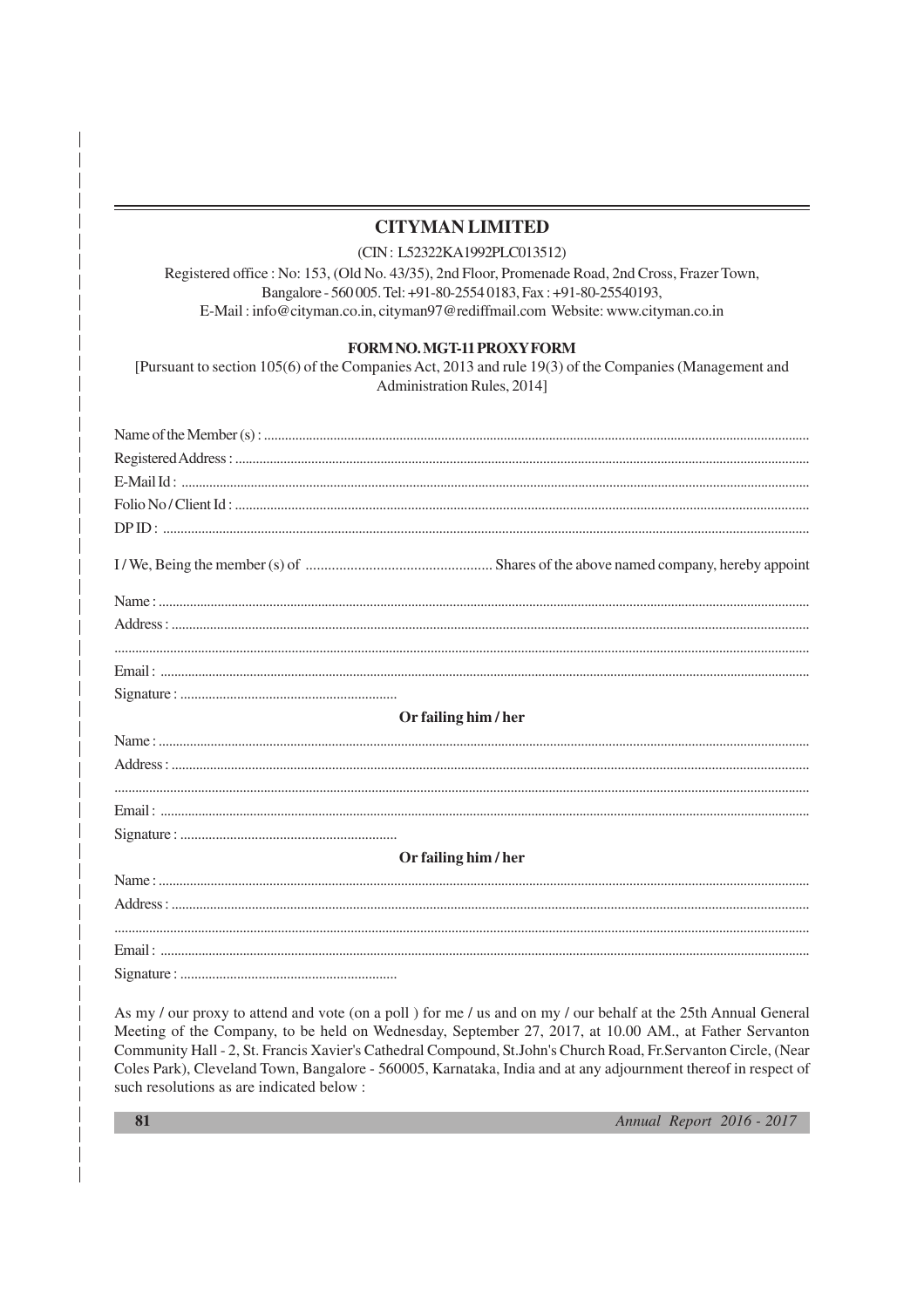# CITYMAN LIMITED

(CIN : L52322KA1992PLC013512)

Registered office : No: 153, (Old No. 43/35), 2nd Floor, Promenade Road, 2nd Cross, Frazer Town, Bangalore - 560 005. Tel: +91-80-2554 0183, Fax : +91-80-25540193, E-Mail : info@cityman.co.in, cityman97@rediffmail.com Website: www.cityman.co.in

## FORM NO. MGT-11 PROXY FORM

[Pursuant to section 105(6) of the Companies Act, 2013 and rule 19(3) of the Companies (Management and Administration Rules, 2014]

Name of the Member (s) : ..........................................................................................................................................

Registered Address : ..................................................................................................................................................

E-Mail Id : ..................................................................................................................................................................

Folio No / Client Id : ....................................................................................................................................................

DP ID : .......................................................................................................................................................................

I / We, Being the member (s) of ................................................. Shares of the above named company, hereby appoint

Name : ........................................................................................................................................................................

Address : ....................................................................................................................................................................

......................................................................................................................................................................................

Email : ........................................................................................................................................................................

Signature : ............................................................

**Or failing him / her**

Name : ........................................................................................................................................................................

Address : ....................................................................................................................................................................

......................................................................................................................................................................................

Email : ........................................................................................................................................................................

Signature : ............................................................

**Or failing him / her**

Name : ........................................................................................................................................................................

Address : ....................................................................................................................................................................

......................................................................................................................................................................................

Email : ........................................................................................................................................................................

Signature : ............................................................

As my / our proxy to attend and vote (on a poll ) for me / us and on my / our behalf at the 25th Annual General Meeting of the Company, to be held on Wednesday, September 27, 2017, at 10.00 AM., at Father Servanton Community Hall - 2, St. Francis Xavier's Cathedral Compound, St.John's Church Road, Fr.Servanton Circle, (Near Coles Park), Cleveland Town, Bangalore - 560005, Karnataka, India and at any adjournment thereof in respect of such resolutions as are indicated below :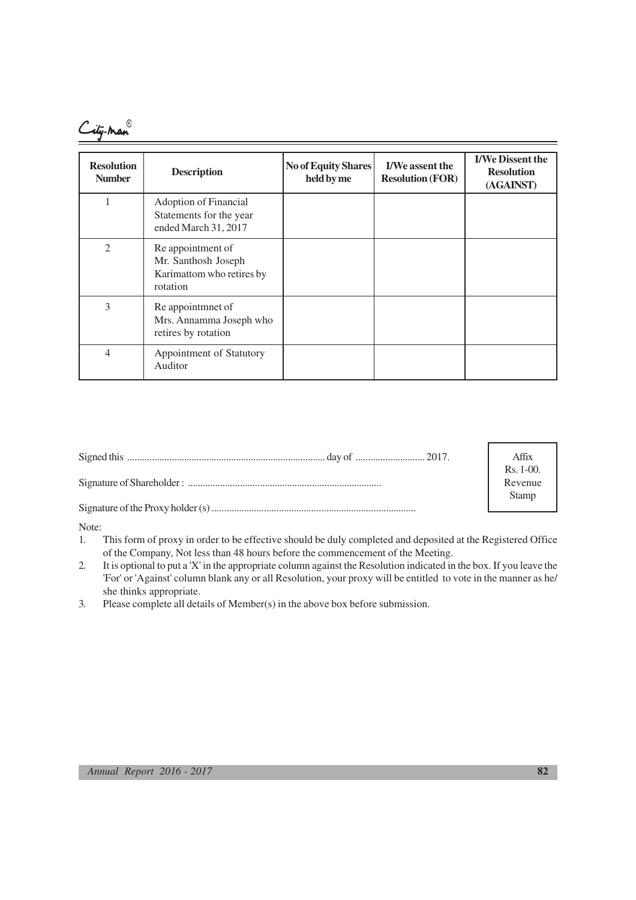| Resolution Number | Description | No of Equity Shares held by me | I/We assent the Resolution (FOR) | I/We Dissent the Resolution (AGAINST) |
|---|---|---|---|---|
| 1 | Adoption of Financial Statements for the year ended March 31, 2017 | | | |
| 2 | Re appointment of Mr. Santhosh Joseph Karimattom who retires by rotation | | | |
| 3 | Re appointmnet of Mrs. Annamma Joseph who retires by rotation | | | |
| 4 | Appointment of Statutory Auditor | | | |

Signed this ............................................................................... day of ........................... 2017.

Signature of Shareholder : ............................................................................

Signature of the Proxy holder (s) ................................................................................

Affix Rs. 1-00. Revenue Stamp

Note:

1. This form of proxy in order to be effective should be duly completed and deposited at the Registered Office of the Company, Not less than 48 hours before the commencement of the Meeting.
2. It is optional to put a 'X' in the appropriate column against the Resolution indicated in the box. If you leave the 'For' or 'Against' column blank any or all Resolution, your proxy will be entitled to vote in the manner as he/ she thinks appropriate.
3. Please complete all details of Member(s) in the above box before submission.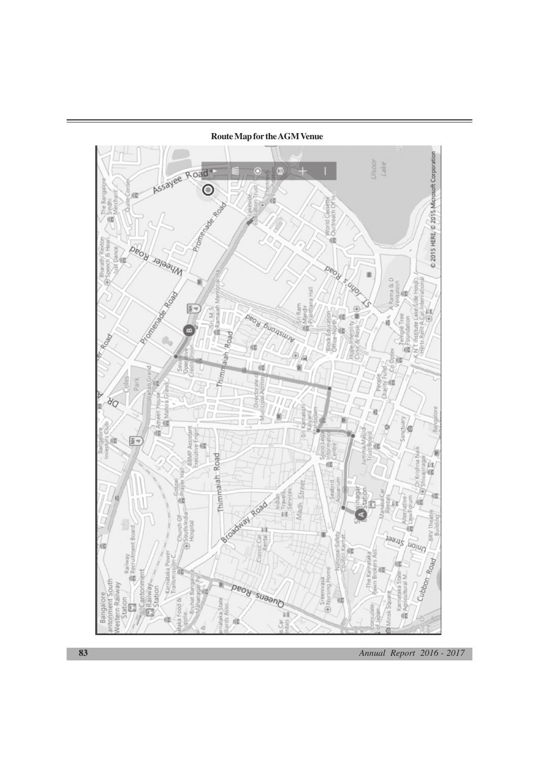## Route Map for the AGM Venue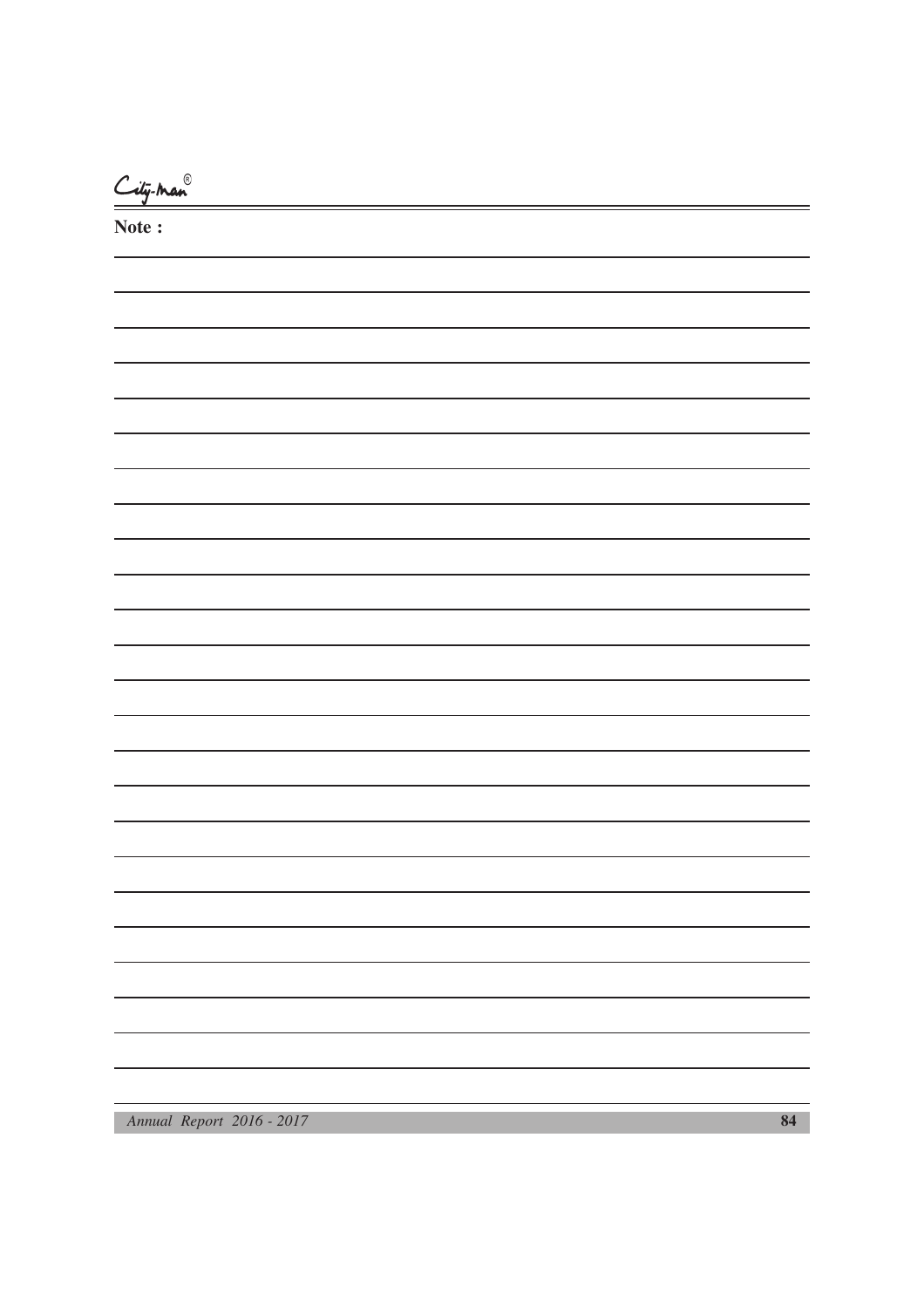**Note :**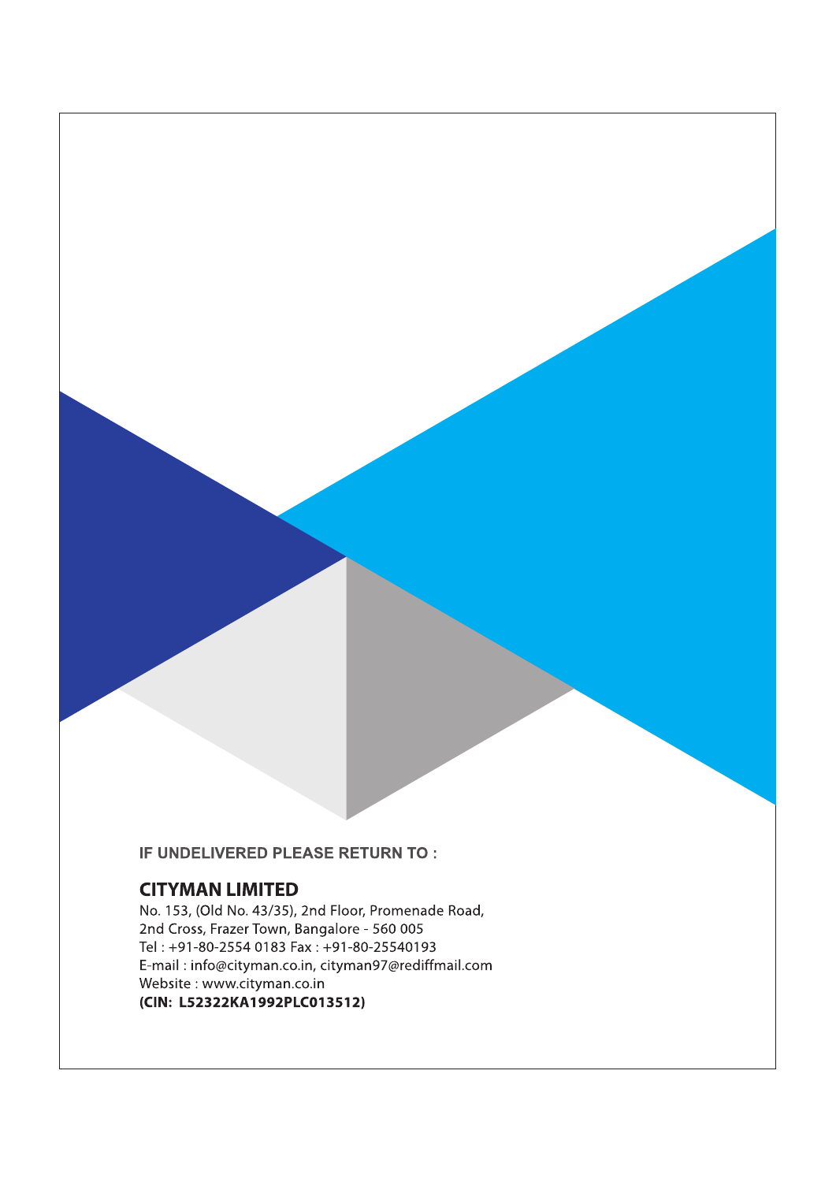IF UNDELIVERED PLEASE RETURN TO :

**CITYMAN LIMITED**

No. 153, (Old No. 43/35), 2nd Floor, Promenade Road,
2nd Cross, Frazer Town, Bangalore - 560 005
Tel : +91-80-2554 0183 Fax : +91-80-25540193
E-mail : info@cityman.co.in, cityman97@rediffmail.com
Website : www.cityman.co.in
**(CIN: L52322KA1992PLC013512)**